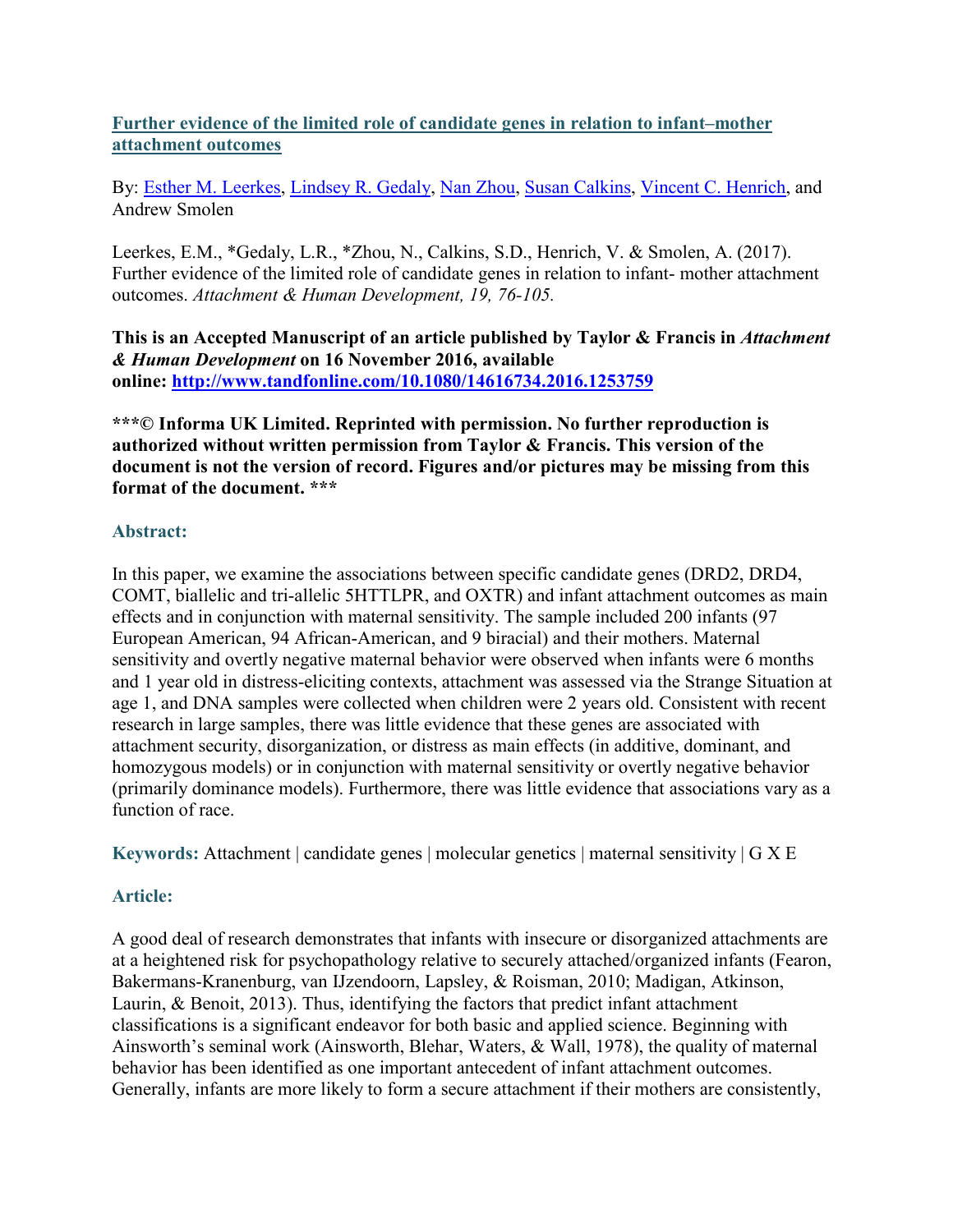# [Further evidence of the limited role of candidate genes in relation to infant–mother attachment outcomes](#)

By: [Esther M. Leerkes](#), [Lindsey R. Gedaly](#), [Nan Zhou](#), [Susan Calkins](#), [Vincent C. Henrich](#), and Andrew Smolen

Leerkes, E.M., *Gedaly, L.R., *Zhou, N., Calkins, S.D., Henrich, V. & Smolen, A. (2017). Further evidence of the limited role of candidate genes in relation to infant- mother attachment outcomes. *Attachment & Human Development, 19, 76-105.*

**This is an Accepted Manuscript of an article published by Taylor & Francis in *Attachment & Human Development* on 16 November 2016, available online: [http://www.tandfonline.com/10.1080/14616734.2016.1253759](http://www.tandfonline.com/10.1080/14616734.2016.1253759)**

*****© Informa UK Limited. Reprinted with permission. No further reproduction is authorized without written permission from Taylor & Francis. This version of the document is not the version of record. Figures and/or pictures may be missing from this format of the document. *****

### Abstract:

In this paper, we examine the associations between specific candidate genes (DRD2, DRD4, COMT, biallelic and tri-allelic 5HTTLPR, and OXTR) and infant attachment outcomes as main effects and in conjunction with maternal sensitivity. The sample included 200 infants (97 European American, 94 African-American, and 9 biracial) and their mothers. Maternal sensitivity and overtly negative maternal behavior were observed when infants were 6 months and 1 year old in distress-eliciting contexts, attachment was assessed via the Strange Situation at age 1, and DNA samples were collected when children were 2 years old. Consistent with recent research in large samples, there was little evidence that these genes are associated with attachment security, disorganization, or distress as main effects (in additive, dominant, and homozygous models) or in conjunction with maternal sensitivity or overtly negative behavior (primarily dominance models). Furthermore, there was little evidence that associations vary as a function of race.

**Keywords:** Attachment | candidate genes | molecular genetics | maternal sensitivity | G X E

### Article:

A good deal of research demonstrates that infants with insecure or disorganized attachments are at a heightened risk for psychopathology relative to securely attached/organized infants (Fearon, Bakermans-Kranenburg, van IJzendoorn, Lapsley, & Roisman, 2010; Madigan, Atkinson, Laurin, & Benoit, 2013). Thus, identifying the factors that predict infant attachment classifications is a significant endeavor for both basic and applied science. Beginning with Ainsworth's seminal work (Ainsworth, Blehar, Waters, & Wall, 1978), the quality of maternal behavior has been identified as one important antecedent of infant attachment outcomes. Generally, infants are more likely to form a secure attachment if their mothers are consistently,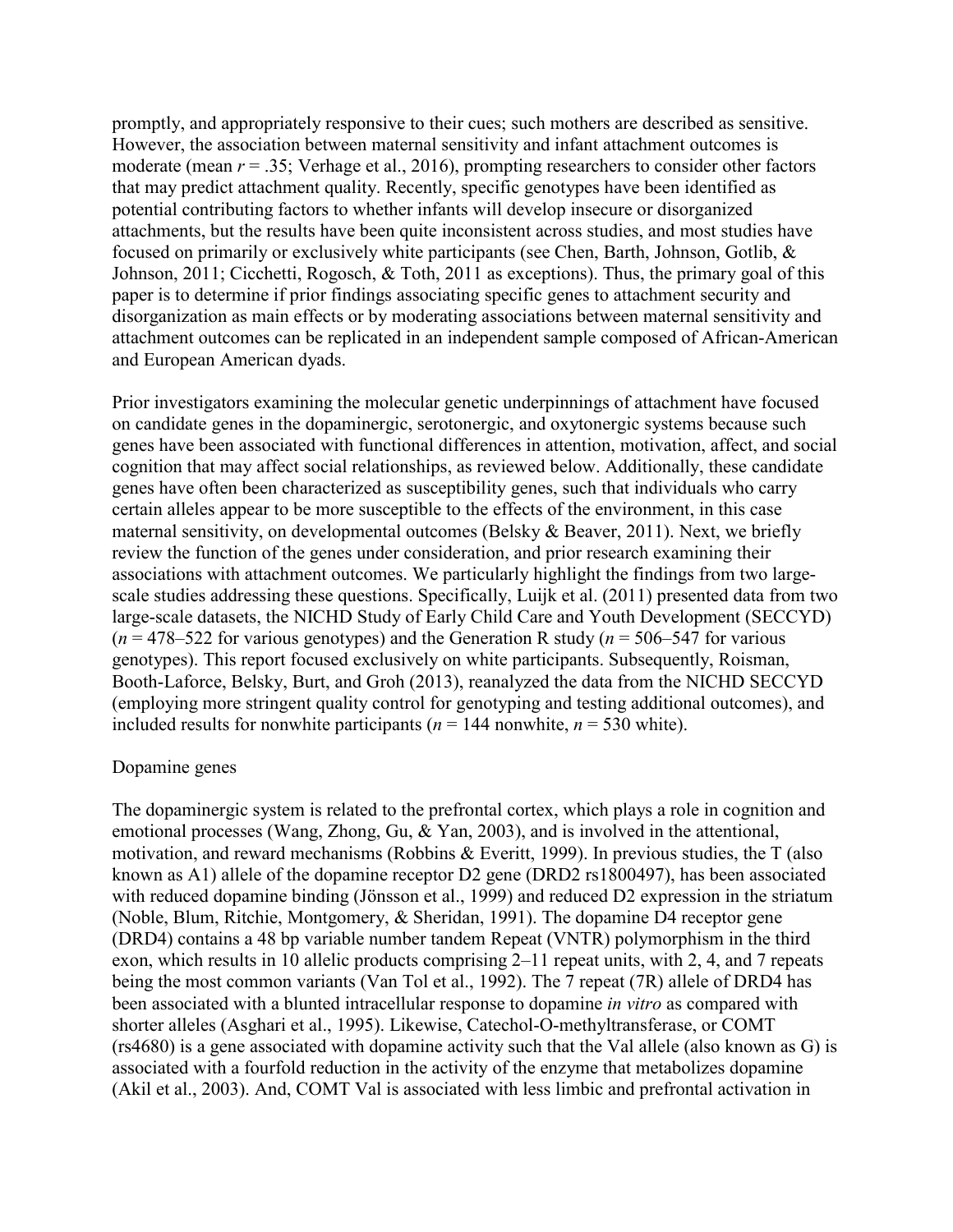promptly, and appropriately responsive to their cues; such mothers are described as sensitive. However, the association between maternal sensitivity and infant attachment outcomes is moderate (mean $r = .35$; Verhage et al., 2016), prompting researchers to consider other factors that may predict attachment quality. Recently, specific genotypes have been identified as potential contributing factors to whether infants will develop insecure or disorganized attachments, but the results have been quite inconsistent across studies, and most studies have focused on primarily or exclusively white participants (see Chen, Barth, Johnson, Gotlib, & Johnson, 2011; Cicchetti, Rogosch, & Toth, 2011 as exceptions). Thus, the primary goal of this paper is to determine if prior findings associating specific genes to attachment security and disorganization as main effects or by moderating associations between maternal sensitivity and attachment outcomes can be replicated in an independent sample composed of African-American and European American dyads.

Prior investigators examining the molecular genetic underpinnings of attachment have focused on candidate genes in the dopaminergic, serotonergic, and oxytonergic systems because such genes have been associated with functional differences in attention, motivation, affect, and social cognition that may affect social relationships, as reviewed below. Additionally, these candidate genes have often been characterized as susceptibility genes, such that individuals who carry certain alleles appear to be more susceptible to the effects of the environment, in this case maternal sensitivity, on developmental outcomes (Belsky & Beaver, 2011). Next, we briefly review the function of the genes under consideration, and prior research examining their associations with attachment outcomes. We particularly highlight the findings from two large-scale studies addressing these questions. Specifically, Luijk et al. (2011) presented data from two large-scale datasets, the NICHD Study of Early Child Care and Youth Development (SECCYD) ($n = 478$–$522$ for various genotypes) and the Generation R study ($n = 506$–$547$ for various genotypes). This report focused exclusively on white participants. Subsequently, Roisman, Booth-Laforce, Belsky, Burt, and Groh (2013), reanalyzed the data from the NICHD SECCYD (employing more stringent quality control for genotyping and testing additional outcomes), and included results for nonwhite participants ($n = 144$ nonwhite, $n = 530$ white).

## Dopamine genes

The dopaminergic system is related to the prefrontal cortex, which plays a role in cognition and emotional processes (Wang, Zhong, Gu, & Yan, 2003), and is involved in the attentional, motivation, and reward mechanisms (Robbins & Everitt, 1999). In previous studies, the T (also known as A1) allele of the dopamine receptor D2 gene (DRD2 rs1800497), has been associated with reduced dopamine binding (Jönsson et al., 1999) and reduced D2 expression in the striatum (Noble, Blum, Ritchie, Montgomery, & Sheridan, 1991). The dopamine D4 receptor gene (DRD4) contains a 48 bp variable number tandem Repeat (VNTR) polymorphism in the third exon, which results in 10 allelic products comprising 2–11 repeat units, with 2, 4, and 7 repeats being the most common variants (Van Tol et al., 1992). The 7 repeat (7R) allele of DRD4 has been associated with a blunted intracellular response to dopamine *in vitro* as compared with shorter alleles (Asghari et al., 1995). Likewise, Catechol-O-methyltransferase, or COMT (rs4680) is a gene associated with dopamine activity such that the Val allele (also known as G) is associated with a fourfold reduction in the activity of the enzyme that metabolizes dopamine (Akil et al., 2003). And, COMT Val is associated with less limbic and prefrontal activation in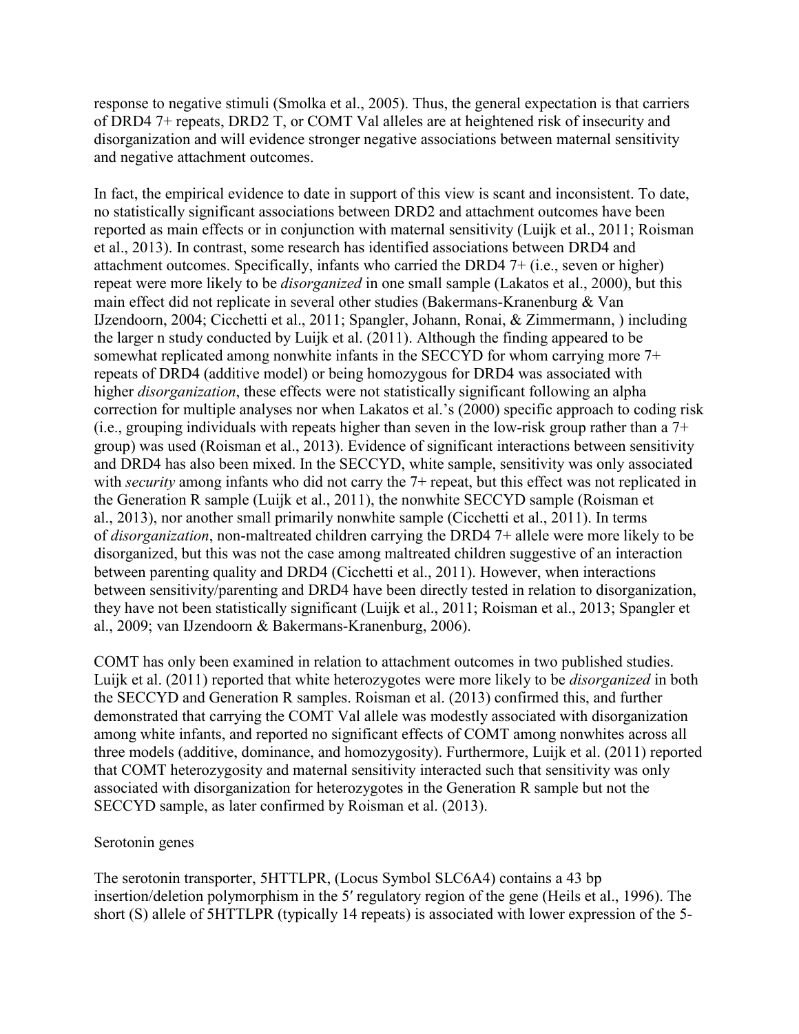response to negative stimuli (Smolka et al., 2005). Thus, the general expectation is that carriers of DRD4 7+ repeats, DRD2 T, or COMT Val alleles are at heightened risk of insecurity and disorganization and will evidence stronger negative associations between maternal sensitivity and negative attachment outcomes.

In fact, the empirical evidence to date in support of this view is scant and inconsistent. To date, no statistically significant associations between DRD2 and attachment outcomes have been reported as main effects or in conjunction with maternal sensitivity (Luijk et al., 2011; Roisman et al., 2013). In contrast, some research has identified associations between DRD4 and attachment outcomes. Specifically, infants who carried the DRD4 7+ (i.e., seven or higher) repeat were more likely to be *disorganized* in one small sample (Lakatos et al., 2000), but this main effect did not replicate in several other studies (Bakermans-Kranenburg & Van IJzendoorn, 2004; Cicchetti et al., 2011; Spangler, Johann, Ronai, & Zimmermann, ) including the larger n study conducted by Luijk et al. (2011). Although the finding appeared to be somewhat replicated among nonwhite infants in the SECCYD for whom carrying more 7+ repeats of DRD4 (additive model) or being homozygous for DRD4 was associated with higher *disorganization*, these effects were not statistically significant following an alpha correction for multiple analyses nor when Lakatos et al.'s (2000) specific approach to coding risk (i.e., grouping individuals with repeats higher than seven in the low-risk group rather than a 7+ group) was used (Roisman et al., 2013). Evidence of significant interactions between sensitivity and DRD4 has also been mixed. In the SECCYD, white sample, sensitivity was only associated with *security* among infants who did not carry the 7+ repeat, but this effect was not replicated in the Generation R sample (Luijk et al., 2011), the nonwhite SECCYD sample (Roisman et al., 2013), nor another small primarily nonwhite sample (Cicchetti et al., 2011). In terms of *disorganization*, non-maltreated children carrying the DRD4 7+ allele were more likely to be disorganized, but this was not the case among maltreated children suggestive of an interaction between parenting quality and DRD4 (Cicchetti et al., 2011). However, when interactions between sensitivity/parenting and DRD4 have been directly tested in relation to disorganization, they have not been statistically significant (Luijk et al., 2011; Roisman et al., 2013; Spangler et al., 2009; van IJzendoorn & Bakermans-Kranenburg, 2006).

COMT has only been examined in relation to attachment outcomes in two published studies. Luijk et al. (2011) reported that white heterozygotes were more likely to be *disorganized* in both the SECCYD and Generation R samples. Roisman et al. (2013) confirmed this, and further demonstrated that carrying the COMT Val allele was modestly associated with disorganization among white infants, and reported no significant effects of COMT among nonwhites across all three models (additive, dominance, and homozygosity). Furthermore, Luijk et al. (2011) reported that COMT heterozygosity and maternal sensitivity interacted such that sensitivity was only associated with disorganization for heterozygotes in the Generation R sample but not the SECCYD sample, as later confirmed by Roisman et al. (2013).

## Serotonin genes

The serotonin transporter, 5HTTLPR, (Locus Symbol SLC6A4) contains a 43 bp insertion/deletion polymorphism in the 5′ regulatory region of the gene (Heils et al., 1996). The short (S) allele of 5HTTLPR (typically 14 repeats) is associated with lower expression of the 5-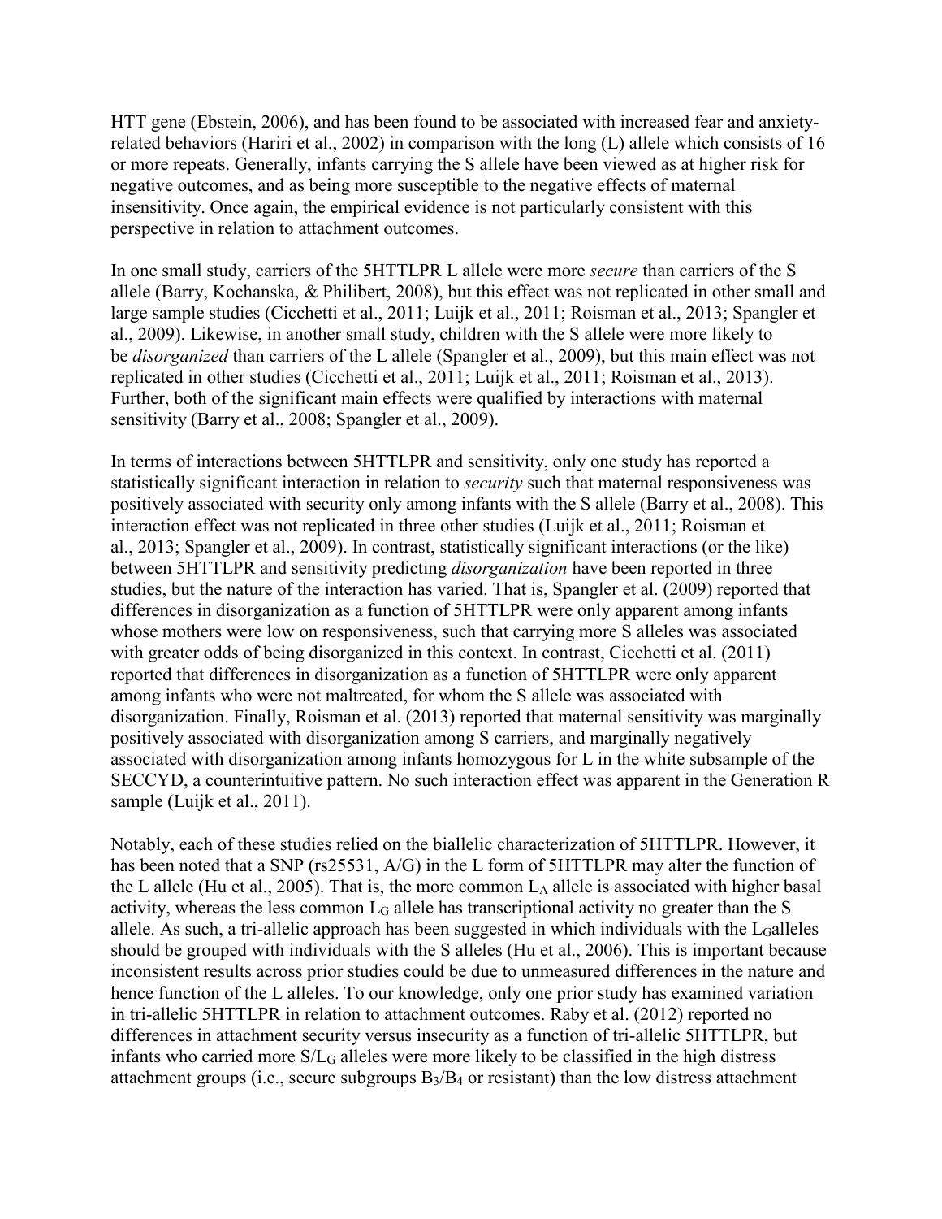HTT gene (Ebstein, 2006), and has been found to be associated with increased fear and anxiety-related behaviors (Hariri et al., 2002) in comparison with the long (L) allele which consists of 16 or more repeats. Generally, infants carrying the S allele have been viewed as at higher risk for negative outcomes, and as being more susceptible to the negative effects of maternal insensitivity. Once again, the empirical evidence is not particularly consistent with this perspective in relation to attachment outcomes.

In one small study, carriers of the 5HTTLPR L allele were more *secure* than carriers of the S allele (Barry, Kochanska, & Philibert, 2008), but this effect was not replicated in other small and large sample studies (Cicchetti et al., 2011; Luijk et al., 2011; Roisman et al., 2013; Spangler et al., 2009). Likewise, in another small study, children with the S allele were more likely to be *disorganized* than carriers of the L allele (Spangler et al., 2009), but this main effect was not replicated in other studies (Cicchetti et al., 2011; Luijk et al., 2011; Roisman et al., 2013). Further, both of the significant main effects were qualified by interactions with maternal sensitivity (Barry et al., 2008; Spangler et al., 2009).

In terms of interactions between 5HTTLPR and sensitivity, only one study has reported a statistically significant interaction in relation to *security* such that maternal responsiveness was positively associated with security only among infants with the S allele (Barry et al., 2008). This interaction effect was not replicated in three other studies (Luijk et al., 2011; Roisman et al., 2013; Spangler et al., 2009). In contrast, statistically significant interactions (or the like) between 5HTTLPR and sensitivity predicting *disorganization* have been reported in three studies, but the nature of the interaction has varied. That is, Spangler et al. (2009) reported that differences in disorganization as a function of 5HTTLPR were only apparent among infants whose mothers were low on responsiveness, such that carrying more S alleles was associated with greater odds of being disorganized in this context. In contrast, Cicchetti et al. (2011) reported that differences in disorganization as a function of 5HTTLPR were only apparent among infants who were not maltreated, for whom the S allele was associated with disorganization. Finally, Roisman et al. (2013) reported that maternal sensitivity was marginally positively associated with disorganization among S carriers, and marginally negatively associated with disorganization among infants homozygous for L in the white subsample of the SECCYD, a counterintuitive pattern. No such interaction effect was apparent in the Generation R sample (Luijk et al., 2011).

Notably, each of these studies relied on the biallelic characterization of 5HTTLPR. However, it has been noted that a SNP (rs25531, A/G) in the L form of 5HTTLPR may alter the function of the L allele (Hu et al., 2005). That is, the more common $L_A$ allele is associated with higher basal activity, whereas the less common $L_G$ allele has transcriptional activity no greater than the S allele. As such, a tri-allelic approach has been suggested in which individuals with the $L_G$alleles should be grouped with individuals with the S alleles (Hu et al., 2006). This is important because inconsistent results across prior studies could be due to unmeasured differences in the nature and hence function of the L alleles. To our knowledge, only one prior study has examined variation in tri-allelic 5HTTLPR in relation to attachment outcomes. Raby et al. (2012) reported no differences in attachment security versus insecurity as a function of tri-allelic 5HTTLPR, but infants who carried more $S/L_G$ alleles were more likely to be classified in the high distress attachment groups (i.e., secure subgroups $B_3/B_4$ or resistant) than the low distress attachment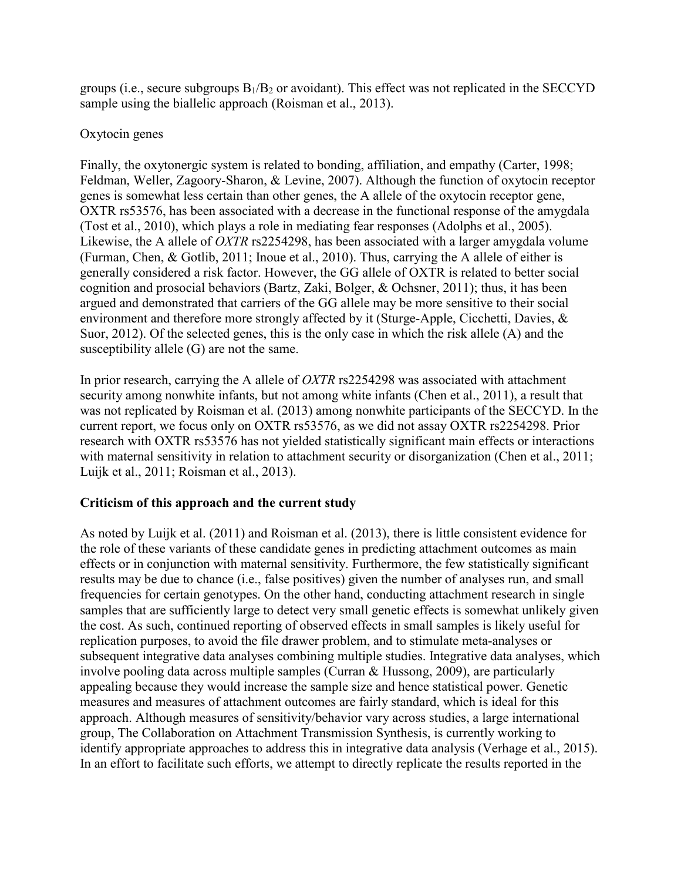groups (i.e., secure subgroups $B_1/B_2$ or avoidant). This effect was not replicated in the SECCYD sample using the biallelic approach (Roisman et al., 2013).

Oxytocin genes

Finally, the oxytonergic system is related to bonding, affiliation, and empathy (Carter, 1998; Feldman, Weller, Zagoory-Sharon, & Levine, 2007). Although the function of oxytocin receptor genes is somewhat less certain than other genes, the A allele of the oxytocin receptor gene, OXTR rs53576, has been associated with a decrease in the functional response of the amygdala (Tost et al., 2010), which plays a role in mediating fear responses (Adolphs et al., 2005). Likewise, the A allele of *OXTR* rs2254298, has been associated with a larger amygdala volume (Furman, Chen, & Gotlib, 2011; Inoue et al., 2010). Thus, carrying the A allele of either is generally considered a risk factor. However, the GG allele of OXTR is related to better social cognition and prosocial behaviors (Bartz, Zaki, Bolger, & Ochsner, 2011); thus, it has been argued and demonstrated that carriers of the GG allele may be more sensitive to their social environment and therefore more strongly affected by it (Sturge-Apple, Cicchetti, Davies, & Suor, 2012). Of the selected genes, this is the only case in which the risk allele (A) and the susceptibility allele (G) are not the same.

In prior research, carrying the A allele of *OXTR* rs2254298 was associated with attachment security among nonwhite infants, but not among white infants (Chen et al., 2011), a result that was not replicated by Roisman et al. (2013) among nonwhite participants of the SECCYD. In the current report, we focus only on OXTR rs53576, as we did not assay OXTR rs2254298. Prior research with OXTR rs53576 has not yielded statistically significant main effects or interactions with maternal sensitivity in relation to attachment security or disorganization (Chen et al., 2011; Luijk et al., 2011; Roisman et al., 2013).

**Criticism of this approach and the current study**

As noted by Luijk et al. (2011) and Roisman et al. (2013), there is little consistent evidence for the role of these variants of these candidate genes in predicting attachment outcomes as main effects or in conjunction with maternal sensitivity. Furthermore, the few statistically significant results may be due to chance (i.e., false positives) given the number of analyses run, and small frequencies for certain genotypes. On the other hand, conducting attachment research in single samples that are sufficiently large to detect very small genetic effects is somewhat unlikely given the cost. As such, continued reporting of observed effects in small samples is likely useful for replication purposes, to avoid the file drawer problem, and to stimulate meta-analyses or subsequent integrative data analyses combining multiple studies. Integrative data analyses, which involve pooling data across multiple samples (Curran & Hussong, 2009), are particularly appealing because they would increase the sample size and hence statistical power. Genetic measures and measures of attachment outcomes are fairly standard, which is ideal for this approach. Although measures of sensitivity/behavior vary across studies, a large international group, The Collaboration on Attachment Transmission Synthesis, is currently working to identify appropriate approaches to address this in integrative data analysis (Verhage et al., 2015). In an effort to facilitate such efforts, we attempt to directly replicate the results reported in the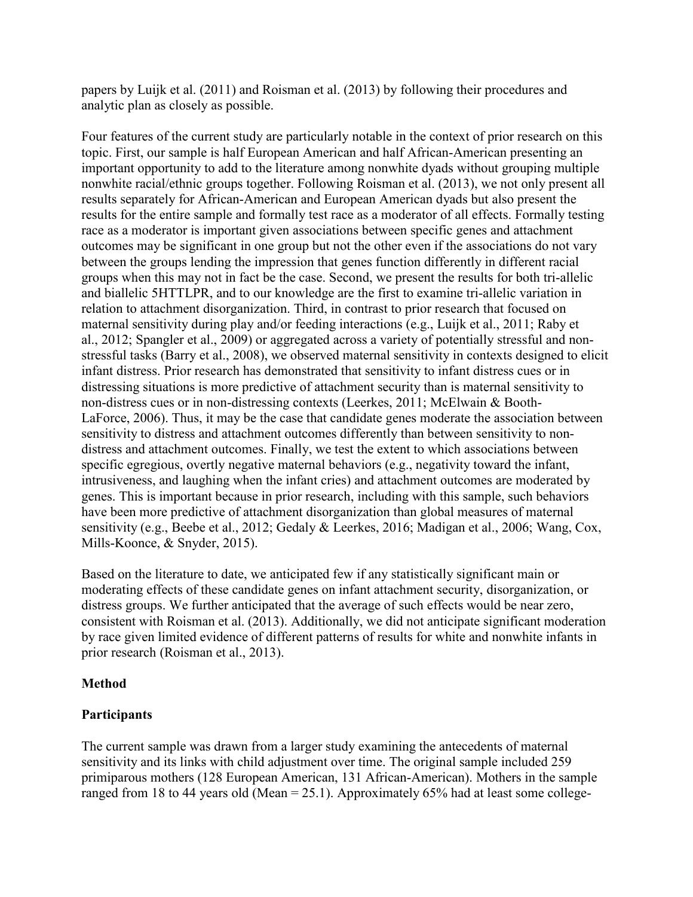papers by Luijk et al. (2011) and Roisman et al. (2013) by following their procedures and analytic plan as closely as possible.

Four features of the current study are particularly notable in the context of prior research on this topic. First, our sample is half European American and half African-American presenting an important opportunity to add to the literature among nonwhite dyads without grouping multiple nonwhite racial/ethnic groups together. Following Roisman et al. (2013), we not only present all results separately for African-American and European American dyads but also present the results for the entire sample and formally test race as a moderator of all effects. Formally testing race as a moderator is important given associations between specific genes and attachment outcomes may be significant in one group but not the other even if the associations do not vary between the groups lending the impression that genes function differently in different racial groups when this may not in fact be the case. Second, we present the results for both tri-allelic and biallelic 5HTTLPR, and to our knowledge are the first to examine tri-allelic variation in relation to attachment disorganization. Third, in contrast to prior research that focused on maternal sensitivity during play and/or feeding interactions (e.g., Luijk et al., 2011; Raby et al., 2012; Spangler et al., 2009) or aggregated across a variety of potentially stressful and non-stressful tasks (Barry et al., 2008), we observed maternal sensitivity in contexts designed to elicit infant distress. Prior research has demonstrated that sensitivity to infant distress cues or in distressing situations is more predictive of attachment security than is maternal sensitivity to non-distress cues or in non-distressing contexts (Leerkes, 2011; McElwain & Booth-LaForce, 2006). Thus, it may be the case that candidate genes moderate the association between sensitivity to distress and attachment outcomes differently than between sensitivity to non-distress and attachment outcomes. Finally, we test the extent to which associations between specific egregious, overtly negative maternal behaviors (e.g., negativity toward the infant, intrusiveness, and laughing when the infant cries) and attachment outcomes are moderated by genes. This is important because in prior research, including with this sample, such behaviors have been more predictive of attachment disorganization than global measures of maternal sensitivity (e.g., Beebe et al., 2012; Gedaly & Leerkes, 2016; Madigan et al., 2006; Wang, Cox, Mills-Koonce, & Snyder, 2015).

Based on the literature to date, we anticipated few if any statistically significant main or moderating effects of these candidate genes on infant attachment security, disorganization, or distress groups. We further anticipated that the average of such effects would be near zero, consistent with Roisman et al. (2013). Additionally, we did not anticipate significant moderation by race given limited evidence of different patterns of results for white and nonwhite infants in prior research (Roisman et al., 2013).

## Method

### Participants

The current sample was drawn from a larger study examining the antecedents of maternal sensitivity and its links with child adjustment over time. The original sample included 259 primiparous mothers (128 European American, 131 African-American). Mothers in the sample ranged from 18 to 44 years old (Mean = 25.1). Approximately 65% had at least some college-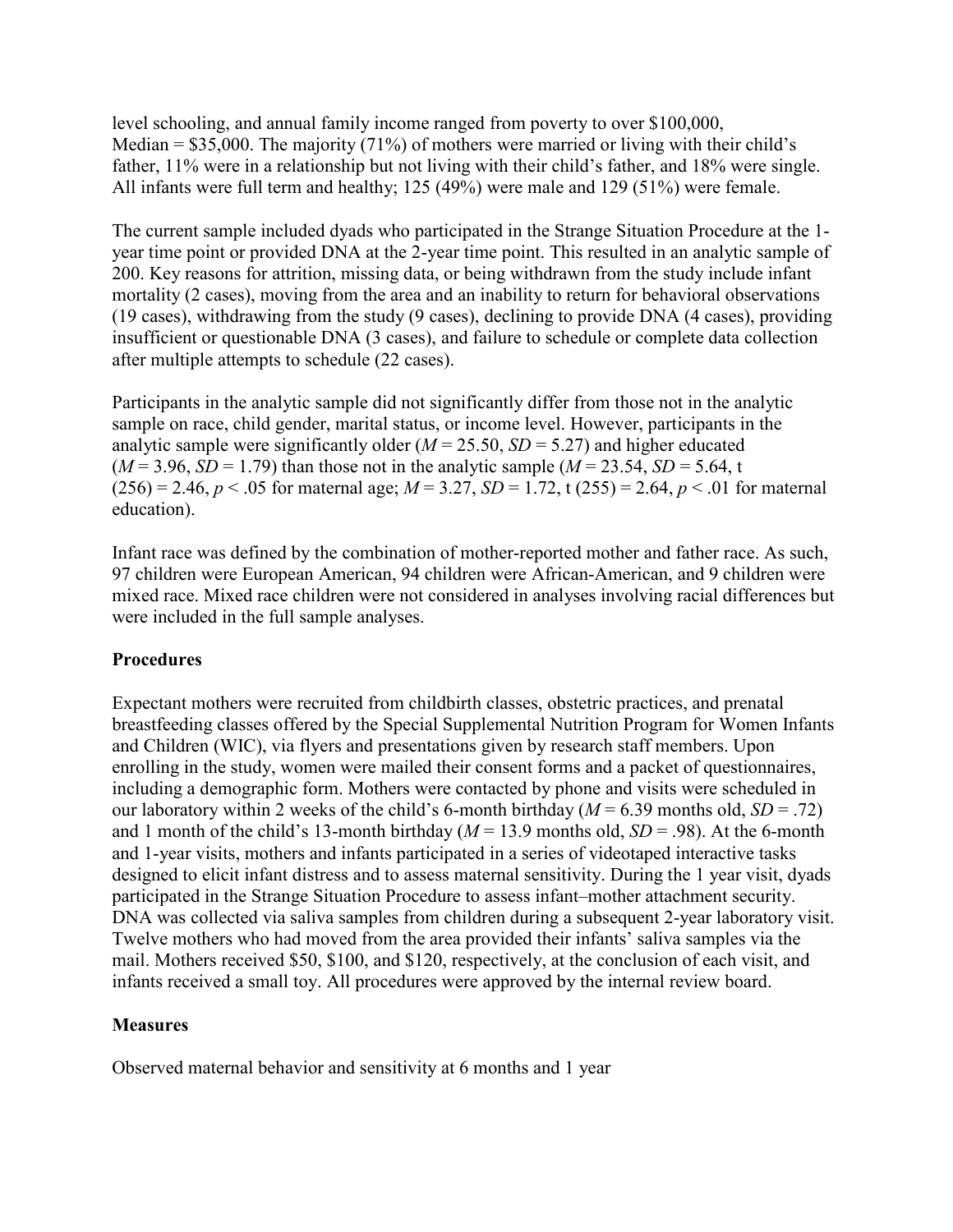level schooling, and annual family income ranged from poverty to over $100,000, Median = $35,000. The majority (71%) of mothers were married or living with their child's father, 11% were in a relationship but not living with their child's father, and 18% were single. All infants were full term and healthy; 125 (49%) were male and 129 (51%) were female.

The current sample included dyads who participated in the Strange Situation Procedure at the 1-year time point or provided DNA at the 2-year time point. This resulted in an analytic sample of 200. Key reasons for attrition, missing data, or being withdrawn from the study include infant mortality (2 cases), moving from the area and an inability to return for behavioral observations (19 cases), withdrawing from the study (9 cases), declining to provide DNA (4 cases), providing insufficient or questionable DNA (3 cases), and failure to schedule or complete data collection after multiple attempts to schedule (22 cases).

Participants in the analytic sample did not significantly differ from those not in the analytic sample on race, child gender, marital status, or income level. However, participants in the analytic sample were significantly older ($M = 25.50$, $SD = 5.27$) and higher educated ($M = 3.96$, $SD = 1.79$) than those not in the analytic sample ($M = 23.54$, $SD = 5.64$, $t(256) = 2.46$, $p < .05$ for maternal age; $M = 3.27$, $SD = 1.72$, $t(255) = 2.64$, $p < .01$ for maternal education).

Infant race was defined by the combination of mother-reported mother and father race. As such, 97 children were European American, 94 children were African-American, and 9 children were mixed race. Mixed race children were not considered in analyses involving racial differences but were included in the full sample analyses.

## Procedures

Expectant mothers were recruited from childbirth classes, obstetric practices, and prenatal breastfeeding classes offered by the Special Supplemental Nutrition Program for Women Infants and Children (WIC), via flyers and presentations given by research staff members. Upon enrolling in the study, women were mailed their consent forms and a packet of questionnaires, including a demographic form. Mothers were contacted by phone and visits were scheduled in our laboratory within 2 weeks of the child's 6-month birthday ($M = 6.39$ months old, $SD = .72$) and 1 month of the child's 13-month birthday ($M = 13.9$ months old, $SD = .98$). At the 6-month and 1-year visits, mothers and infants participated in a series of videotaped interactive tasks designed to elicit infant distress and to assess maternal sensitivity. During the 1 year visit, dyads participated in the Strange Situation Procedure to assess infant–mother attachment security. DNA was collected via saliva samples from children during a subsequent 2-year laboratory visit. Twelve mothers who had moved from the area provided their infants' saliva samples via the mail. Mothers received $50, $100, and $120, respectively, at the conclusion of each visit, and infants received a small toy. All procedures were approved by the internal review board.

## Measures

Observed maternal behavior and sensitivity at 6 months and 1 year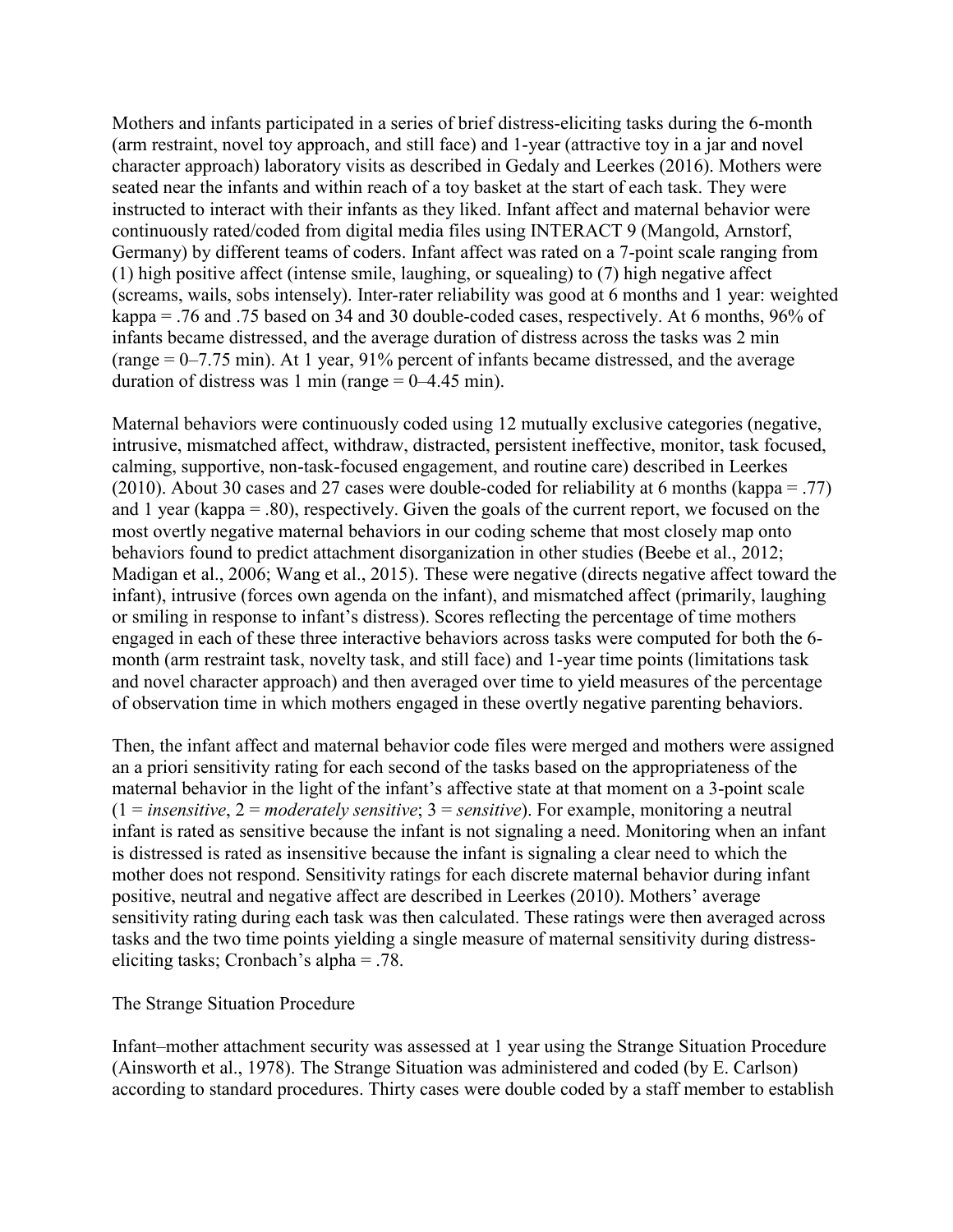Mothers and infants participated in a series of brief distress-eliciting tasks during the 6-month (arm restraint, novel toy approach, and still face) and 1-year (attractive toy in a jar and novel character approach) laboratory visits as described in Gedaly and Leerkes (2016). Mothers were seated near the infants and within reach of a toy basket at the start of each task. They were instructed to interact with their infants as they liked. Infant affect and maternal behavior were continuously rated/coded from digital media files using INTERACT 9 (Mangold, Arnstorf, Germany) by different teams of coders. Infant affect was rated on a 7-point scale ranging from (1) high positive affect (intense smile, laughing, or squealing) to (7) high negative affect (screams, wails, sobs intensely). Inter-rater reliability was good at 6 months and 1 year: weighted kappa = .76 and .75 based on 34 and 30 double-coded cases, respectively. At 6 months, 96% of infants became distressed, and the average duration of distress across the tasks was 2 min (range = 0–7.75 min). At 1 year, 91% percent of infants became distressed, and the average duration of distress was 1 min (range = 0–4.45 min).

Maternal behaviors were continuously coded using 12 mutually exclusive categories (negative, intrusive, mismatched affect, withdraw, distracted, persistent ineffective, monitor, task focused, calming, supportive, non-task-focused engagement, and routine care) described in Leerkes (2010). About 30 cases and 27 cases were double-coded for reliability at 6 months (kappa = .77) and 1 year (kappa = .80), respectively. Given the goals of the current report, we focused on the most overtly negative maternal behaviors in our coding scheme that most closely map onto behaviors found to predict attachment disorganization in other studies (Beebe et al., 2012; Madigan et al., 2006; Wang et al., 2015). These were negative (directs negative affect toward the infant), intrusive (forces own agenda on the infant), and mismatched affect (primarily, laughing or smiling in response to infant's distress). Scores reflecting the percentage of time mothers engaged in each of these three interactive behaviors across tasks were computed for both the 6-month (arm restraint task, novelty task, and still face) and 1-year time points (limitations task and novel character approach) and then averaged over time to yield measures of the percentage of observation time in which mothers engaged in these overtly negative parenting behaviors.

Then, the infant affect and maternal behavior code files were merged and mothers were assigned an a priori sensitivity rating for each second of the tasks based on the appropriateness of the maternal behavior in the light of the infant's affective state at that moment on a 3-point scale (1 = *insensitive*, 2 = *moderately sensitive*; 3 = *sensitive*). For example, monitoring a neutral infant is rated as sensitive because the infant is not signaling a need. Monitoring when an infant is distressed is rated as insensitive because the infant is signaling a clear need to which the mother does not respond. Sensitivity ratings for each discrete maternal behavior during infant positive, neutral and negative affect are described in Leerkes (2010). Mothers' average sensitivity rating during each task was then calculated. These ratings were then averaged across tasks and the two time points yielding a single measure of maternal sensitivity during distress-eliciting tasks; Cronbach's alpha = .78.

### The Strange Situation Procedure

Infant–mother attachment security was assessed at 1 year using the Strange Situation Procedure (Ainsworth et al., 1978). The Strange Situation was administered and coded (by E. Carlson) according to standard procedures. Thirty cases were double coded by a staff member to establish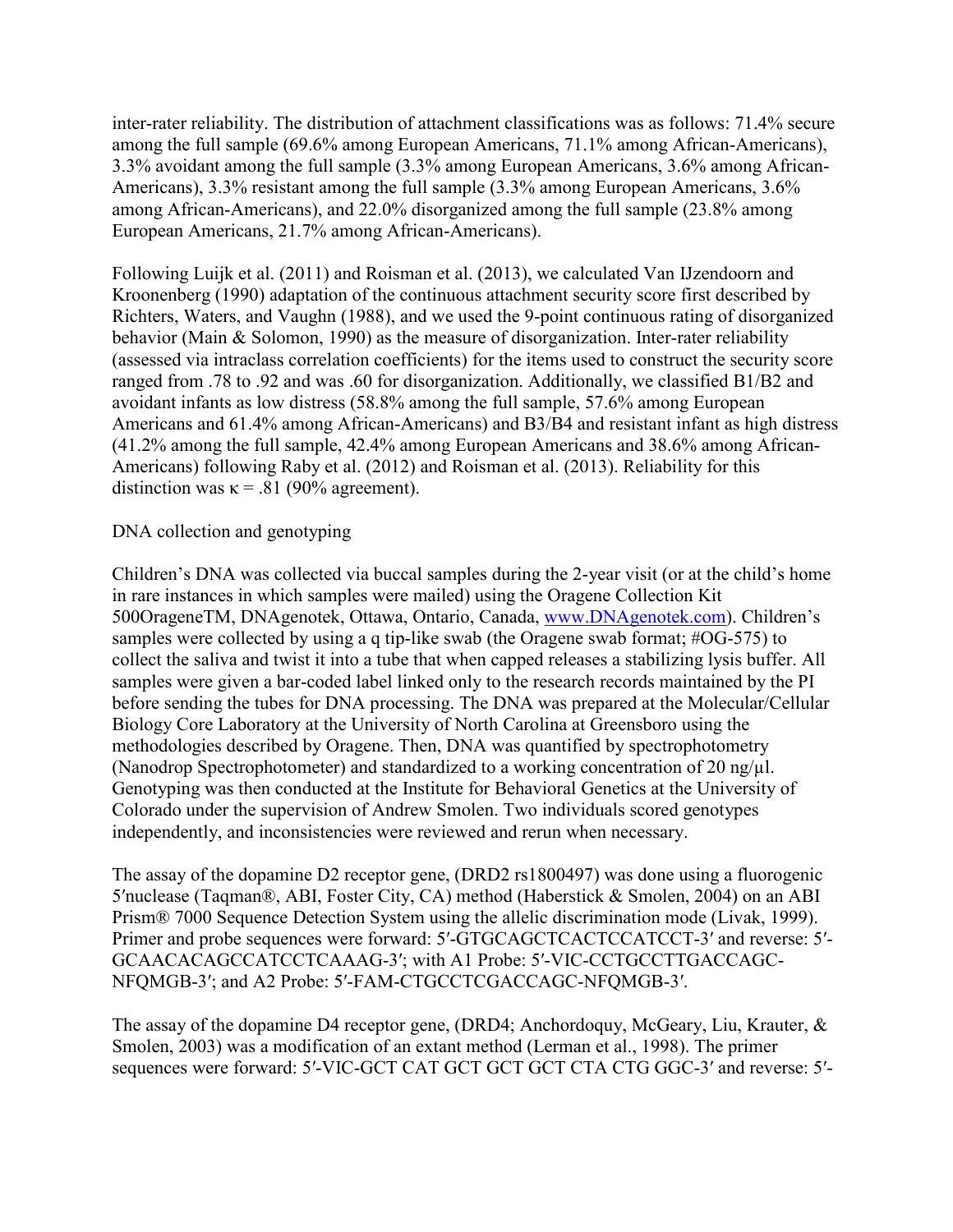inter-rater reliability. The distribution of attachment classifications was as follows: 71.4% secure among the full sample (69.6% among European Americans, 71.1% among African-Americans), 3.3% avoidant among the full sample (3.3% among European Americans, 3.6% among African-Americans), 3.3% resistant among the full sample (3.3% among European Americans, 3.6% among African-Americans), and 22.0% disorganized among the full sample (23.8% among European Americans, 21.7% among African-Americans).

Following Luijk et al. (2011) and Roisman et al. (2013), we calculated Van IJzendoorn and Kroonenberg (1990) adaptation of the continuous attachment security score first described by Richters, Waters, and Vaughn (1988), and we used the 9-point continuous rating of disorganized behavior (Main & Solomon, 1990) as the measure of disorganization. Inter-rater reliability (assessed via intraclass correlation coefficients) for the items used to construct the security score ranged from .78 to .92 and was .60 for disorganization. Additionally, we classified B1/B2 and avoidant infants as low distress (58.8% among the full sample, 57.6% among European Americans and 61.4% among African-Americans) and B3/B4 and resistant infant as high distress (41.2% among the full sample, 42.4% among European Americans and 38.6% among African-Americans) following Raby et al. (2012) and Roisman et al. (2013). Reliability for this distinction was $\kappa = .81$ (90% agreement).

## DNA collection and genotyping

Children's DNA was collected via buccal samples during the 2-year visit (or at the child's home in rare instances in which samples were mailed) using the Oragene Collection Kit 500OrageneTM, DNAgenotek, Ottawa, Ontario, Canada, www.DNAgenotek.com). Children's samples were collected by using a q tip-like swab (the Oragene swab format; #OG-575) to collect the saliva and twist it into a tube that when capped releases a stabilizing lysis buffer. All samples were given a bar-coded label linked only to the research records maintained by the PI before sending the tubes for DNA processing. The DNA was prepared at the Molecular/Cellular Biology Core Laboratory at the University of North Carolina at Greensboro using the methodologies described by Oragene. Then, DNA was quantified by spectrophotometry (Nanodrop Spectrophotometer) and standardized to a working concentration of 20 ng/µl. Genotyping was then conducted at the Institute for Behavioral Genetics at the University of Colorado under the supervision of Andrew Smolen. Two individuals scored genotypes independently, and inconsistencies were reviewed and rerun when necessary.

The assay of the dopamine D2 receptor gene, (DRD2 rs1800497) was done using a fluorogenic 5′nuclease (Taqman®, ABI, Foster City, CA) method (Haberstick & Smolen, 2004) on an ABI Prism® 7000 Sequence Detection System using the allelic discrimination mode (Livak, 1999). Primer and probe sequences were forward: 5′-GTGCAGCTCACTCCATCCT-3′ and reverse: 5′-GCAACACAGCCATCCTCAAAG-3′; with A1 Probe: 5′-VIC-CCTGCCTTGACCAGC-NFQMGB-3′; and A2 Probe: 5′-FAM-CTGCCTCGACCAGC-NFQMGB-3′.

The assay of the dopamine D4 receptor gene, (DRD4; Anchordoquy, McGeary, Liu, Krauter, & Smolen, 2003) was a modification of an extant method (Lerman et al., 1998). The primer sequences were forward: 5′-VIC-GCT CAT GCT GCT GCT CTA CTG GGC-3′ and reverse: 5′-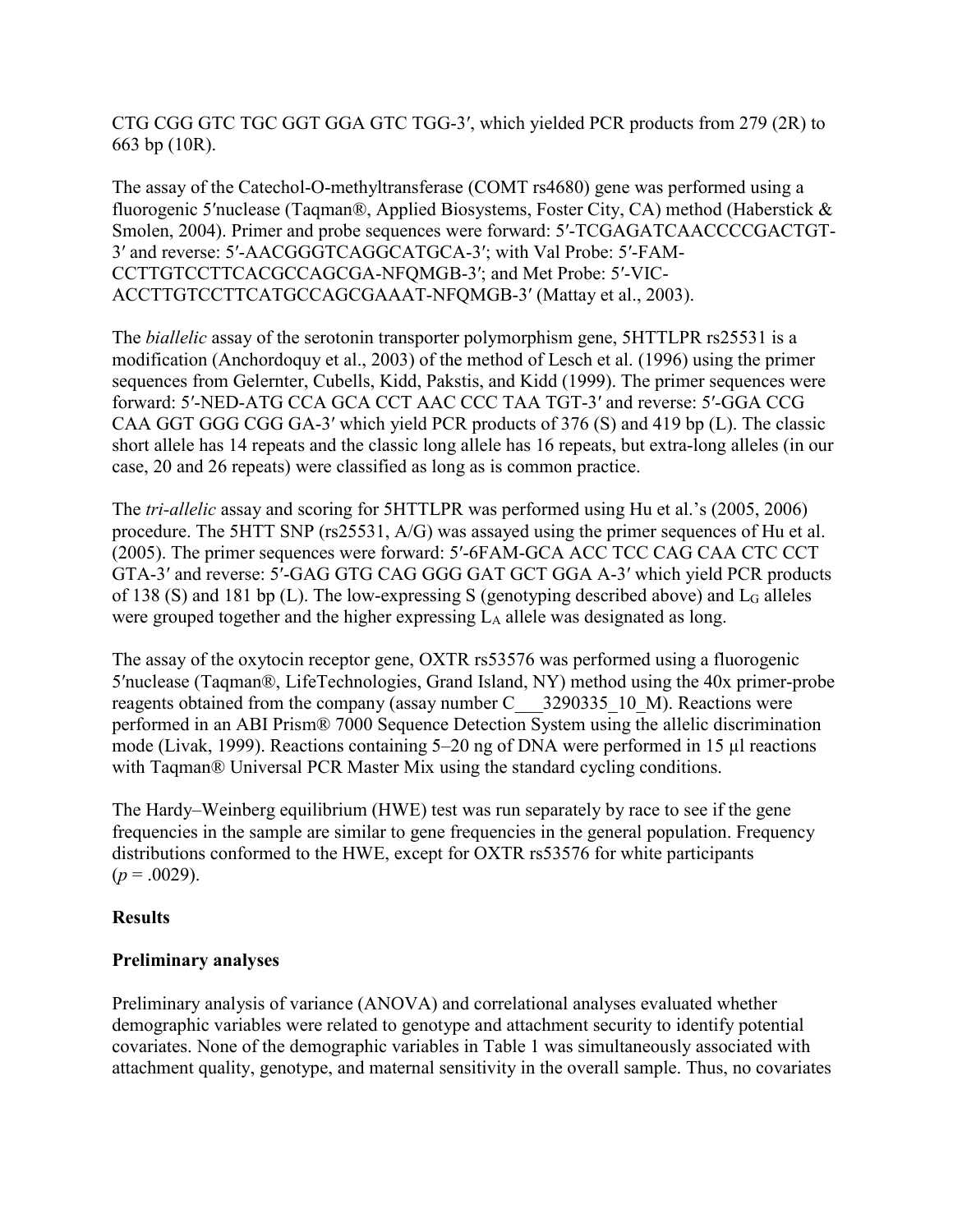CTG CGG GTC TGC GGT GGA GTC TGG-3′, which yielded PCR products from 279 (2R) to 663 bp (10R).

The assay of the Catechol-O-methyltransferase (COMT rs4680) gene was performed using a fluorogenic 5′nuclease (Taqman®, Applied Biosystems, Foster City, CA) method (Haberstick & Smolen, 2004). Primer and probe sequences were forward: 5′-TCGAGATCAACCCCGACTGT-3′ and reverse: 5′-AACGGGTCAGGCATGCA-3′; with Val Probe: 5′-FAM-CCTTGTCCTTCACGCCAGCGA-NFQMGB-3′; and Met Probe: 5′-VIC-ACCTTGTCCTTCATGCCAGCGAAAT-NFQMGB-3′ (Mattay et al., 2003).

The *biallelic* assay of the serotonin transporter polymorphism gene, 5HTTLPR rs25531 is a modification (Anchordoquy et al., 2003) of the method of Lesch et al. (1996) using the primer sequences from Gelernter, Cubells, Kidd, Pakstis, and Kidd (1999). The primer sequences were forward: 5′-NED-ATG CCA GCA CCT AAC CCC TAA TGT-3′ and reverse: 5′-GGA CCG CAA GGT GGG CGG GA-3′ which yield PCR products of 376 (S) and 419 bp (L). The classic short allele has 14 repeats and the classic long allele has 16 repeats, but extra-long alleles (in our case, 20 and 26 repeats) were classified as long as is common practice.

The *tri-allelic* assay and scoring for 5HTTLPR was performed using Hu et al.'s (2005, 2006) procedure. The 5HTT SNP (rs25531, A/G) was assayed using the primer sequences of Hu et al. (2005). The primer sequences were forward: 5′-6FAM-GCA ACC TCC CAG CAA CTC CCT GTA-3′ and reverse: 5′-GAG GTG CAG GGG GAT GCT GGA A-3′ which yield PCR products of 138 (S) and 181 bp (L). The low-expressing S (genotyping described above) and $L_G$ alleles were grouped together and the higher expressing $L_A$ allele was designated as long.

The assay of the oxytocin receptor gene, OXTR rs53576 was performed using a fluorogenic 5′nuclease (Taqman®, LifeTechnologies, Grand Island, NY) method using the 40x primer-probe reagents obtained from the company (assay number C___3290335_10_M). Reactions were performed in an ABI Prism® 7000 Sequence Detection System using the allelic discrimination mode (Livak, 1999). Reactions containing 5–20 ng of DNA were performed in 15 µl reactions with Taqman® Universal PCR Master Mix using the standard cycling conditions.

The Hardy–Weinberg equilibrium (HWE) test was run separately by race to see if the gene frequencies in the sample are similar to gene frequencies in the general population. Frequency distributions conformed to the HWE, except for OXTR rs53576 for white participants ($p = .0029$).

## Results

### Preliminary analyses

Preliminary analysis of variance (ANOVA) and correlational analyses evaluated whether demographic variables were related to genotype and attachment security to identify potential covariates. None of the demographic variables in Table 1 was simultaneously associated with attachment quality, genotype, and maternal sensitivity in the overall sample. Thus, no covariates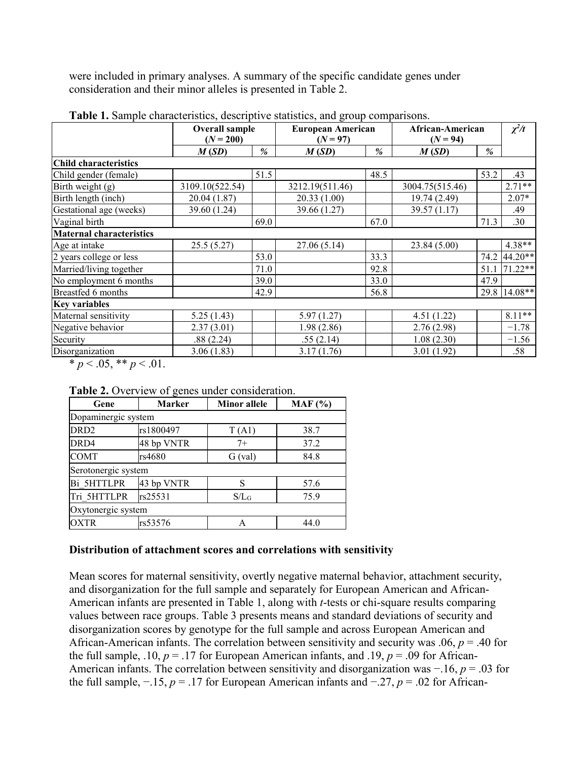were included in primary analyses. A summary of the specific candidate genes under consideration and their minor alleles is presented in Table 2.

**Table 1.** Sample characteristics, descriptive statistics, and group comparisons.

| | **Overall sample ($N$ = 200)** | | **European American ($N$ = 97)** | | **African-American ($N$ = 94)** | | $\chi^2/t$ |
|---|---|---|---|---|---|---|---|
| | ***M* (*SD*)** | **%** | ***M* (*SD*)** | **%** | ***M* (*SD*)** | **%** | |
| **Child characteristics** | | | | | | | |
| Child gender (female) | | 51.5 | | 48.5 | | 53.2 | .43 |
| Birth weight (g) | 3109.10(522.54) | | 3212.19(511.46) | | 3004.75(515.46) | | 2.71** |
| Birth length (inch) | 20.04 (1.87) | | 20.33 (1.00) | | 19.74 (2.49) | | 2.07* |
| Gestational age (weeks) | 39.60 (1.24) | | 39.66 (1.27) | | 39.57 (1.17) | | .49 |
| Vaginal birth | | 69.0 | | 67.0 | | 71.3 | .30 |
| **Maternal characteristics** | | | | | | | |
| Age at intake | 25.5 (5.27) | | 27.06 (5.14) | | 23.84 (5.00) | | 4.38** |
| 2 years college or less | | 53.0 | | 33.3 | | 74.2 | 44.20** |
| Married/living together | | 71.0 | | 92.8 | | 51.1 | 71.22** |
| No employment 6 months | | 39.0 | | 33.0 | | 47.9 | |
| Breastfed 6 months | | 42.9 | | 56.8 | | 29.8 | 14.08** |
| **Key variables** | | | | | | | |
| Maternal sensitivity | 5.25 (1.43) | | 5.97 (1.27) | | 4.51 (1.22) | | 8.11** |
| Negative behavior | 2.37 (3.01) | | 1.98 (2.86) | | 2.76 (2.98) | | −1.78 |
| Security | .88 (2.24) | | .55 (2.14) | | 1.08 (2.30) | | −1.56 |
| Disorganization | 3.06 (1.83) | | 3.17 (1.76) | | 3.01 (1.92) | | .58 |

\* $p < .05$, ** $p < .01$.

**Table 2.** Overview of genes under consideration.

| Gene | Marker | Minor allele | MAF (%) |
|---|---|---|---|
| Dopaminergic system | | | |
| DRD2 | rs1800497 | T (A1) | 38.7 |
| DRD4 | 48 bp VNTR | 7+ | 37.2 |
| COMT | rs4680 | G (val) | 84.8 |
| Serotonergic system | | | |
| Bi_5HTTLPR | 43 bp VNTR | S | 57.6 |
| Tri_5HTTLPR | rs25531 | S/$L_G$ | 75.9 |
| Oxytonergic system | | | |
| OXTR | rs53576 | A | 44.0 |

### Distribution of attachment scores and correlations with sensitivity

Mean scores for maternal sensitivity, overtly negative maternal behavior, attachment security, and disorganization for the full sample and separately for European American and African-American infants are presented in Table 1, along with *t*-tests or chi-square results comparing values between race groups. Table 3 presents means and standard deviations of security and disorganization scores by genotype for the full sample and across European American and African-American infants. The correlation between sensitivity and security was .06, $p = .40$ for the full sample, .10, $p = .17$ for European American infants, and .19, $p = .09$ for African-American infants. The correlation between sensitivity and disorganization was −.16, $p = .03$ for the full sample, −.15, $p = .17$ for European American infants and −.27, $p = .02$ for African-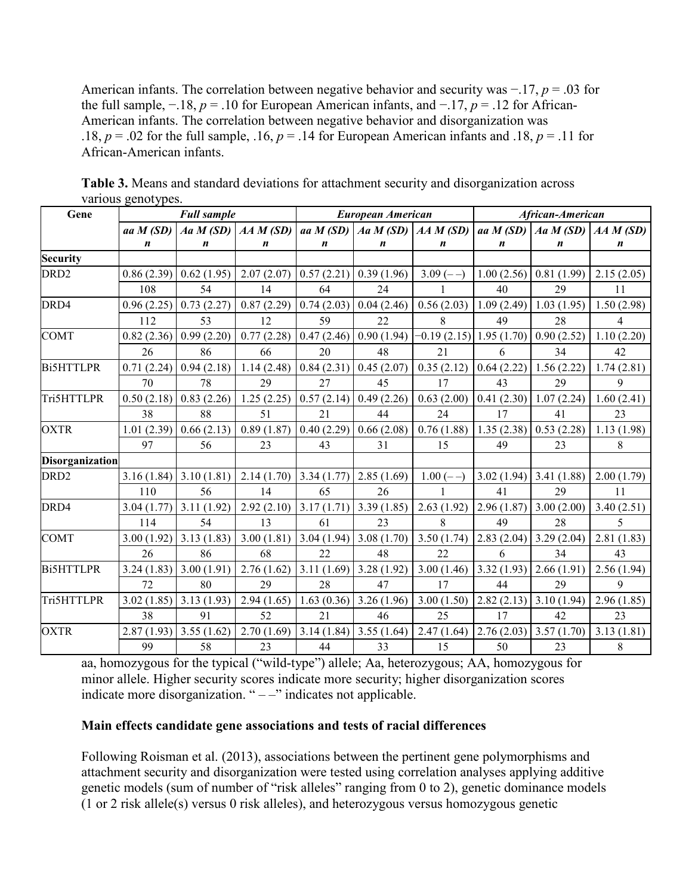American infants. The correlation between negative behavior and security was −.17, $p = .03$ for the full sample, −.18, $p = .10$ for European American infants, and −.17, $p = .12$ for African-American infants. The correlation between negative behavior and disorganization was .18, $p = .02$ for the full sample, .16, $p = .14$ for European American infants and .18, $p = .11$ for African-American infants.

**Table 3.** Means and standard deviations for attachment security and disorganization across various genotypes.

| Gene | Full sample | | | European American | | | African-American | | |
|---|---|---|---|---|---|---|---|---|---|
| | *aa M (SD)* *n* | *Aa M (SD)* *n* | *AA M (SD)* *n* | *aa M (SD)* *n* | *Aa M (SD)* *n* | *AA M (SD)* *n* | *aa M (SD)* *n* | *Aa M (SD)* *n* | *AA M (SD)* *n* |
| **Security** | | | | | | | | | |
| DRD2 | 0.86 (2.39) | 0.62 (1.95) | 2.07 (2.07) | 0.57 (2.21) | 0.39 (1.96) | 3.09 (– –) | 1.00 (2.56) | 0.81 (1.99) | 2.15 (2.05) |
| | 108 | 54 | 14 | 64 | 24 | 1 | 40 | 29 | 11 |
| DRD4 | 0.96 (2.25) | 0.73 (2.27) | 0.87 (2.29) | 0.74 (2.03) | 0.04 (2.46) | 0.56 (2.03) | 1.09 (2.49) | 1.03 (1.95) | 1.50 (2.98) |
| | 112 | 53 | 12 | 59 | 22 | 8 | 49 | 28 | 4 |
| COMT | 0.82 (2.36) | 0.99 (2.20) | 0.77 (2.28) | 0.47 (2.46) | 0.90 (1.94) | −0.19 (2.15) | 1.95 (1.70) | 0.90 (2.52) | 1.10 (2.20) |
| | 26 | 86 | 66 | 20 | 48 | 21 | 6 | 34 | 42 |
| Bi5HTTLPR | 0.71 (2.24) | 0.94 (2.18) | 1.14 (2.48) | 0.84 (2.31) | 0.45 (2.07) | 0.35 (2.12) | 0.64 (2.22) | 1.56 (2.22) | 1.74 (2.81) |
| | 70 | 78 | 29 | 27 | 45 | 17 | 43 | 29 | 9 |
| Tri5HTTLPR | 0.50 (2.18) | 0.83 (2.26) | 1.25 (2.25) | 0.57 (2.14) | 0.49 (2.26) | 0.63 (2.00) | 0.41 (2.30) | 1.07 (2.24) | 1.60 (2.41) |
| | 38 | 88 | 51 | 21 | 44 | 24 | 17 | 41 | 23 |
| OXTR | 1.01 (2.39) | 0.66 (2.13) | 0.89 (1.87) | 0.40 (2.29) | 0.66 (2.08) | 0.76 (1.88) | 1.35 (2.38) | 0.53 (2.28) | 1.13 (1.98) |
| | 97 | 56 | 23 | 43 | 31 | 15 | 49 | 23 | 8 |
| **Disorganization** | | | | | | | | | |
| DRD2 | 3.16 (1.84) | 3.10 (1.81) | 2.14 (1.70) | 3.34 (1.77) | 2.85 (1.69) | 1.00 (– –) | 3.02 (1.94) | 3.41 (1.88) | 2.00 (1.79) |
| | 110 | 56 | 14 | 65 | 26 | 1 | 41 | 29 | 11 |
| DRD4 | 3.04 (1.77) | 3.11 (1.92) | 2.92 (2.10) | 3.17 (1.71) | 3.39 (1.85) | 2.63 (1.92) | 2.96 (1.87) | 3.00 (2.00) | 3.40 (2.51) |
| | 114 | 54 | 13 | 61 | 23 | 8 | 49 | 28 | 5 |
| COMT | 3.00 (1.92) | 3.13 (1.83) | 3.00 (1.81) | 3.04 (1.94) | 3.08 (1.70) | 3.50 (1.74) | 2.83 (2.04) | 3.29 (2.04) | 2.81 (1.83) |
| | 26 | 86 | 68 | 22 | 48 | 22 | 6 | 34 | 43 |
| Bi5HTTLPR | 3.24 (1.83) | 3.00 (1.91) | 2.76 (1.62) | 3.11 (1.69) | 3.28 (1.92) | 3.00 (1.46) | 3.32 (1.93) | 2.66 (1.91) | 2.56 (1.94) |
| | 72 | 80 | 29 | 28 | 47 | 17 | 44 | 29 | 9 |
| Tri5HTTLPR | 3.02 (1.85) | 3.13 (1.93) | 2.94 (1.65) | 1.63 (0.36) | 3.26 (1.96) | 3.00 (1.50) | 2.82 (2.13) | 3.10 (1.94) | 2.96 (1.85) |
| | 38 | 91 | 52 | 21 | 46 | 25 | 17 | 42 | 23 |
| OXTR | 2.87 (1.93) | 3.55 (1.62) | 2.70 (1.69) | 3.14 (1.84) | 3.55 (1.64) | 2.47 (1.64) | 2.76 (2.03) | 3.57 (1.70) | 3.13 (1.81) |
| | 99 | 58 | 23 | 44 | 33 | 15 | 50 | 23 | 8 |

aa, homozygous for the typical ("wild-type") allele; Aa, heterozygous; AA, homozygous for minor allele. Higher security scores indicate more security; higher disorganization scores indicate more disorganization. " – –" indicates not applicable.

### Main effects candidate gene associations and tests of racial differences

Following Roisman et al. (2013), associations between the pertinent gene polymorphisms and attachment security and disorganization were tested using correlation analyses applying additive genetic models (sum of number of "risk alleles" ranging from 0 to 2), genetic dominance models (1 or 2 risk allele(s) versus 0 risk alleles), and heterozygous versus homozygous genetic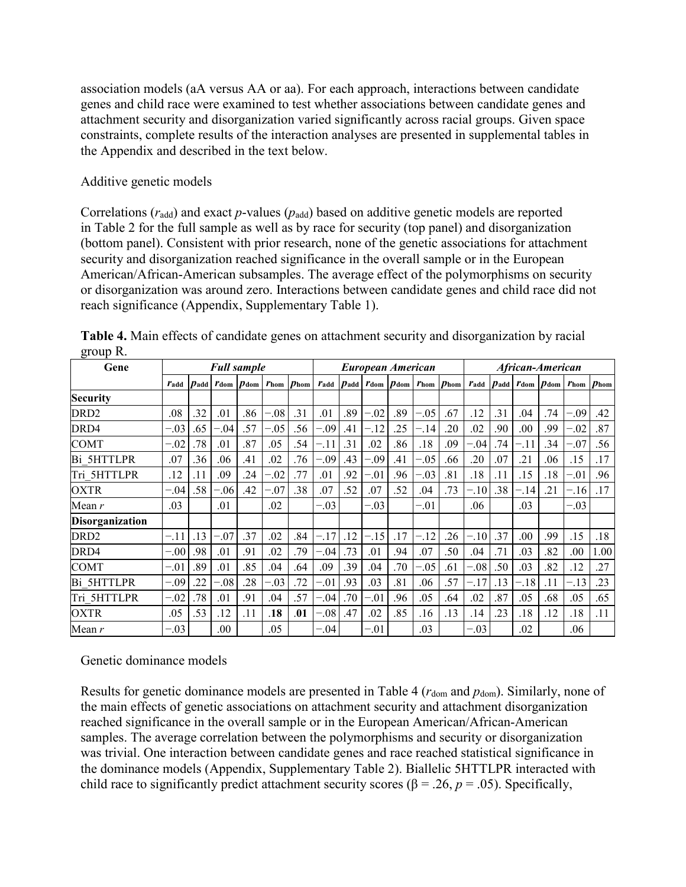association models (aA versus AA or aa). For each approach, interactions between candidate genes and child race were examined to test whether associations between candidate genes and attachment security and disorganization varied significantly across racial groups. Given space constraints, complete results of the interaction analyses are presented in supplemental tables in the Appendix and described in the text below.

Additive genetic models

Correlations ($r_{add}$) and exact *p*-values ($p_{add}$) based on additive genetic models are reported in Table 2 for the full sample as well as by race for security (top panel) and disorganization (bottom panel). Consistent with prior research, none of the genetic associations for attachment security and disorganization reached significance in the overall sample or in the European American/African-American subsamples. The average effect of the polymorphisms on security or disorganization was around zero. Interactions between candidate genes and child race did not reach significance (Appendix, Supplementary Table 1).

**Table 4.** Main effects of candidate genes on attachment security and disorganization by racial group R.

| Gene | *Full sample* | | | | | | *European American* | | | | | | *African-American* | | | | | |
|---|---|---|---|---|---|---|---|---|---|---|---|---|---|---|---|---|---|---|
| | $r_{add}$ | $p_{add}$ | $r_{dom}$ | $p_{dom}$ | $r_{hom}$ | $p_{hom}$ | $r_{add}$ | $p_{add}$ | $r_{dom}$ | $p_{dom}$ | $r_{hom}$ | $p_{hom}$ | $r_{add}$ | $p_{add}$ | $r_{dom}$ | $p_{dom}$ | $r_{hom}$ | $p_{hom}$ |
| **Security** | | | | | | | | | | | | | | | | | | |
| DRD2 | .08 | .32 | .01 | .86 | −.08 | .31 | .01 | .89 | −.02 | .89 | −.05 | .67 | .12 | .31 | .04 | .74 | −.09 | .42 |
| DRD4 | −.03 | .65 | −.04 | .57 | −.05 | .56 | −.09 | .41 | −.12 | .25 | −.14 | .20 | .02 | .90 | .00 | .99 | −.02 | .87 |
| COMT | −.02 | .78 | .01 | .87 | .05 | .54 | −.11 | .31 | .02 | .86 | .18 | .09 | −.04 | .74 | −.11 | .34 | −.07 | .56 |
| Bi_5HTTLPR | .07 | .36 | .06 | .41 | .02 | .76 | −.09 | .43 | −.09 | .41 | −.05 | .66 | .20 | .07 | .21 | .06 | .15 | .17 |
| Tri_5HTTLPR | .12 | .11 | .09 | .24 | −.02 | .77 | .01 | .92 | −.01 | .96 | −.03 | .81 | .18 | .11 | .15 | .18 | −.01 | .96 |
| OXTR | −.04 | .58 | −.06 | .42 | −.07 | .38 | .07 | .52 | .07 | .52 | .04 | .73 | −.10 | .38 | −.14 | .21 | −.16 | .17 |
| Mean *r* | .03 | | .01 | | .02 | | −.03 | | −.03 | | −.01 | | .06 | | .03 | | −.03 | |
| **Disorganization** | | | | | | | | | | | | | | | | | | |
| DRD2 | −.11 | .13 | −.07 | .37 | .02 | .84 | −.17 | .12 | −.15 | .17 | −.12 | .26 | −.10 | .37 | .00 | .99 | .15 | .18 |
| DRD4 | −.00 | .98 | .01 | .91 | .02 | .79 | −.04 | .73 | .01 | .94 | .07 | .50 | .04 | .71 | .03 | .82 | .00 | 1.00 |
| COMT | −.01 | .89 | .01 | .85 | .04 | .64 | .09 | .39 | .04 | .70 | −.05 | .61 | −.08 | .50 | .03 | .82 | .12 | .27 |
| Bi_5HTTLPR | −.09 | .22 | −.08 | .28 | −.03 | .72 | −.01 | .93 | .03 | .81 | .06 | .57 | −.17 | .13 | −.18 | .11 | −.13 | .23 |
| Tri_5HTTLPR | −.02 | .78 | .01 | .91 | .04 | .57 | −.04 | .70 | −.01 | .96 | .05 | .64 | .02 | .87 | .05 | .68 | .05 | .65 |
| OXTR | .05 | .53 | .12 | .11 | **.18** | **.01** | −.08 | .47 | .02 | .85 | .16 | .13 | .14 | .23 | .18 | .12 | .18 | .11 |
| Mean *r* | −.03 | | .00 | | .05 | | −.04 | | −.01 | | .03 | | −.03 | | .02 | | .06 | |

Genetic dominance models

Results for genetic dominance models are presented in Table 4 ($r_{dom}$ and $p_{dom}$). Similarly, none of the main effects of genetic associations on attachment security and attachment disorganization reached significance in the overall sample or in the European American/African-American samples. The average correlation between the polymorphisms and security or disorganization was trivial. One interaction between candidate genes and race reached statistical significance in the dominance models (Appendix, Supplementary Table 2). Biallelic 5HTTLPR interacted with child race to significantly predict attachment security scores ($\beta = .26$, $p = .05$). Specifically,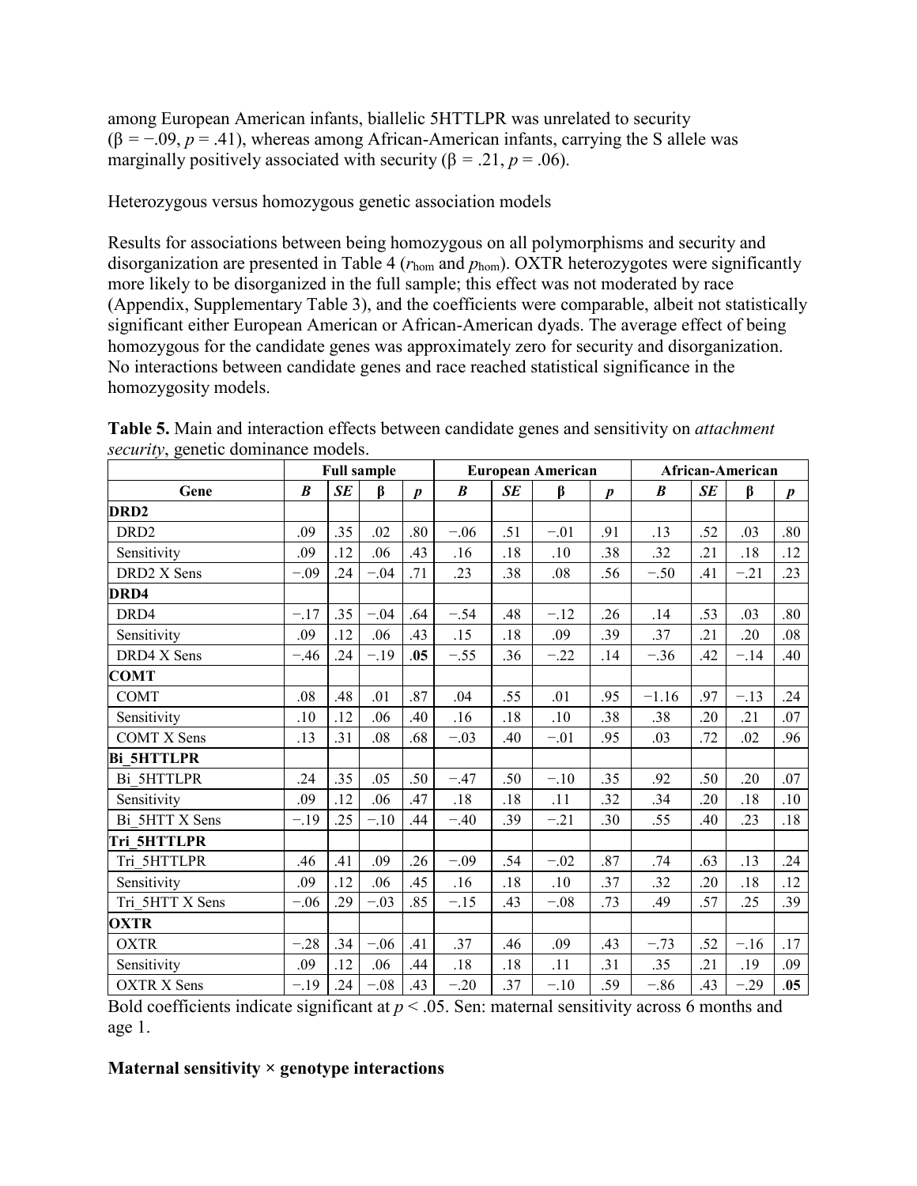among European American infants, biallelic 5HTTLPR was unrelated to security (β = −.09, $p$ = .41), whereas among African-American infants, carrying the S allele was marginally positively associated with security (β = .21, $p$ = .06).

Heterozygous versus homozygous genetic association models

Results for associations between being homozygous on all polymorphisms and security and disorganization are presented in Table 4 ($r_{hom}$ and $p_{hom}$). OXTR heterozygotes were significantly more likely to be disorganized in the full sample; this effect was not moderated by race (Appendix, Supplementary Table 3), and the coefficients were comparable, albeit not statistically significant either European American or African-American dyads. The average effect of being homozygous for the candidate genes was approximately zero for security and disorganization. No interactions between candidate genes and race reached statistical significance in the homozygosity models.

**Table 5.** Main and interaction effects between candidate genes and sensitivity on *attachment security*, genetic dominance models.

| | **Full sample** | | | | **European American** | | | | **African-American** | | | |
|---|---|---|---|---|---|---|---|---|---|---|---|---|
| **Gene** | ***B*** | ***SE*** | **β** | ***p*** | ***B*** | ***SE*** | **β** | ***p*** | ***B*** | ***SE*** | **β** | ***p*** |
| **DRD2** | | | | | | | | | | | | |
| DRD2 | .09 | .35 | .02 | .80 | −.06 | .51 | −.01 | .91 | .13 | .52 | .03 | .80 |
| Sensitivity | .09 | .12 | .06 | .43 | .16 | .18 | .10 | .38 | .32 | .21 | .18 | .12 |
| DRD2 X Sens | −.09 | .24 | −.04 | .71 | .23 | .38 | .08 | .56 | −.50 | .41 | −.21 | .23 |
| **DRD4** | | | | | | | | | | | | |
| DRD4 | −.17 | .35 | −.04 | .64 | −.54 | .48 | −.12 | .26 | .14 | .53 | .03 | .80 |
| Sensitivity | .09 | .12 | .06 | .43 | .15 | .18 | .09 | .39 | .37 | .21 | .20 | .08 |
| DRD4 X Sens | −.46 | .24 | −.19 | **.05** | −.55 | .36 | −.22 | .14 | −.36 | .42 | −.14 | .40 |
| **COMT** | | | | | | | | | | | | |
| COMT | .08 | .48 | .01 | .87 | .04 | .55 | .01 | .95 | −1.16 | .97 | −.13 | .24 |
| Sensitivity | .10 | .12 | .06 | .40 | .16 | .18 | .10 | .38 | .38 | .20 | .21 | .07 |
| COMT X Sens | .13 | .31 | .08 | .68 | −.03 | .40 | −.01 | .95 | .03 | .72 | .02 | .96 |
| **Bi_5HTTLPR** | | | | | | | | | | | | |
| Bi_5HTTLPR | .24 | .35 | .05 | .50 | −.47 | .50 | −.10 | .35 | .92 | .50 | .20 | .07 |
| Sensitivity | .09 | .12 | .06 | .47 | .18 | .18 | .11 | .32 | .34 | .20 | .18 | .10 |
| Bi_5HTT X Sens | −.19 | .25 | −.10 | .44 | −.40 | .39 | −.21 | .30 | .55 | .40 | .23 | .18 |
| **Tri_5HTTLPR** | | | | | | | | | | | | |
| Tri_5HTTLPR | .46 | .41 | .09 | .26 | −.09 | .54 | −.02 | .87 | .74 | .63 | .13 | .24 |
| Sensitivity | .09 | .12 | .06 | .45 | .16 | .18 | .10 | .37 | .32 | .20 | .18 | .12 |
| Tri_5HTT X Sens | −.06 | .29 | −.03 | .85 | −.15 | .43 | −.08 | .73 | .49 | .57 | .25 | .39 |
| **OXTR** | | | | | | | | | | | | |
| OXTR | −.28 | .34 | −.06 | .41 | .37 | .46 | .09 | .43 | −.73 | .52 | −.16 | .17 |
| Sensitivity | .09 | .12 | .06 | .44 | .18 | .18 | .11 | .31 | .35 | .21 | .19 | .09 |
| OXTR X Sens | −.19 | .24 | −.08 | .43 | −.20 | .37 | −.10 | .59 | −.86 | .43 | −.29 | **.05** |

Bold coefficients indicate significant at $p < .05$. Sen: maternal sensitivity across 6 months and age 1.

### Maternal sensitivity × genotype interactions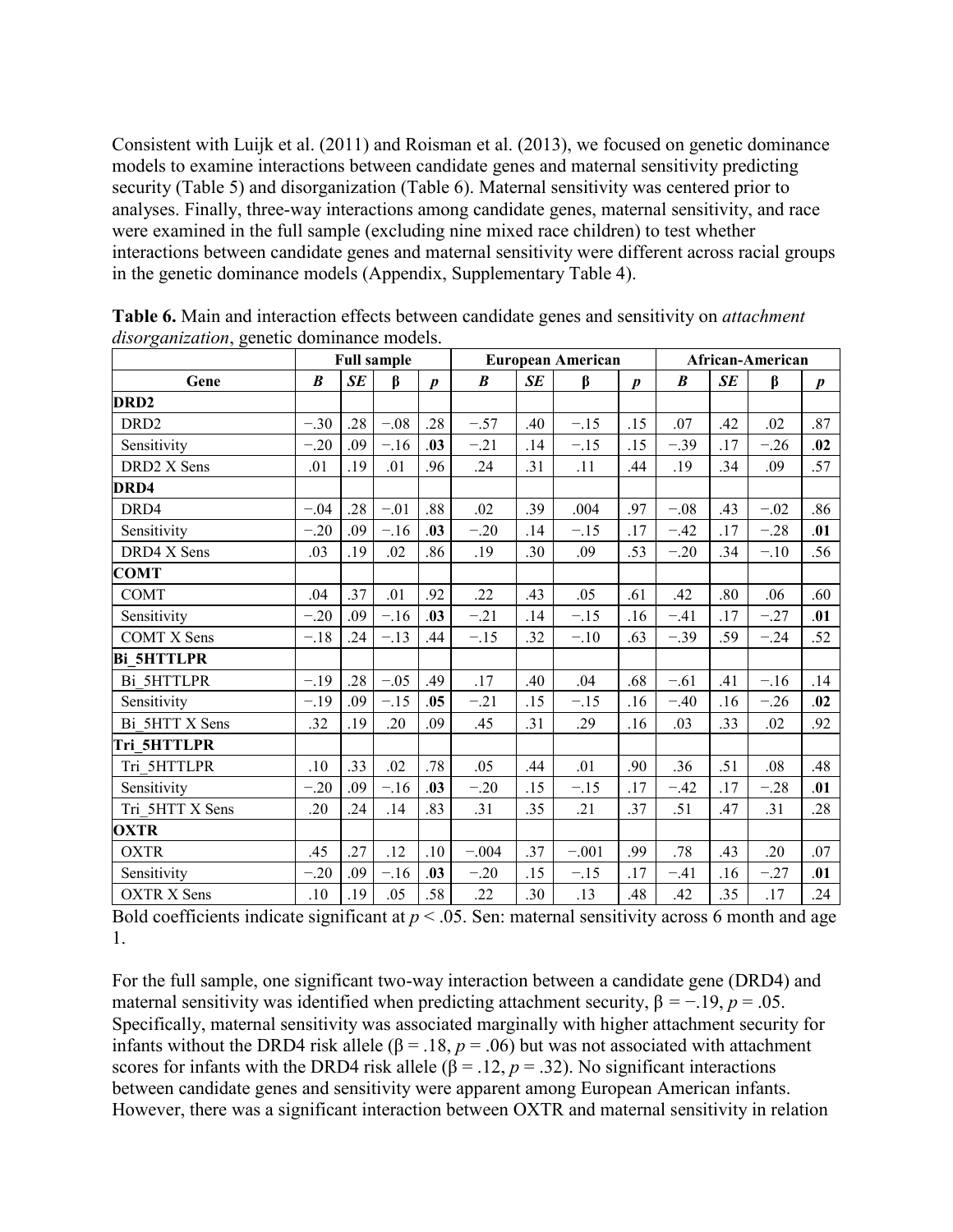Consistent with Luijk et al. (2011) and Roisman et al. (2013), we focused on genetic dominance models to examine interactions between candidate genes and maternal sensitivity predicting security (Table 5) and disorganization (Table 6). Maternal sensitivity was centered prior to analyses. Finally, three-way interactions among candidate genes, maternal sensitivity, and race were examined in the full sample (excluding nine mixed race children) to test whether interactions between candidate genes and maternal sensitivity were different across racial groups in the genetic dominance models (Appendix, Supplementary Table 4).

**Table 6.** Main and interaction effects between candidate genes and sensitivity on *attachment disorganization*, genetic dominance models.

| | Full sample | | | | European American | | | | African-American | | | |
|---|---|---|---|---|---|---|---|---|---|---|---|---|
| Gene | *B* | *SE* | β | *p* | *B* | *SE* | β | *p* | *B* | *SE* | β | *p* |
| **DRD2** | | | | | | | | | | | | |
| DRD2 | −.30 | .28 | −.08 | .28 | −.57 | .40 | −.15 | .15 | .07 | .42 | .02 | .87 |
| Sensitivity | −.20 | .09 | −.16 | **.03** | −.21 | .14 | −.15 | .15 | −.39 | .17 | −.26 | **.02** |
| DRD2 X Sens | .01 | .19 | .01 | .96 | .24 | .31 | .11 | .44 | .19 | .34 | .09 | .57 |
| **DRD4** | | | | | | | | | | | | |
| DRD4 | −.04 | .28 | −.01 | .88 | .02 | .39 | .004 | .97 | −.08 | .43 | −.02 | .86 |
| Sensitivity | −.20 | .09 | −.16 | **.03** | −.20 | .14 | −.15 | .17 | −.42 | .17 | −.28 | **.01** |
| DRD4 X Sens | .03 | .19 | .02 | .86 | .19 | .30 | .09 | .53 | −.20 | .34 | −.10 | .56 |
| **COMT** | | | | | | | | | | | | |
| COMT | .04 | .37 | .01 | .92 | .22 | .43 | .05 | .61 | .42 | .80 | .06 | .60 |
| Sensitivity | −.20 | .09 | −.16 | **.03** | −.21 | .14 | −.15 | .16 | −.41 | .17 | −.27 | **.01** |
| COMT X Sens | −.18 | .24 | −.13 | .44 | −.15 | .32 | −.10 | .63 | −.39 | .59 | −.24 | .52 |
| **Bi_5HTTLPR** | | | | | | | | | | | | |
| Bi_5HTTLPR | −.19 | .28 | −.05 | .49 | .17 | .40 | .04 | .68 | −.61 | .41 | −.16 | .14 |
| Sensitivity | −.19 | .09 | −.15 | **.05** | −.21 | .15 | −.15 | .16 | −.40 | .16 | −.26 | **.02** |
| Bi_5HTT X Sens | .32 | .19 | .20 | .09 | .45 | .31 | .29 | .16 | .03 | .33 | .02 | .92 |
| **Tri_5HTTLPR** | | | | | | | | | | | | |
| Tri_5HTTLPR | .10 | .33 | .02 | .78 | .05 | .44 | .01 | .90 | .36 | .51 | .08 | .48 |
| Sensitivity | −.20 | .09 | −.16 | **.03** | −.20 | .15 | −.15 | .17 | −.42 | .17 | −.28 | **.01** |
| Tri_5HTT X Sens | .20 | .24 | .14 | .83 | .31 | .35 | .21 | .37 | .51 | .47 | .31 | .28 |
| **OXTR** | | | | | | | | | | | | |
| OXTR | .45 | .27 | .12 | .10 | −.004 | .37 | −.001 | .99 | .78 | .43 | .20 | .07 |
| Sensitivity | −.20 | .09 | −.16 | **.03** | −.20 | .15 | −.15 | .17 | −.41 | .16 | −.27 | **.01** |
| OXTR X Sens | .10 | .19 | .05 | .58 | .22 | .30 | .13 | .48 | .42 | .35 | .17 | .24 |

Bold coefficients indicate significant at $p < .05$. Sen: maternal sensitivity across 6 month and age 1.

For the full sample, one significant two-way interaction between a candidate gene (DRD4) and maternal sensitivity was identified when predicting attachment security, $\beta = -.19$, $p = .05$. Specifically, maternal sensitivity was associated marginally with higher attachment security for infants without the DRD4 risk allele ($\beta = .18$, $p = .06$) but was not associated with attachment scores for infants with the DRD4 risk allele ($\beta = .12$, $p = .32$). No significant interactions between candidate genes and sensitivity were apparent among European American infants. However, there was a significant interaction between OXTR and maternal sensitivity in relation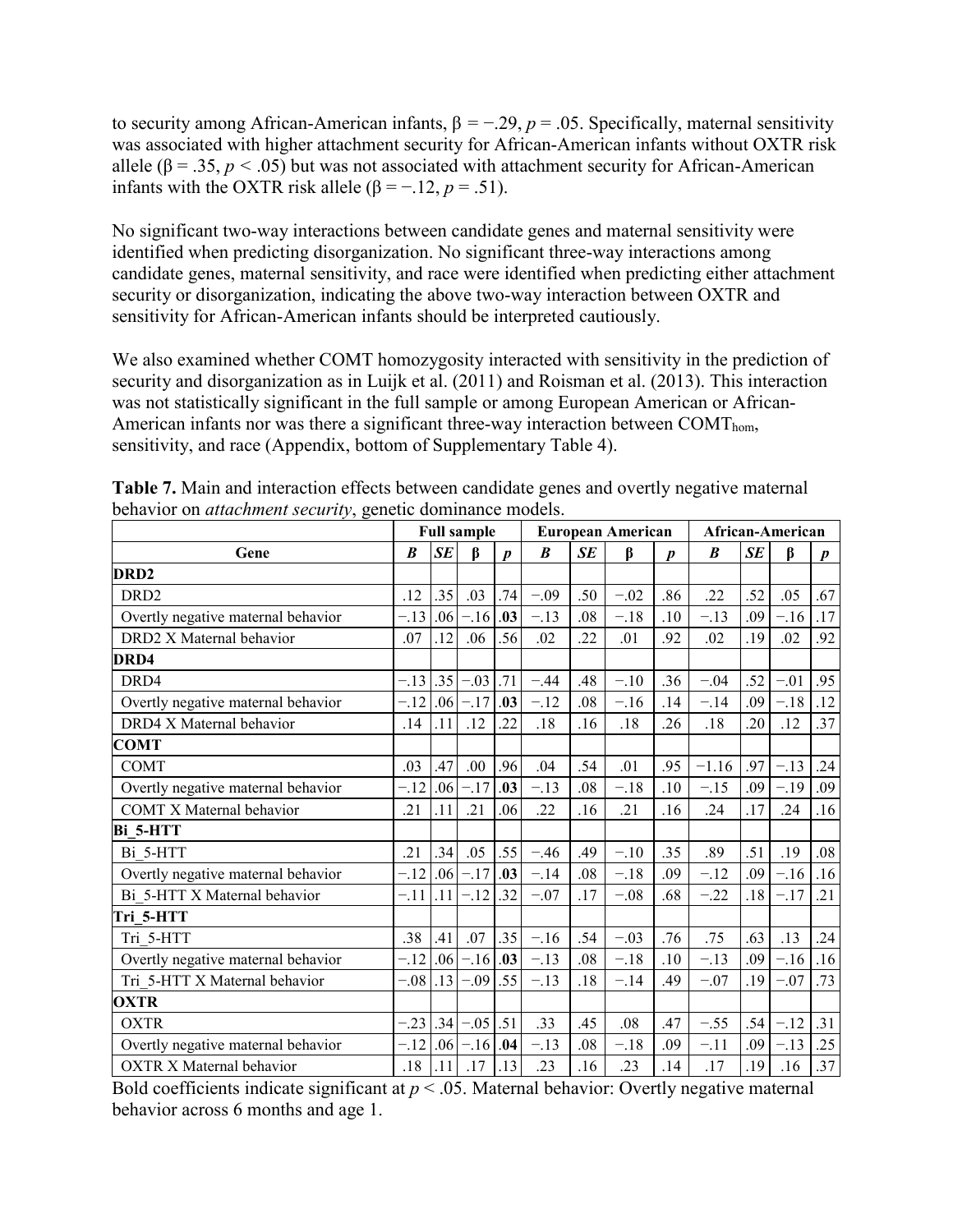to security among African-American infants, $\beta = -.29$, $p = .05$. Specifically, maternal sensitivity was associated with higher attachment security for African-American infants without OXTR risk allele ($\beta = .35$, $p < .05$) but was not associated with attachment security for African-American infants with the OXTR risk allele ($\beta = -.12$, $p = .51$).

No significant two-way interactions between candidate genes and maternal sensitivity were identified when predicting disorganization. No significant three-way interactions among candidate genes, maternal sensitivity, and race were identified when predicting either attachment security or disorganization, indicating the above two-way interaction between OXTR and sensitivity for African-American infants should be interpreted cautiously.

We also examined whether COMT homozygosity interacted with sensitivity in the prediction of security and disorganization as in Luijk et al. (2011) and Roisman et al. (2013). This interaction was not statistically significant in the full sample or among European American or African-American infants nor was there a significant three-way interaction between $COMT_{hom}$, sensitivity, and race (Appendix, bottom of Supplementary Table 4).

**Table 7.** Main and interaction effects between candidate genes and overtly negative maternal behavior on *attachment security*, genetic dominance models.

| | Full sample | | | | European American | | | | African-American | | | |
|---|---|---|---|---|---|---|---|---|---|---|---|---|
| **Gene** | ***B*** | ***SE*** | **β** | ***p*** | ***B*** | ***SE*** | **β** | ***p*** | ***B*** | ***SE*** | **β** | ***p*** |
| **DRD2** | | | | | | | | | | | | |
| DRD2 | .12 | .35 | .03 | .74 | −.09 | .50 | −.02 | .86 | .22 | .52 | .05 | .67 |
| Overtly negative maternal behavior | −.13 | .06 | −.16 | **.03** | −.13 | .08 | −.18 | .10 | −.13 | .09 | −.16 | .17 |
| DRD2 X Maternal behavior | .07 | .12 | .06 | .56 | .02 | .22 | .01 | .92 | .02 | .19 | .02 | .92 |
| **DRD4** | | | | | | | | | | | | |
| DRD4 | −.13 | .35 | −.03 | .71 | −.44 | .48 | −.10 | .36 | −.04 | .52 | −.01 | .95 |
| Overtly negative maternal behavior | −.12 | .06 | −.17 | **.03** | −.12 | .08 | −.16 | .14 | −.14 | .09 | −.18 | .12 |
| DRD4 X Maternal behavior | .14 | .11 | .12 | .22 | .18 | .16 | .18 | .26 | .18 | .20 | .12 | .37 |
| **COMT** | | | | | | | | | | | | |
| COMT | .03 | .47 | .00 | .96 | .04 | .54 | .01 | .95 | −1.16 | .97 | −.13 | .24 |
| Overtly negative maternal behavior | −.12 | .06 | −.17 | **.03** | −.13 | .08 | −.18 | .10 | −.15 | .09 | −.19 | .09 |
| COMT X Maternal behavior | .21 | .11 | .21 | .06 | .22 | .16 | .21 | .16 | .24 | .17 | .24 | .16 |
| **Bi_5-HTT** | | | | | | | | | | | | |
| Bi_5-HTT | .21 | .34 | .05 | .55 | −.46 | .49 | −.10 | .35 | .89 | .51 | .19 | .08 |
| Overtly negative maternal behavior | −.12 | .06 | −.17 | **.03** | −.14 | .08 | −.18 | .09 | −.12 | .09 | −.16 | .16 |
| Bi_5-HTT X Maternal behavior | −.11 | .11 | −.12 | .32 | −.07 | .17 | −.08 | .68 | −.22 | .18 | −.17 | .21 |
| **Tri_5-HTT** | | | | | | | | | | | | |
| Tri_5-HTT | .38 | .41 | .07 | .35 | −.16 | .54 | −.03 | .76 | .75 | .63 | .13 | .24 |
| Overtly negative maternal behavior | −.12 | .06 | −.16 | **.03** | −.13 | .08 | −.18 | .10 | −.13 | .09 | −.16 | .16 |
| Tri_5-HTT X Maternal behavior | −.08 | .13 | −.09 | .55 | −.13 | .18 | −.14 | .49 | −.07 | .19 | −.07 | .73 |
| **OXTR** | | | | | | | | | | | | |
| OXTR | −.23 | .34 | −.05 | .51 | .33 | .45 | .08 | .47 | −.55 | .54 | −.12 | .31 |
| Overtly negative maternal behavior | −.12 | .06 | −.16 | **.04** | −.13 | .08 | −.18 | .09 | −.11 | .09 | −.13 | .25 |
| OXTR X Maternal behavior | .18 | .11 | .17 | .13 | .23 | .16 | .23 | .14 | .17 | .19 | .16 | .37 |

Bold coefficients indicate significant at $p < .05$. Maternal behavior: Overtly negative maternal behavior across 6 months and age 1.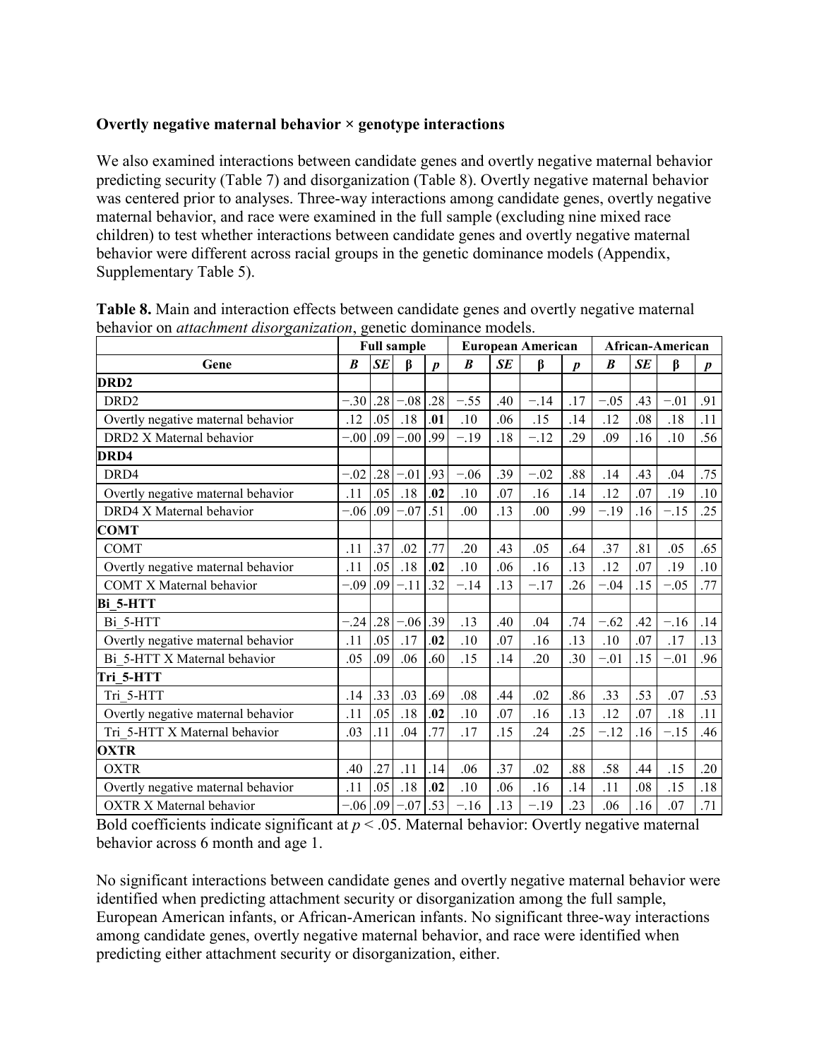**Overtly negative maternal behavior × genotype interactions**

We also examined interactions between candidate genes and overtly negative maternal behavior predicting security (Table 7) and disorganization (Table 8). Overtly negative maternal behavior was centered prior to analyses. Three-way interactions among candidate genes, overtly negative maternal behavior, and race were examined in the full sample (excluding nine mixed race children) to test whether interactions between candidate genes and overtly negative maternal behavior were different across racial groups in the genetic dominance models (Appendix, Supplementary Table 5).

**Table 8.** Main and interaction effects between candidate genes and overtly negative maternal behavior on *attachment disorganization*, genetic dominance models.

| | Full sample | | | | European American | | | | African-American | | | |
|---|---|---|---|---|---|---|---|---|---|---|---|---|
| Gene | *B* | *SE* | β | *p* | *B* | *SE* | β | *p* | *B* | *SE* | β | *p* |
| **DRD2** | | | | | | | | | | | | |
| DRD2 | −.30 | .28 | −.08 | .28 | −.55 | .40 | −.14 | .17 | −.05 | .43 | −.01 | .91 |
| Overtly negative maternal behavior | .12 | .05 | .18 | **.01** | .10 | .06 | .15 | .14 | .12 | .08 | .18 | .11 |
| DRD2 X Maternal behavior | −.00 | .09 | −.00 | .99 | −.19 | .18 | −.12 | .29 | .09 | .16 | .10 | .56 |
| **DRD4** | | | | | | | | | | | | |
| DRD4 | −.02 | .28 | −.01 | .93 | −.06 | .39 | −.02 | .88 | .14 | .43 | .04 | .75 |
| Overtly negative maternal behavior | .11 | .05 | .18 | **.02** | .10 | .07 | .16 | .14 | .12 | .07 | .19 | .10 |
| DRD4 X Maternal behavior | −.06 | .09 | −.07 | .51 | .00 | .13 | .00 | .99 | −.19 | .16 | −.15 | .25 |
| **COMT** | | | | | | | | | | | | |
| COMT | .11 | .37 | .02 | .77 | .20 | .43 | .05 | .64 | .37 | .81 | .05 | .65 |
| Overtly negative maternal behavior | .11 | .05 | .18 | **.02** | .10 | .06 | .16 | .13 | .12 | .07 | .19 | .10 |
| COMT X Maternal behavior | −.09 | .09 | −.11 | .32 | −.14 | .13 | −.17 | .26 | −.04 | .15 | −.05 | .77 |
| **Bi_5-HTT** | | | | | | | | | | | | |
| Bi_5-HTT | −.24 | .28 | −.06 | .39 | .13 | .40 | .04 | .74 | −.62 | .42 | −.16 | .14 |
| Overtly negative maternal behavior | .11 | .05 | .17 | **.02** | .10 | .07 | .16 | .13 | .10 | .07 | .17 | .13 |
| Bi_5-HTT X Maternal behavior | .05 | .09 | .06 | .60 | .15 | .14 | .20 | .30 | −.01 | .15 | −.01 | .96 |
| **Tri_5-HTT** | | | | | | | | | | | | |
| Tri_5-HTT | .14 | .33 | .03 | .69 | .08 | .44 | .02 | .86 | .33 | .53 | .07 | .53 |
| Overtly negative maternal behavior | .11 | .05 | .18 | **.02** | .10 | .07 | .16 | .13 | .12 | .07 | .18 | .11 |
| Tri_5-HTT X Maternal behavior | .03 | .11 | .04 | .77 | .17 | .15 | .24 | .25 | −.12 | .16 | −.15 | .46 |
| **OXTR** | | | | | | | | | | | | |
| OXTR | .40 | .27 | .11 | .14 | .06 | .37 | .02 | .88 | .58 | .44 | .15 | .20 |
| Overtly negative maternal behavior | .11 | .05 | .18 | **.02** | .10 | .06 | .16 | .14 | .11 | .08 | .15 | .18 |
| OXTR X Maternal behavior | −.06 | .09 | −.07 | .53 | −.16 | .13 | −.19 | .23 | .06 | .16 | .07 | .71 |

Bold coefficients indicate significant at $p < .05$. Maternal behavior: Overtly negative maternal behavior across 6 month and age 1.

No significant interactions between candidate genes and overtly negative maternal behavior were identified when predicting attachment security or disorganization among the full sample, European American infants, or African-American infants. No significant three-way interactions among candidate genes, overtly negative maternal behavior, and race were identified when predicting either attachment security or disorganization, either.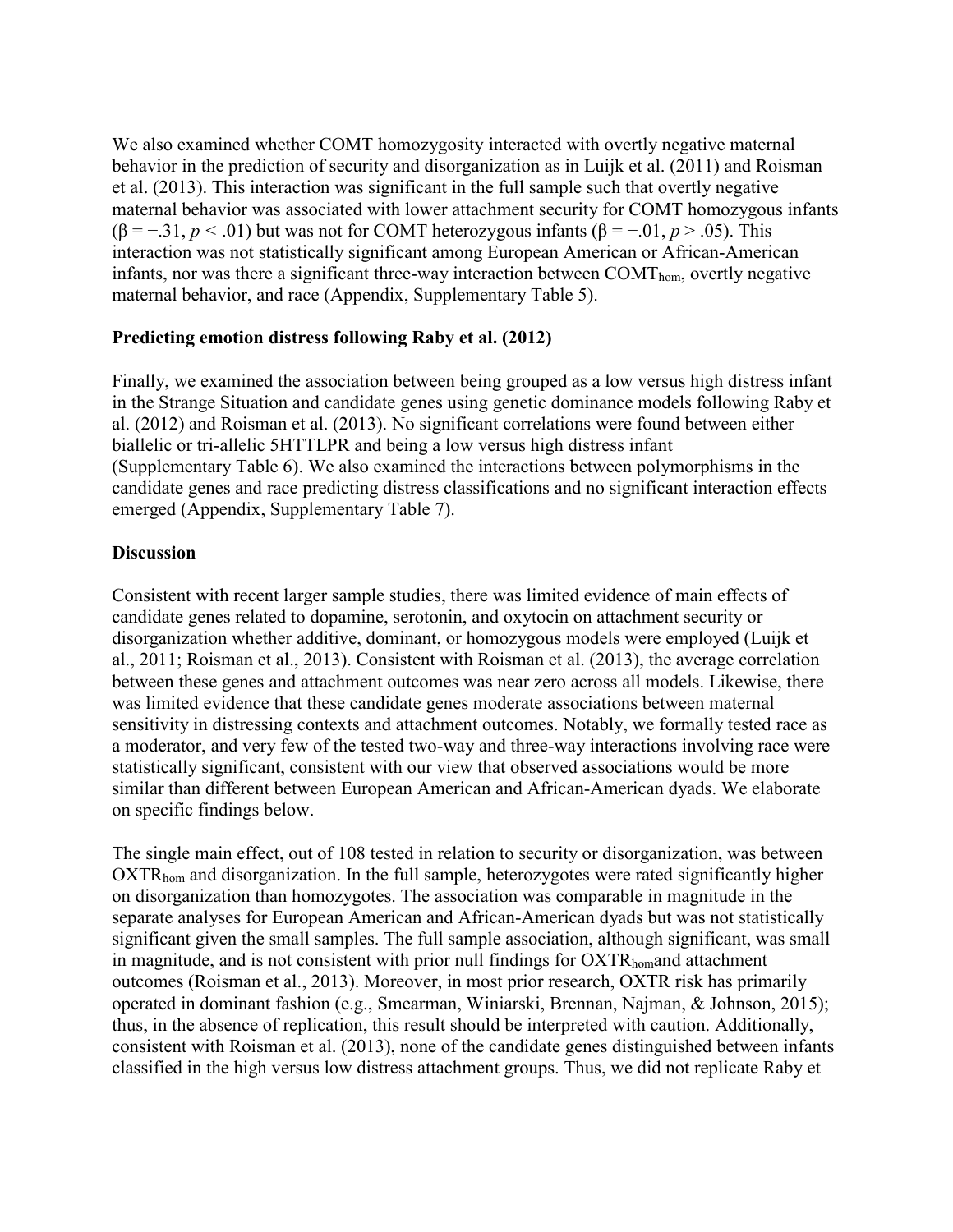We also examined whether COMT homozygosity interacted with overtly negative maternal behavior in the prediction of security and disorganization as in Luijk et al. (2011) and Roisman et al. (2013). This interaction was significant in the full sample such that overtly negative maternal behavior was associated with lower attachment security for COMT homozygous infants ($\beta = -.31$, $p < .01$) but was not for COMT heterozygous infants ($\beta = -.01$, $p > .05$). This interaction was not statistically significant among European American or African-American infants, nor was there a significant three-way interaction between $COMT_{hom}$, overtly negative maternal behavior, and race (Appendix, Supplementary Table 5).

### Predicting emotion distress following Raby et al. (2012)

Finally, we examined the association between being grouped as a low versus high distress infant in the Strange Situation and candidate genes using genetic dominance models following Raby et al. (2012) and Roisman et al. (2013). No significant correlations were found between either biallelic or tri-allelic 5HTTLPR and being a low versus high distress infant (Supplementary Table 6). We also examined the interactions between polymorphisms in the candidate genes and race predicting distress classifications and no significant interaction effects emerged (Appendix, Supplementary Table 7).

### Discussion

Consistent with recent larger sample studies, there was limited evidence of main effects of candidate genes related to dopamine, serotonin, and oxytocin on attachment security or disorganization whether additive, dominant, or homozygous models were employed (Luijk et al., 2011; Roisman et al., 2013). Consistent with Roisman et al. (2013), the average correlation between these genes and attachment outcomes was near zero across all models. Likewise, there was limited evidence that these candidate genes moderate associations between maternal sensitivity in distressing contexts and attachment outcomes. Notably, we formally tested race as a moderator, and very few of the tested two-way and three-way interactions involving race were statistically significant, consistent with our view that observed associations would be more similar than different between European American and African-American dyads. We elaborate on specific findings below.

The single main effect, out of 108 tested in relation to security or disorganization, was between $OXTR_{hom}$ and disorganization. In the full sample, heterozygotes were rated significantly higher on disorganization than homozygotes. The association was comparable in magnitude in the separate analyses for European American and African-American dyads but was not statistically significant given the small samples. The full sample association, although significant, was small in magnitude, and is not consistent with prior null findings for $OXTR_{hom}$and attachment outcomes (Roisman et al., 2013). Moreover, in most prior research, OXTR risk has primarily operated in dominant fashion (e.g., Smearman, Winiarski, Brennan, Najman, & Johnson, 2015); thus, in the absence of replication, this result should be interpreted with caution. Additionally, consistent with Roisman et al. (2013), none of the candidate genes distinguished between infants classified in the high versus low distress attachment groups. Thus, we did not replicate Raby et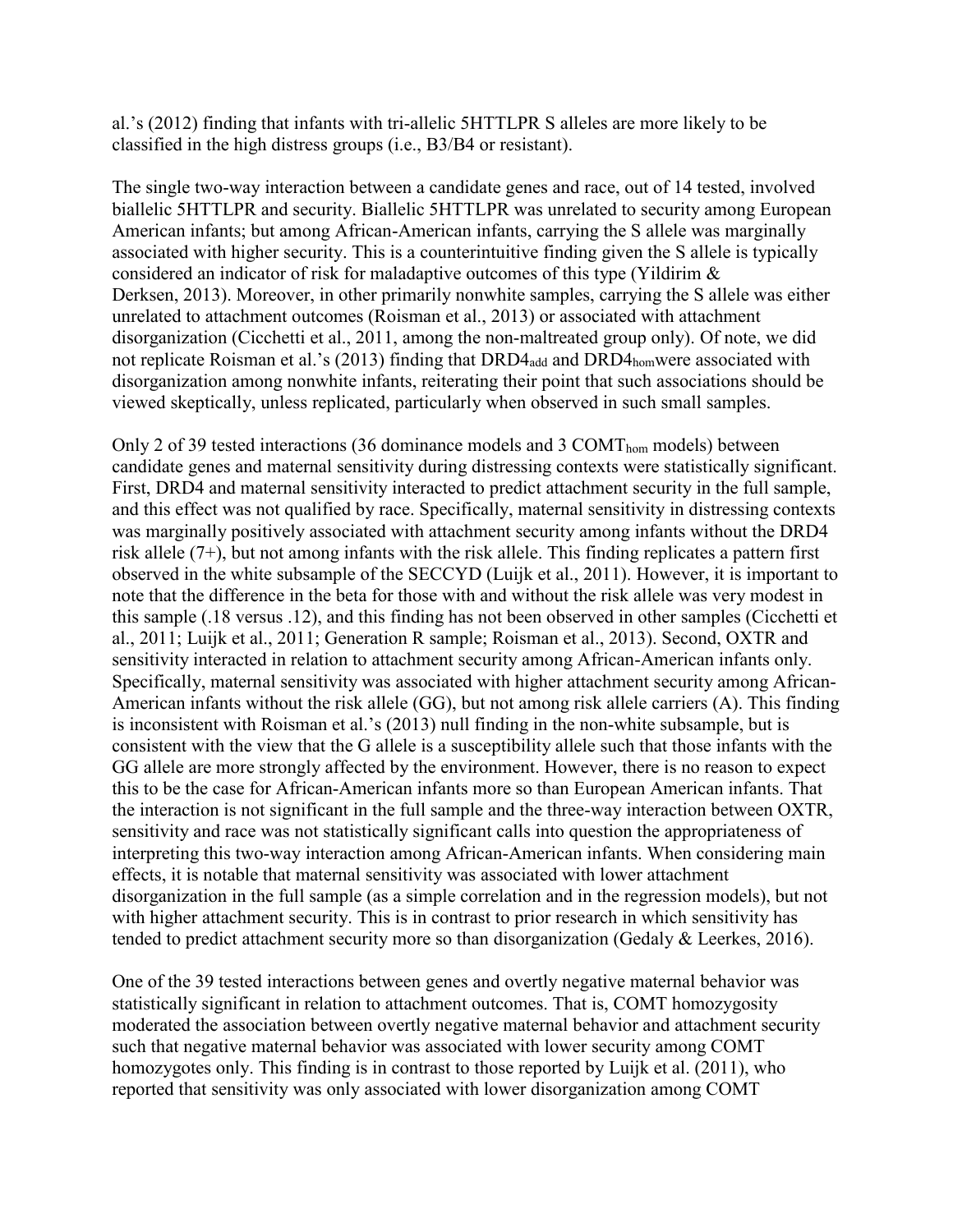al.'s (2012) finding that infants with tri-allelic 5HTTLPR S alleles are more likely to be classified in the high distress groups (i.e., B3/B4 or resistant).

The single two-way interaction between a candidate genes and race, out of 14 tested, involved biallelic 5HTTLPR and security. Biallelic 5HTTLPR was unrelated to security among European American infants; but among African-American infants, carrying the S allele was marginally associated with higher security. This is a counterintuitive finding given the S allele is typically considered an indicator of risk for maladaptive outcomes of this type (Yildirim & Derksen, 2013). Moreover, in other primarily nonwhite samples, carrying the S allele was either unrelated to attachment outcomes (Roisman et al., 2013) or associated with attachment disorganization (Cicchetti et al., 2011, among the non-maltreated group only). Of note, we did not replicate Roisman et al.'s (2013) finding that $DRD4_{add}$ and $DRD4_{hom}$ were associated with disorganization among nonwhite infants, reiterating their point that such associations should be viewed skeptically, unless replicated, particularly when observed in such small samples.

Only 2 of 39 tested interactions (36 dominance models and 3 $COMT_{hom}$ models) between candidate genes and maternal sensitivity during distressing contexts were statistically significant. First, DRD4 and maternal sensitivity interacted to predict attachment security in the full sample, and this effect was not qualified by race. Specifically, maternal sensitivity in distressing contexts was marginally positively associated with attachment security among infants without the DRD4 risk allele (7+), but not among infants with the risk allele. This finding replicates a pattern first observed in the white subsample of the SECCYD (Luijk et al., 2011). However, it is important to note that the difference in the beta for those with and without the risk allele was very modest in this sample (.18 versus .12), and this finding has not been observed in other samples (Cicchetti et al., 2011; Luijk et al., 2011; Generation R sample; Roisman et al., 2013). Second, OXTR and sensitivity interacted in relation to attachment security among African-American infants only. Specifically, maternal sensitivity was associated with higher attachment security among African-American infants without the risk allele (GG), but not among risk allele carriers (A). This finding is inconsistent with Roisman et al.'s (2013) null finding in the non-white subsample, but is consistent with the view that the G allele is a susceptibility allele such that those infants with the GG allele are more strongly affected by the environment. However, there is no reason to expect this to be the case for African-American infants more so than European American infants. That the interaction is not significant in the full sample and the three-way interaction between OXTR, sensitivity and race was not statistically significant calls into question the appropriateness of interpreting this two-way interaction among African-American infants. When considering main effects, it is notable that maternal sensitivity was associated with lower attachment disorganization in the full sample (as a simple correlation and in the regression models), but not with higher attachment security. This is in contrast to prior research in which sensitivity has tended to predict attachment security more so than disorganization (Gedaly & Leerkes, 2016).

One of the 39 tested interactions between genes and overtly negative maternal behavior was statistically significant in relation to attachment outcomes. That is, COMT homozygosity moderated the association between overtly negative maternal behavior and attachment security such that negative maternal behavior was associated with lower security among COMT homozygotes only. This finding is in contrast to those reported by Luijk et al. (2011), who reported that sensitivity was only associated with lower disorganization among COMT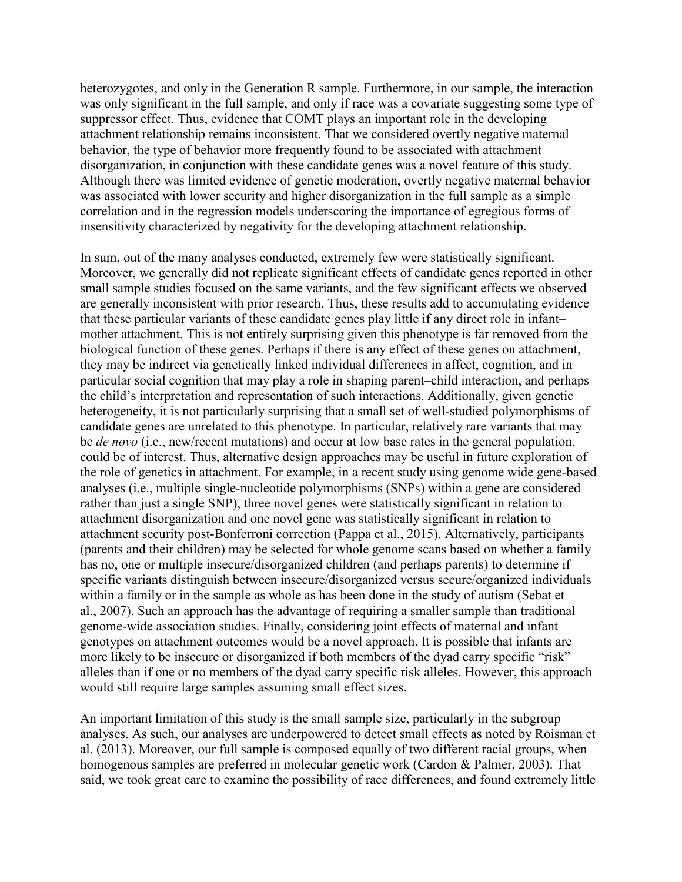heterozygotes, and only in the Generation R sample. Furthermore, in our sample, the interaction was only significant in the full sample, and only if race was a covariate suggesting some type of suppressor effect. Thus, evidence that COMT plays an important role in the developing attachment relationship remains inconsistent. That we considered overtly negative maternal behavior, the type of behavior more frequently found to be associated with attachment disorganization, in conjunction with these candidate genes was a novel feature of this study. Although there was limited evidence of genetic moderation, overtly negative maternal behavior was associated with lower security and higher disorganization in the full sample as a simple correlation and in the regression models underscoring the importance of egregious forms of insensitivity characterized by negativity for the developing attachment relationship.

In sum, out of the many analyses conducted, extremely few were statistically significant. Moreover, we generally did not replicate significant effects of candidate genes reported in other small sample studies focused on the same variants, and the few significant effects we observed are generally inconsistent with prior research. Thus, these results add to accumulating evidence that these particular variants of these candidate genes play little if any direct role in infant–mother attachment. This is not entirely surprising given this phenotype is far removed from the biological function of these genes. Perhaps if there is any effect of these genes on attachment, they may be indirect via genetically linked individual differences in affect, cognition, and in particular social cognition that may play a role in shaping parent–child interaction, and perhaps the child's interpretation and representation of such interactions. Additionally, given genetic heterogeneity, it is not particularly surprising that a small set of well-studied polymorphisms of candidate genes are unrelated to this phenotype. In particular, relatively rare variants that may be *de novo* (i.e., new/recent mutations) and occur at low base rates in the general population, could be of interest. Thus, alternative design approaches may be useful in future exploration of the role of genetics in attachment. For example, in a recent study using genome wide gene-based analyses (i.e., multiple single-nucleotide polymorphisms (SNPs) within a gene are considered rather than just a single SNP), three novel genes were statistically significant in relation to attachment disorganization and one novel gene was statistically significant in relation to attachment security post-Bonferroni correction (Pappa et al., 2015). Alternatively, participants (parents and their children) may be selected for whole genome scans based on whether a family has no, one or multiple insecure/disorganized children (and perhaps parents) to determine if specific variants distinguish between insecure/disorganized versus secure/organized individuals within a family or in the sample as whole as has been done in the study of autism (Sebat et al., 2007). Such an approach has the advantage of requiring a smaller sample than traditional genome-wide association studies. Finally, considering joint effects of maternal and infant genotypes on attachment outcomes would be a novel approach. It is possible that infants are more likely to be insecure or disorganized if both members of the dyad carry specific "risk" alleles than if one or no members of the dyad carry specific risk alleles. However, this approach would still require large samples assuming small effect sizes.

An important limitation of this study is the small sample size, particularly in the subgroup analyses. As such, our analyses are underpowered to detect small effects as noted by Roisman et al. (2013). Moreover, our full sample is composed equally of two different racial groups, when homogenous samples are preferred in molecular genetic work (Cardon & Palmer, 2003). That said, we took great care to examine the possibility of race differences, and found extremely little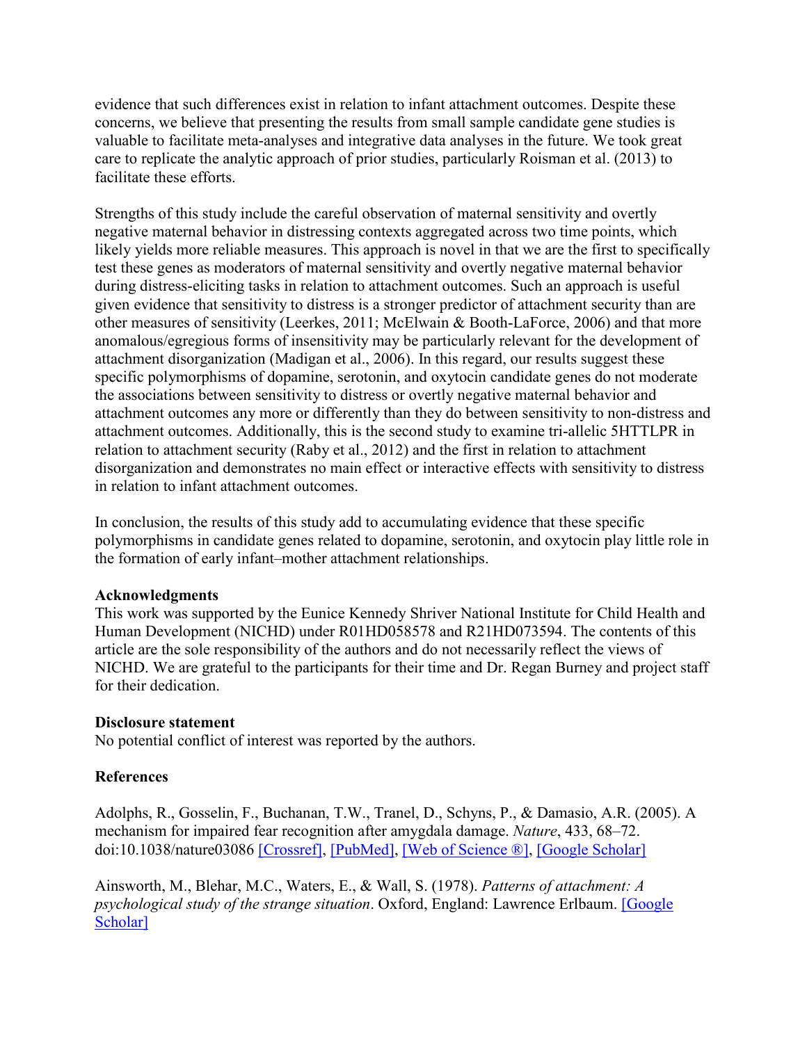evidence that such differences exist in relation to infant attachment outcomes. Despite these concerns, we believe that presenting the results from small sample candidate gene studies is valuable to facilitate meta-analyses and integrative data analyses in the future. We took great care to replicate the analytic approach of prior studies, particularly Roisman et al. (2013) to facilitate these efforts.

Strengths of this study include the careful observation of maternal sensitivity and overtly negative maternal behavior in distressing contexts aggregated across two time points, which likely yields more reliable measures. This approach is novel in that we are the first to specifically test these genes as moderators of maternal sensitivity and overtly negative maternal behavior during distress-eliciting tasks in relation to attachment outcomes. Such an approach is useful given evidence that sensitivity to distress is a stronger predictor of attachment security than are other measures of sensitivity (Leerkes, 2011; McElwain & Booth-LaForce, 2006) and that more anomalous/egregious forms of insensitivity may be particularly relevant for the development of attachment disorganization (Madigan et al., 2006). In this regard, our results suggest these specific polymorphisms of dopamine, serotonin, and oxytocin candidate genes do not moderate the associations between sensitivity to distress or overtly negative maternal behavior and attachment outcomes any more or differently than they do between sensitivity to non-distress and attachment outcomes. Additionally, this is the second study to examine tri-allelic 5HTTLPR in relation to attachment security (Raby et al., 2012) and the first in relation to attachment disorganization and demonstrates no main effect or interactive effects with sensitivity to distress in relation to infant attachment outcomes.

In conclusion, the results of this study add to accumulating evidence that these specific polymorphisms in candidate genes related to dopamine, serotonin, and oxytocin play little role in the formation of early infant–mother attachment relationships.

**Acknowledgments**

This work was supported by the Eunice Kennedy Shriver National Institute for Child Health and Human Development (NICHD) under R01HD058578 and R21HD073594. The contents of this article are the sole responsibility of the authors and do not necessarily reflect the views of NICHD. We are grateful to the participants for their time and Dr. Regan Burney and project staff for their dedication.

**Disclosure statement**

No potential conflict of interest was reported by the authors.

**References**

Adolphs, R., Gosselin, F., Buchanan, T.W., Tranel, D., Schyns, P., & Damasio, A.R. (2005). A mechanism for impaired fear recognition after amygdala damage. *Nature*, 433, 68–72. doi:10.1038/nature03086 [Crossref], [PubMed], [Web of Science ®], [Google Scholar]

Ainsworth, M., Blehar, M.C., Waters, E., & Wall, S. (1978). *Patterns of attachment: A psychological study of the strange situation*. Oxford, England: Lawrence Erlbaum. [Google Scholar]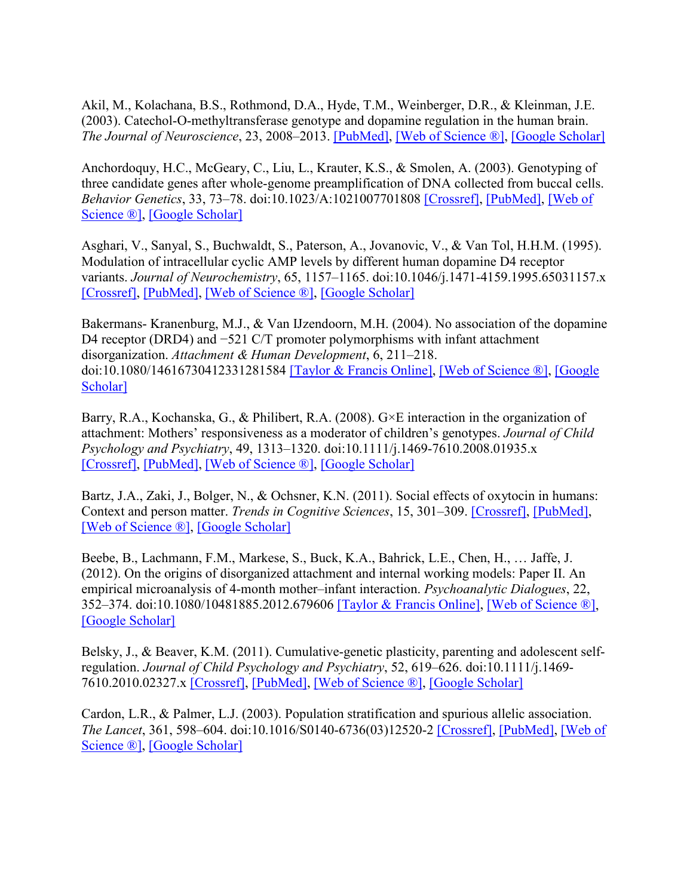Akil, M., Kolachana, B.S., Rothmond, D.A., Hyde, T.M., Weinberger, D.R., & Kleinman, J.E. (2003). Catechol-O-methyltransferase genotype and dopamine regulation in the human brain. *The Journal of Neuroscience*, 23, 2008–2013. [PubMed], [Web of Science ®], [Google Scholar]

Anchordoquy, H.C., McGeary, C., Liu, L., Krauter, K.S., & Smolen, A. (2003). Genotyping of three candidate genes after whole-genome preamplification of DNA collected from buccal cells. *Behavior Genetics*, 33, 73–78. doi:10.1023/A:1021007701808 [Crossref], [PubMed], [Web of Science ®], [Google Scholar]

Asghari, V., Sanyal, S., Buchwaldt, S., Paterson, A., Jovanovic, V., & Van Tol, H.H.M. (1995). Modulation of intracellular cyclic AMP levels by different human dopamine D4 receptor variants. *Journal of Neurochemistry*, 65, 1157–1165. doi:10.1046/j.1471-4159.1995.65031157.x [Crossref], [PubMed], [Web of Science ®], [Google Scholar]

Bakermans- Kranenburg, M.J., & Van IJzendoorn, M.H. (2004). No association of the dopamine D4 receptor (DRD4) and −521 C/T promoter polymorphisms with infant attachment disorganization. *Attachment & Human Development*, 6, 211–218. doi:10.1080/14616730412331281584 [Taylor & Francis Online], [Web of Science ®], [Google Scholar]

Barry, R.A., Kochanska, G., & Philibert, R.A. (2008). G×E interaction in the organization of attachment: Mothers' responsiveness as a moderator of children's genotypes. *Journal of Child Psychology and Psychiatry*, 49, 1313–1320. doi:10.1111/j.1469-7610.2008.01935.x [Crossref], [PubMed], [Web of Science ®], [Google Scholar]

Bartz, J.A., Zaki, J., Bolger, N., & Ochsner, K.N. (2011). Social effects of oxytocin in humans: Context and person matter. *Trends in Cognitive Sciences*, 15, 301–309. [Crossref], [PubMed], [Web of Science ®], [Google Scholar]

Beebe, B., Lachmann, F.M., Markese, S., Buck, K.A., Bahrick, L.E., Chen, H., … Jaffe, J. (2012). On the origins of disorganized attachment and internal working models: Paper II. An empirical microanalysis of 4-month mother–infant interaction. *Psychoanalytic Dialogues*, 22, 352–374. doi:10.1080/10481885.2012.679606 [Taylor & Francis Online], [Web of Science ®], [Google Scholar]

Belsky, J., & Beaver, K.M. (2011). Cumulative-genetic plasticity, parenting and adolescent self-regulation. *Journal of Child Psychology and Psychiatry*, 52, 619–626. doi:10.1111/j.1469-7610.2010.02327.x [Crossref], [PubMed], [Web of Science ®], [Google Scholar]

Cardon, L.R., & Palmer, L.J. (2003). Population stratification and spurious allelic association. *The Lancet*, 361, 598–604. doi:10.1016/S0140-6736(03)12520-2 [Crossref], [PubMed], [Web of Science ®], [Google Scholar]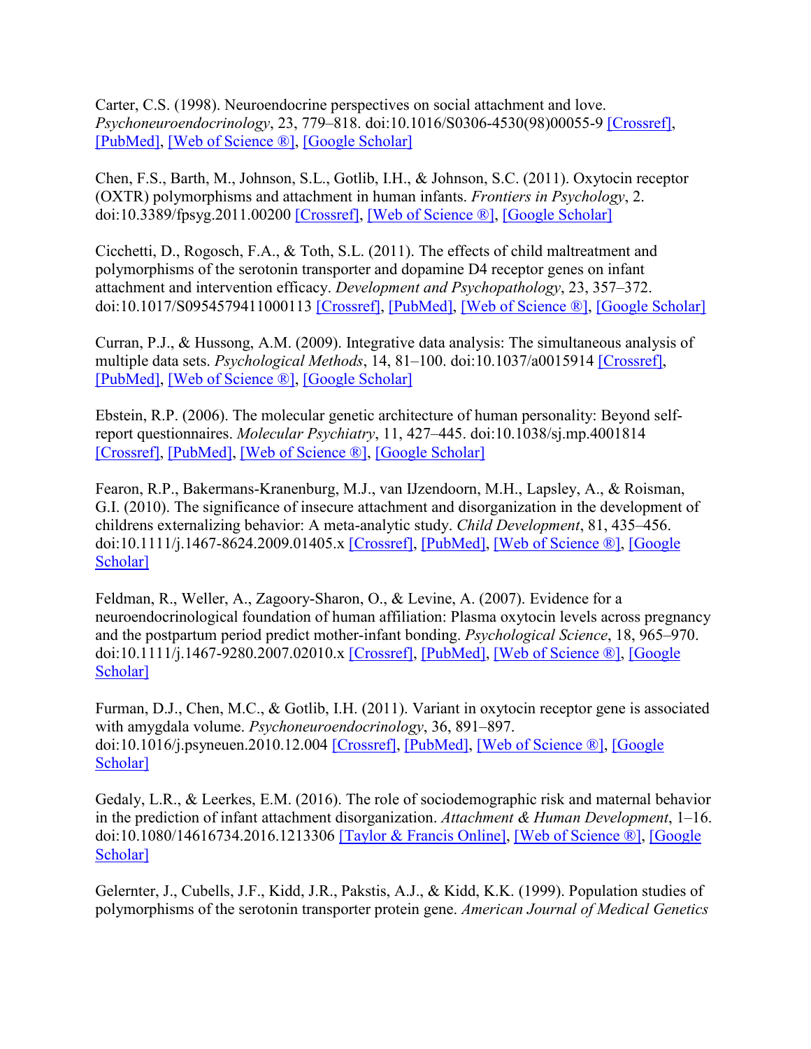Carter, C.S. (1998). Neuroendocrine perspectives on social attachment and love. *Psychoneuroendocrinology*, 23, 779–818. doi:10.1016/S0306-4530(98)00055-9 [Crossref], [PubMed], [Web of Science ®], [Google Scholar]

Chen, F.S., Barth, M., Johnson, S.L., Gotlib, I.H., & Johnson, S.C. (2011). Oxytocin receptor (OXTR) polymorphisms and attachment in human infants. *Frontiers in Psychology*, 2. doi:10.3389/fpsyg.2011.00200 [Crossref], [Web of Science ®], [Google Scholar]

Cicchetti, D., Rogosch, F.A., & Toth, S.L. (2011). The effects of child maltreatment and polymorphisms of the serotonin transporter and dopamine D4 receptor genes on infant attachment and intervention efficacy. *Development and Psychopathology*, 23, 357–372. doi:10.1017/S0954579411000113 [Crossref], [PubMed], [Web of Science ®], [Google Scholar]

Curran, P.J., & Hussong, A.M. (2009). Integrative data analysis: The simultaneous analysis of multiple data sets. *Psychological Methods*, 14, 81–100. doi:10.1037/a0015914 [Crossref], [PubMed], [Web of Science ®], [Google Scholar]

Ebstein, R.P. (2006). The molecular genetic architecture of human personality: Beyond self-report questionnaires. *Molecular Psychiatry*, 11, 427–445. doi:10.1038/sj.mp.4001814 [Crossref], [PubMed], [Web of Science ®], [Google Scholar]

Fearon, R.P., Bakermans-Kranenburg, M.J., van IJzendoorn, M.H., Lapsley, A., & Roisman, G.I. (2010). The significance of insecure attachment and disorganization in the development of childrens externalizing behavior: A meta-analytic study. *Child Development*, 81, 435–456. doi:10.1111/j.1467-8624.2009.01405.x [Crossref], [PubMed], [Web of Science ®], [Google Scholar]

Feldman, R., Weller, A., Zagoory-Sharon, O., & Levine, A. (2007). Evidence for a neuroendocrinological foundation of human affiliation: Plasma oxytocin levels across pregnancy and the postpartum period predict mother-infant bonding. *Psychological Science*, 18, 965–970. doi:10.1111/j.1467-9280.2007.02010.x [Crossref], [PubMed], [Web of Science ®], [Google Scholar]

Furman, D.J., Chen, M.C., & Gotlib, I.H. (2011). Variant in oxytocin receptor gene is associated with amygdala volume. *Psychoneuroendocrinology*, 36, 891–897. doi:10.1016/j.psyneuen.2010.12.004 [Crossref], [PubMed], [Web of Science ®], [Google Scholar]

Gedaly, L.R., & Leerkes, E.M. (2016). The role of sociodemographic risk and maternal behavior in the prediction of infant attachment disorganization. *Attachment & Human Development*, 1–16. doi:10.1080/14616734.2016.1213306 [Taylor & Francis Online], [Web of Science ®], [Google Scholar]

Gelernter, J., Cubells, J.F., Kidd, J.R., Pakstis, A.J., & Kidd, K.K. (1999). Population studies of polymorphisms of the serotonin transporter protein gene. *American Journal of Medical Genetics*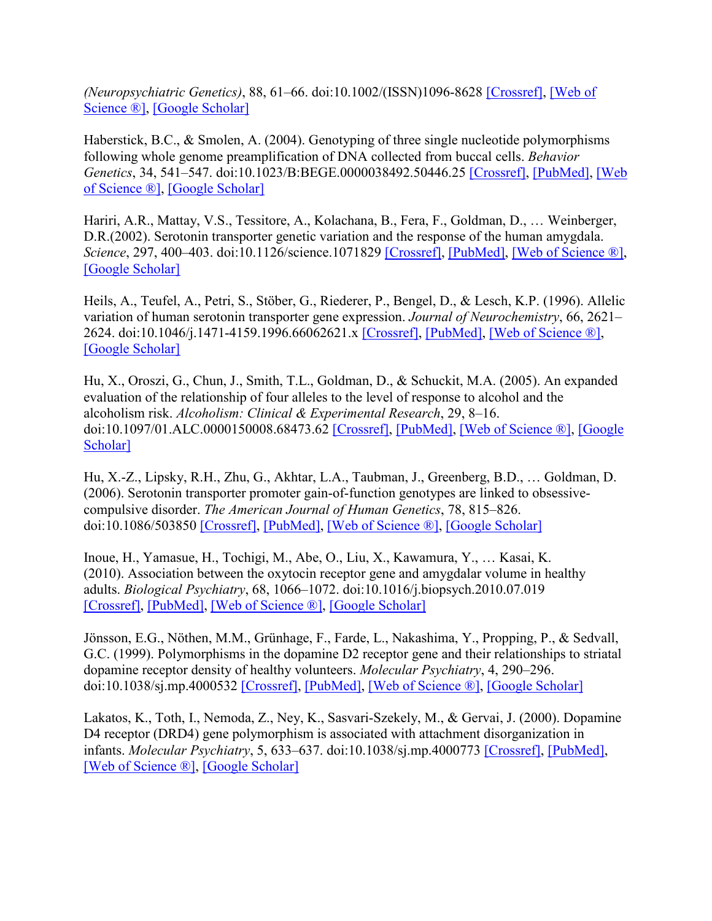*(Neuropsychiatric Genetics)*, 88, 61–66. doi:10.1002/(ISSN)1096-8628 [Crossref], [Web of Science ®], [Google Scholar]

Haberstick, B.C., & Smolen, A. (2004). Genotyping of three single nucleotide polymorphisms following whole genome preamplification of DNA collected from buccal cells. *Behavior Genetics*, 34, 541–547. doi:10.1023/B:BEGE.0000038492.50446.25 [Crossref], [PubMed], [Web of Science ®], [Google Scholar]

Hariri, A.R., Mattay, V.S., Tessitore, A., Kolachana, B., Fera, F., Goldman, D., … Weinberger, D.R.(2002). Serotonin transporter genetic variation and the response of the human amygdala. *Science*, 297, 400–403. doi:10.1126/science.1071829 [Crossref], [PubMed], [Web of Science ®], [Google Scholar]

Heils, A., Teufel, A., Petri, S., Stöber, G., Riederer, P., Bengel, D., & Lesch, K.P. (1996). Allelic variation of human serotonin transporter gene expression. *Journal of Neurochemistry*, 66, 2621–2624. doi:10.1046/j.1471-4159.1996.66062621.x [Crossref], [PubMed], [Web of Science ®], [Google Scholar]

Hu, X., Oroszi, G., Chun, J., Smith, T.L., Goldman, D., & Schuckit, M.A. (2005). An expanded evaluation of the relationship of four alleles to the level of response to alcohol and the alcoholism risk. *Alcoholism: Clinical & Experimental Research*, 29, 8–16. doi:10.1097/01.ALC.0000150008.68473.62 [Crossref], [PubMed], [Web of Science ®], [Google Scholar]

Hu, X.-Z., Lipsky, R.H., Zhu, G., Akhtar, L.A., Taubman, J., Greenberg, B.D., … Goldman, D. (2006). Serotonin transporter promoter gain-of-function genotypes are linked to obsessive-compulsive disorder. *The American Journal of Human Genetics*, 78, 815–826. doi:10.1086/503850 [Crossref], [PubMed], [Web of Science ®], [Google Scholar]

Inoue, H., Yamasue, H., Tochigi, M., Abe, O., Liu, X., Kawamura, Y., … Kasai, K. (2010). Association between the oxytocin receptor gene and amygdalar volume in healthy adults. *Biological Psychiatry*, 68, 1066–1072. doi:10.1016/j.biopsych.2010.07.019 [Crossref], [PubMed], [Web of Science ®], [Google Scholar]

Jönsson, E.G., Nöthen, M.M., Grünhage, F., Farde, L., Nakashima, Y., Propping, P., & Sedvall, G.C. (1999). Polymorphisms in the dopamine D2 receptor gene and their relationships to striatal dopamine receptor density of healthy volunteers. *Molecular Psychiatry*, 4, 290–296. doi:10.1038/sj.mp.4000532 [Crossref], [PubMed], [Web of Science ®], [Google Scholar]

Lakatos, K., Toth, I., Nemoda, Z., Ney, K., Sasvari-Szekely, M., & Gervai, J. (2000). Dopamine D4 receptor (DRD4) gene polymorphism is associated with attachment disorganization in infants. *Molecular Psychiatry*, 5, 633–637. doi:10.1038/sj.mp.4000773 [Crossref], [PubMed], [Web of Science ®], [Google Scholar]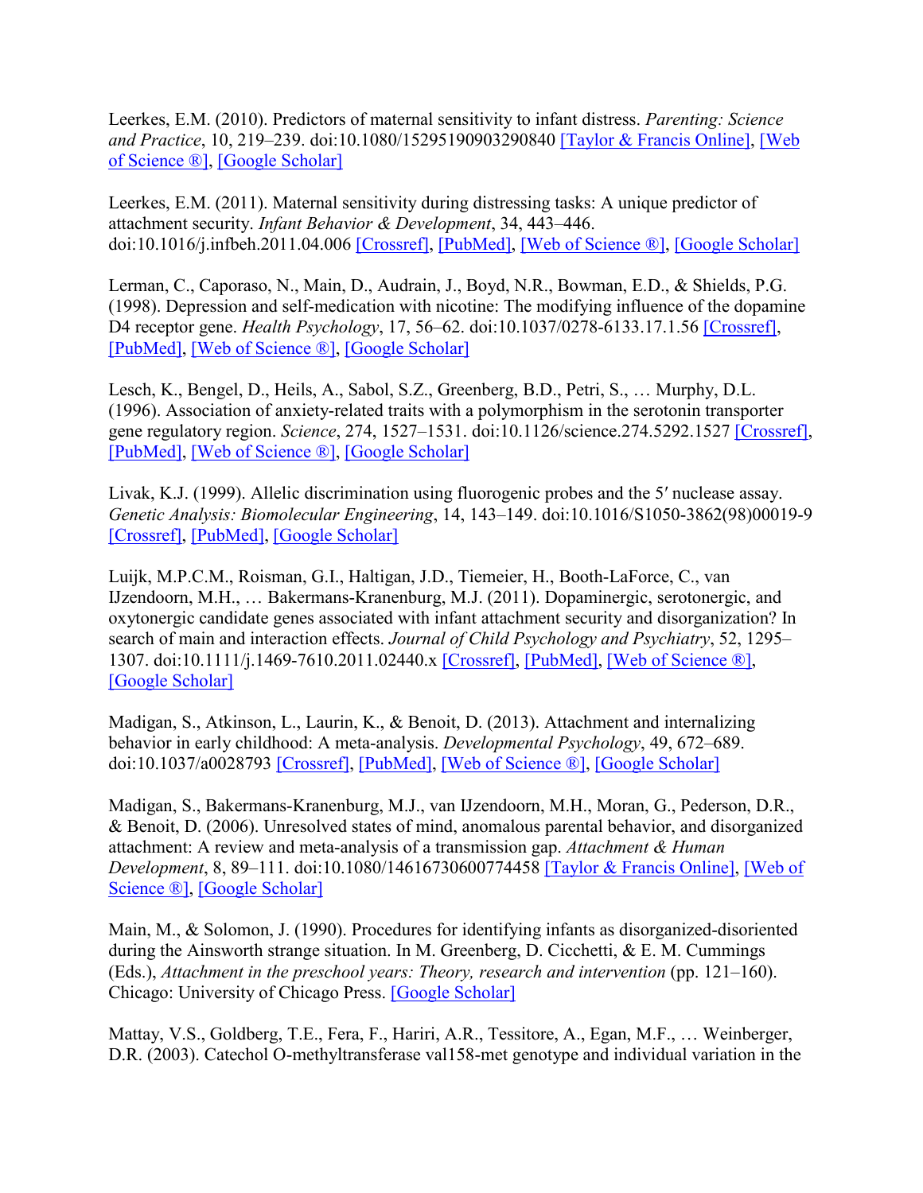Leerkes, E.M. (2010). Predictors of maternal sensitivity to infant distress. *Parenting: Science and Practice*, 10, 219–239. doi:10.1080/15295190903290840 [Taylor & Francis Online], [Web of Science ®], [Google Scholar]

Leerkes, E.M. (2011). Maternal sensitivity during distressing tasks: A unique predictor of attachment security. *Infant Behavior & Development*, 34, 443–446. doi:10.1016/j.infbeh.2011.04.006 [Crossref], [PubMed], [Web of Science ®], [Google Scholar]

Lerman, C., Caporaso, N., Main, D., Audrain, J., Boyd, N.R., Bowman, E.D., & Shields, P.G. (1998). Depression and self-medication with nicotine: The modifying influence of the dopamine D4 receptor gene. *Health Psychology*, 17, 56–62. doi:10.1037/0278-6133.17.1.56 [Crossref], [PubMed], [Web of Science ®], [Google Scholar]

Lesch, K., Bengel, D., Heils, A., Sabol, S.Z., Greenberg, B.D., Petri, S., … Murphy, D.L. (1996). Association of anxiety-related traits with a polymorphism in the serotonin transporter gene regulatory region. *Science*, 274, 1527–1531. doi:10.1126/science.274.5292.1527 [Crossref], [PubMed], [Web of Science ®], [Google Scholar]

Livak, K.J. (1999). Allelic discrimination using fluorogenic probes and the 5′ nuclease assay. *Genetic Analysis: Biomolecular Engineering*, 14, 143–149. doi:10.1016/S1050-3862(98)00019-9 [Crossref], [PubMed], [Google Scholar]

Luijk, M.P.C.M., Roisman, G.I., Haltigan, J.D., Tiemeier, H., Booth-LaForce, C., van IJzendoorn, M.H., … Bakermans-Kranenburg, M.J. (2011). Dopaminergic, serotonergic, and oxytonergic candidate genes associated with infant attachment security and disorganization? In search of main and interaction effects. *Journal of Child Psychology and Psychiatry*, 52, 1295–1307. doi:10.1111/j.1469-7610.2011.02440.x [Crossref], [PubMed], [Web of Science ®], [Google Scholar]

Madigan, S., Atkinson, L., Laurin, K., & Benoit, D. (2013). Attachment and internalizing behavior in early childhood: A meta-analysis. *Developmental Psychology*, 49, 672–689. doi:10.1037/a0028793 [Crossref], [PubMed], [Web of Science ®], [Google Scholar]

Madigan, S., Bakermans-Kranenburg, M.J., van IJzendoorn, M.H., Moran, G., Pederson, D.R., & Benoit, D. (2006). Unresolved states of mind, anomalous parental behavior, and disorganized attachment: A review and meta-analysis of a transmission gap. *Attachment & Human Development*, 8, 89–111. doi:10.1080/14616730600774458 [Taylor & Francis Online], [Web of Science ®], [Google Scholar]

Main, M., & Solomon, J. (1990). Procedures for identifying infants as disorganized-disoriented during the Ainsworth strange situation. In M. Greenberg, D. Cicchetti, & E. M. Cummings (Eds.), *Attachment in the preschool years: Theory, research and intervention* (pp. 121–160). Chicago: University of Chicago Press. [Google Scholar]

Mattay, V.S., Goldberg, T.E., Fera, F., Hariri, A.R., Tessitore, A., Egan, M.F., … Weinberger, D.R. (2003). Catechol O-methyltransferase val158-met genotype and individual variation in the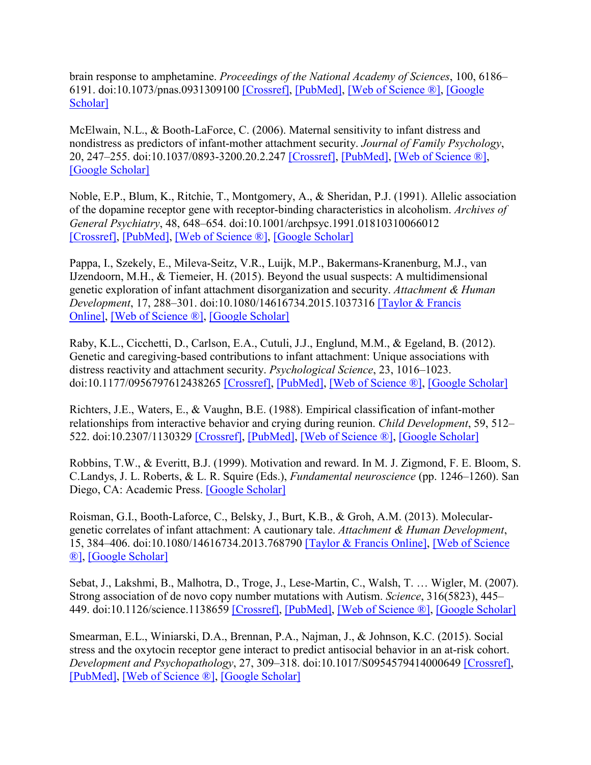brain response to amphetamine. *Proceedings of the National Academy of Sciences*, 100, 6186–6191. doi:10.1073/pnas.0931309100 [Crossref], [PubMed], [Web of Science ®], [Google Scholar]

McElwain, N.L., & Booth-LaForce, C. (2006). Maternal sensitivity to infant distress and nondistress as predictors of infant-mother attachment security. *Journal of Family Psychology*, 20, 247–255. doi:10.1037/0893-3200.20.2.247 [Crossref], [PubMed], [Web of Science ®], [Google Scholar]

Noble, E.P., Blum, K., Ritchie, T., Montgomery, A., & Sheridan, P.J. (1991). Allelic association of the dopamine receptor gene with receptor-binding characteristics in alcoholism. *Archives of General Psychiatry*, 48, 648–654. doi:10.1001/archpsyc.1991.01810310066012 [Crossref], [PubMed], [Web of Science ®], [Google Scholar]

Pappa, I., Szekely, E., Mileva-Seitz, V.R., Luijk, M.P., Bakermans-Kranenburg, M.J., van IJzendoorn, M.H., & Tiemeier, H. (2015). Beyond the usual suspects: A multidimensional genetic exploration of infant attachment disorganization and security. *Attachment & Human Development*, 17, 288–301. doi:10.1080/14616734.2015.1037316 [Taylor & Francis Online], [Web of Science ®], [Google Scholar]

Raby, K.L., Cicchetti, D., Carlson, E.A., Cutuli, J.J., Englund, M.M., & Egeland, B. (2012). Genetic and caregiving-based contributions to infant attachment: Unique associations with distress reactivity and attachment security. *Psychological Science*, 23, 1016–1023. doi:10.1177/0956797612438265 [Crossref], [PubMed], [Web of Science ®], [Google Scholar]

Richters, J.E., Waters, E., & Vaughn, B.E. (1988). Empirical classification of infant-mother relationships from interactive behavior and crying during reunion. *Child Development*, 59, 512–522. doi:10.2307/1130329 [Crossref], [PubMed], [Web of Science ®], [Google Scholar]

Robbins, T.W., & Everitt, B.J. (1999). Motivation and reward. In M. J. Zigmond, F. E. Bloom, S. C.Landys, J. L. Roberts, & L. R. Squire (Eds.), *Fundamental neuroscience* (pp. 1246–1260). San Diego, CA: Academic Press. [Google Scholar]

Roisman, G.I., Booth-Laforce, C., Belsky, J., Burt, K.B., & Groh, A.M. (2013). Molecular-genetic correlates of infant attachment: A cautionary tale. *Attachment & Human Development*, 15, 384–406. doi:10.1080/14616734.2013.768790 [Taylor & Francis Online], [Web of Science ®], [Google Scholar]

Sebat, J., Lakshmi, B., Malhotra, D., Troge, J., Lese-Martin, C., Walsh, T. … Wigler, M. (2007). Strong association of de novo copy number mutations with Autism. *Science*, 316(5823), 445–449. doi:10.1126/science.1138659 [Crossref], [PubMed], [Web of Science ®], [Google Scholar]

Smearman, E.L., Winiarski, D.A., Brennan, P.A., Najman, J., & Johnson, K.C. (2015). Social stress and the oxytocin receptor gene interact to predict antisocial behavior in an at-risk cohort. *Development and Psychopathology*, 27, 309–318. doi:10.1017/S0954579414000649 [Crossref], [PubMed], [Web of Science ®], [Google Scholar]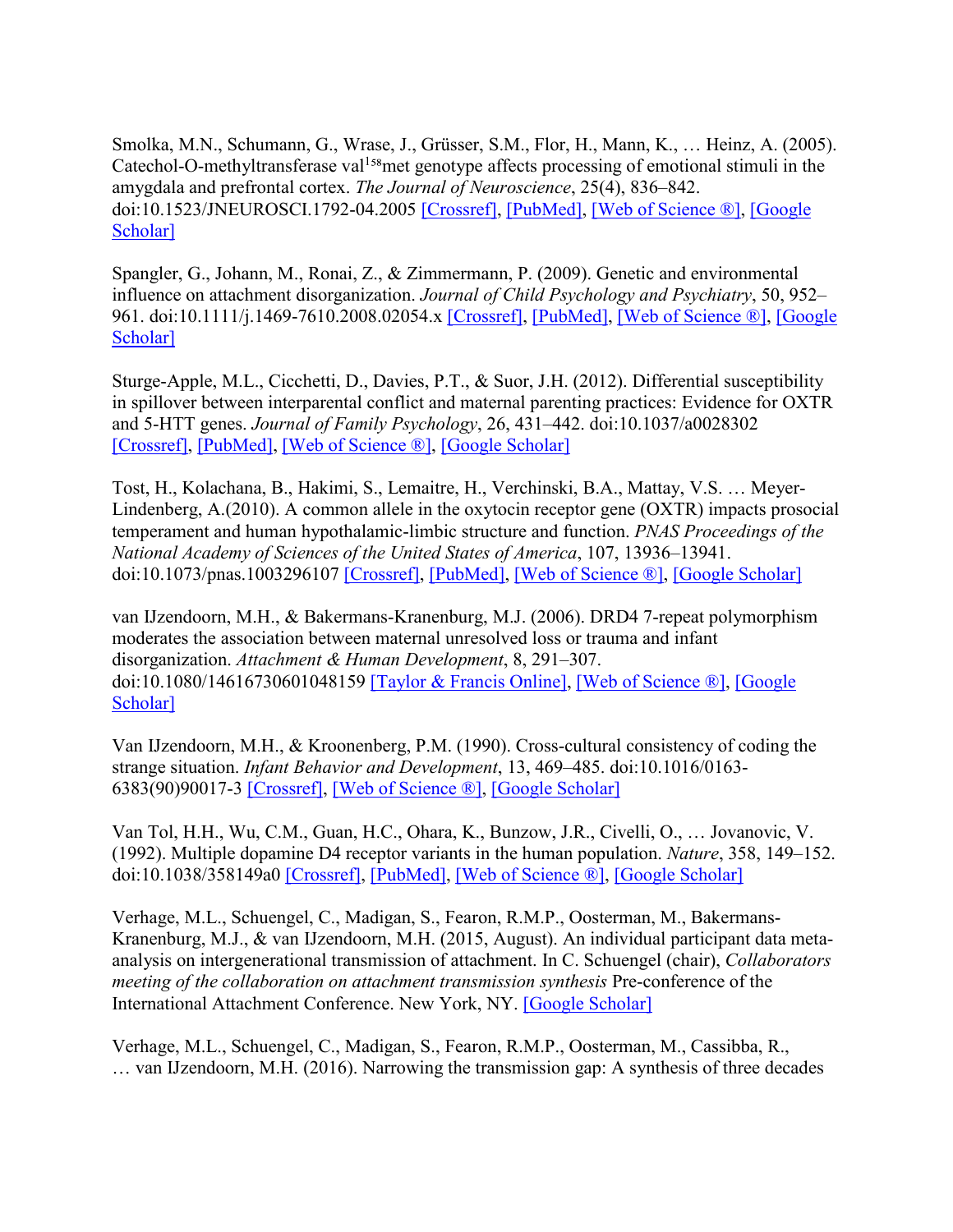Smolka, M.N., Schumann, G., Wrase, J., Grüsser, S.M., Flor, H., Mann, K., … Heinz, A. (2005). Catechol-O-methyltransferase val$^{158}$met genotype affects processing of emotional stimuli in the amygdala and prefrontal cortex. *The Journal of Neuroscience*, 25(4), 836–842. doi:10.1523/JNEUROSCI.1792-04.2005 [Crossref], [PubMed], [Web of Science ®], [Google Scholar]

Spangler, G., Johann, M., Ronai, Z., & Zimmermann, P. (2009). Genetic and environmental influence on attachment disorganization. *Journal of Child Psychology and Psychiatry*, 50, 952–961. doi:10.1111/j.1469-7610.2008.02054.x [Crossref], [PubMed], [Web of Science ®], [Google Scholar]

Sturge-Apple, M.L., Cicchetti, D., Davies, P.T., & Suor, J.H. (2012). Differential susceptibility in spillover between interparental conflict and maternal parenting practices: Evidence for OXTR and 5-HTT genes. *Journal of Family Psychology*, 26, 431–442. doi:10.1037/a0028302 [Crossref], [PubMed], [Web of Science ®], [Google Scholar]

Tost, H., Kolachana, B., Hakimi, S., Lemaitre, H., Verchinski, B.A., Mattay, V.S. … Meyer-Lindenberg, A.(2010). A common allele in the oxytocin receptor gene (OXTR) impacts prosocial temperament and human hypothalamic-limbic structure and function. *PNAS Proceedings of the National Academy of Sciences of the United States of America*, 107, 13936–13941. doi:10.1073/pnas.1003296107 [Crossref], [PubMed], [Web of Science ®], [Google Scholar]

van IJzendoorn, M.H., & Bakermans-Kranenburg, M.J. (2006). DRD4 7-repeat polymorphism moderates the association between maternal unresolved loss or trauma and infant disorganization. *Attachment & Human Development*, 8, 291–307. doi:10.1080/14616730601048159 [Taylor & Francis Online], [Web of Science ®], [Google Scholar]

Van IJzendoorn, M.H., & Kroonenberg, P.M. (1990). Cross-cultural consistency of coding the strange situation. *Infant Behavior and Development*, 13, 469–485. doi:10.1016/0163-6383(90)90017-3 [Crossref], [Web of Science ®], [Google Scholar]

Van Tol, H.H., Wu, C.M., Guan, H.C., Ohara, K., Bunzow, J.R., Civelli, O., … Jovanovic, V. (1992). Multiple dopamine D4 receptor variants in the human population. *Nature*, 358, 149–152. doi:10.1038/358149a0 [Crossref], [PubMed], [Web of Science ®], [Google Scholar]

Verhage, M.L., Schuengel, C., Madigan, S., Fearon, R.M.P., Oosterman, M., Bakermans-Kranenburg, M.J., & van IJzendoorn, M.H. (2015, August). An individual participant data meta-analysis on intergenerational transmission of attachment. In C. Schuengel (chair), *Collaborators meeting of the collaboration on attachment transmission synthesis* Pre-conference of the International Attachment Conference. New York, NY. [Google Scholar]

Verhage, M.L., Schuengel, C., Madigan, S., Fearon, R.M.P., Oosterman, M., Cassibba, R., … van IJzendoorn, M.H. (2016). Narrowing the transmission gap: A synthesis of three decades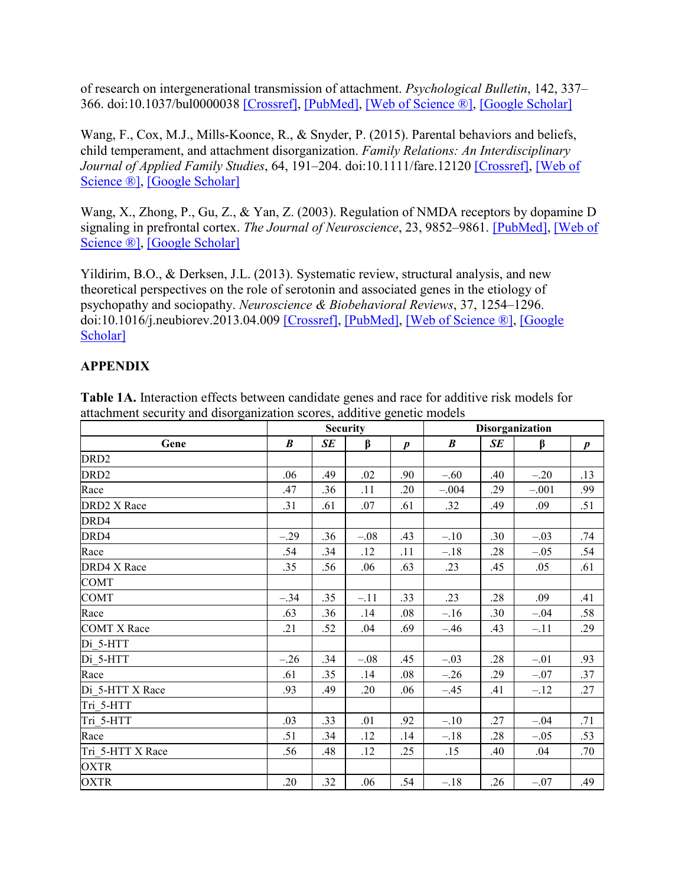of research on intergenerational transmission of attachment. *Psychological Bulletin*, 142, 337–366. doi:10.1037/bul0000038 [Crossref], [PubMed], [Web of Science ®], [Google Scholar]

Wang, F., Cox, M.J., Mills-Koonce, R., & Snyder, P. (2015). Parental behaviors and beliefs, child temperament, and attachment disorganization. *Family Relations: An Interdisciplinary Journal of Applied Family Studies*, 64, 191–204. doi:10.1111/fare.12120 [Crossref], [Web of Science ®], [Google Scholar]

Wang, X., Zhong, P., Gu, Z., & Yan, Z. (2003). Regulation of NMDA receptors by dopamine D signaling in prefrontal cortex. *The Journal of Neuroscience*, 23, 9852–9861. [PubMed], [Web of Science ®], [Google Scholar]

Yildirim, B.O., & Derksen, J.L. (2013). Systematic review, structural analysis, and new theoretical perspectives on the role of serotonin and associated genes in the etiology of psychopathy and sociopathy. *Neuroscience & Biobehavioral Reviews*, 37, 1254–1296. doi:10.1016/j.neubiorev.2013.04.009 [Crossref], [PubMed], [Web of Science ®], [Google Scholar]

## APPENDIX

**Table 1A.** Interaction effects between candidate genes and race for additive risk models for attachment security and disorganization scores, additive genetic models

| | **Security** | | | | **Disorganization** | | | |
|---|---|---|---|---|---|---|---|---|
| **Gene** | ***B*** | ***SE*** | **β** | ***p*** | ***B*** | ***SE*** | **β** | ***p*** |
| DRD2 | | | | | | | | |
| DRD2 | .06 | .49 | .02 | .90 | –.60 | .40 | –.20 | .13 |
| Race | .47 | .36 | .11 | .20 | –.004 | .29 | –.001 | .99 |
| DRD2 X Race | .31 | .61 | .07 | .61 | .32 | .49 | .09 | .51 |
| DRD4 | | | | | | | | |
| DRD4 | –.29 | .36 | –.08 | .43 | –.10 | .30 | –.03 | .74 |
| Race | .54 | .34 | .12 | .11 | –.18 | .28 | –.05 | .54 |
| DRD4 X Race | .35 | .56 | .06 | .63 | .23 | .45 | .05 | .61 |
| COMT | | | | | | | | |
| COMT | –.34 | .35 | –.11 | .33 | .23 | .28 | .09 | .41 |
| Race | .63 | .36 | .14 | .08 | –.16 | .30 | –.04 | .58 |
| COMT X Race | .21 | .52 | .04 | .69 | –.46 | .43 | –.11 | .29 |
| Di_5-HTT | | | | | | | | |
| Di_5-HTT | –.26 | .34 | –.08 | .45 | –.03 | .28 | –.01 | .93 |
| Race | .61 | .35 | .14 | .08 | –.26 | .29 | –.07 | .37 |
| Di_5-HTT X Race | .93 | .49 | .20 | .06 | –.45 | .41 | –.12 | .27 |
| Tri_5-HTT | | | | | | | | |
| Tri_5-HTT | .03 | .33 | .01 | .92 | –.10 | .27 | –.04 | .71 |
| Race | .51 | .34 | .12 | .14 | –.18 | .28 | –.05 | .53 |
| Tri_5-HTT X Race | .56 | .48 | .12 | .25 | .15 | .40 | .04 | .70 |
| OXTR | | | | | | | | |
| OXTR | .20 | .32 | .06 | .54 | –.18 | .26 | –.07 | .49 |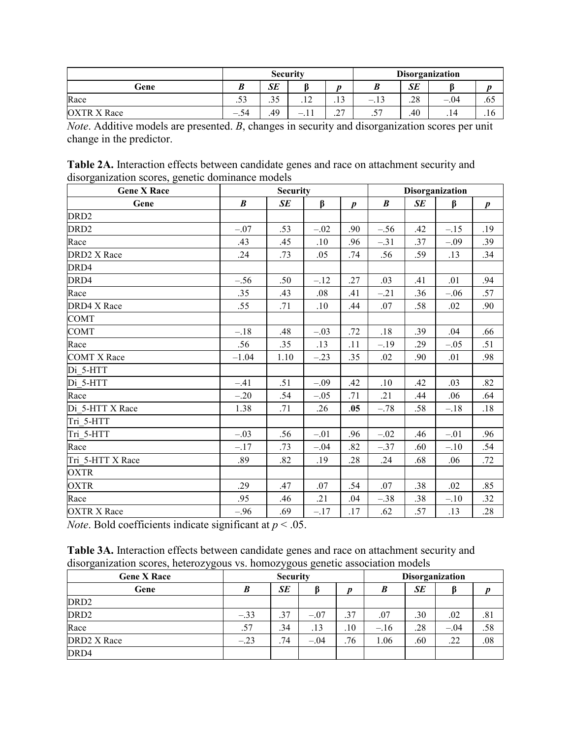| | Security | | | | Disorganization | | | |
|---|---|---|---|---|---|---|---|---|
| Gene | *B* | *SE* | β | *p* | *B* | *SE* | β | *p* |
| Race | .53 | .35 | .12 | .13 | −.13 | .28 | −.04 | .65 |
| OXTR X Race | −.54 | .49 | −.11 | .27 | .57 | .40 | .14 | .16 |

*Note*. Additive models are presented. *B*, changes in security and disorganization scores per unit change in the predictor.

**Table 2A.** Interaction effects between candidate genes and race on attachment security and disorganization scores, genetic dominance models

| Gene X Race | Security | | | | Disorganization | | | |
|---|---|---|---|---|---|---|---|---|
| Gene | *B* | *SE* | β | *p* | *B* | *SE* | β | *p* |
| DRD2 | | | | | | | | |
| DRD2 | −.07 | .53 | −.02 | .90 | −.56 | .42 | −.15 | .19 |
| Race | .43 | .45 | .10 | .96 | −.31 | .37 | −.09 | .39 |
| DRD2 X Race | .24 | .73 | .05 | .74 | .56 | .59 | .13 | .34 |
| DRD4 | | | | | | | | |
| DRD4 | −.56 | .50 | −.12 | .27 | .03 | .41 | .01 | .94 |
| Race | .35 | .43 | .08 | .41 | −.21 | .36 | −.06 | .57 |
| DRD4 X Race | .55 | .71 | .10 | .44 | .07 | .58 | .02 | .90 |
| COMT | | | | | | | | |
| COMT | −.18 | .48 | −.03 | .72 | .18 | .39 | .04 | .66 |
| Race | .56 | .35 | .13 | .11 | −.19 | .29 | −.05 | .51 |
| COMT X Race | −1.04 | 1.10 | −.23 | .35 | .02 | .90 | .01 | .98 |
| Di_5-HTT | | | | | | | | |
| Di_5-HTT | −.41 | .51 | −.09 | .42 | .10 | .42 | .03 | .82 |
| Race | −.20 | .54 | −.05 | .71 | .21 | .44 | .06 | .64 |
| Di_5-HTT X Race | 1.38 | .71 | .26 | **.05** | −.78 | .58 | −.18 | .18 |
| Tri_5-HTT | | | | | | | | |
| Tri_5-HTT | −.03 | .56 | −.01 | .96 | −.02 | .46 | −.01 | .96 |
| Race | −.17 | .73 | −.04 | .82 | −.37 | .60 | −.10 | .54 |
| Tri_5-HTT X Race | .89 | .82 | .19 | .28 | .24 | .68 | .06 | .72 |
| OXTR | | | | | | | | |
| OXTR | .29 | .47 | .07 | .54 | .07 | .38 | .02 | .85 |
| Race | .95 | .46 | .21 | .04 | −.38 | .38 | −.10 | .32 |
| OXTR X Race | −.96 | .69 | −.17 | .17 | .62 | .57 | .13 | .28 |

*Note*. Bold coefficients indicate significant at $p < .05$.

**Table 3A.** Interaction effects between candidate genes and race on attachment security and disorganization scores, heterozygous vs. homozygous genetic association models

| Gene X Race | Security | | | | Disorganization | | | |
|---|---|---|---|---|---|---|---|---|
| Gene | *B* | *SE* | β | *p* | *B* | *SE* | β | *p* |
| DRD2 | | | | | | | | |
| DRD2 | −.33 | .37 | −.07 | .37 | .07 | .30 | .02 | .81 |
| Race | .57 | .34 | .13 | .10 | −.16 | .28 | −.04 | .58 |
| DRD2 X Race | −.23 | .74 | −.04 | .76 | 1.06 | .60 | .22 | .08 |
| DRD4 | | | | | | | | |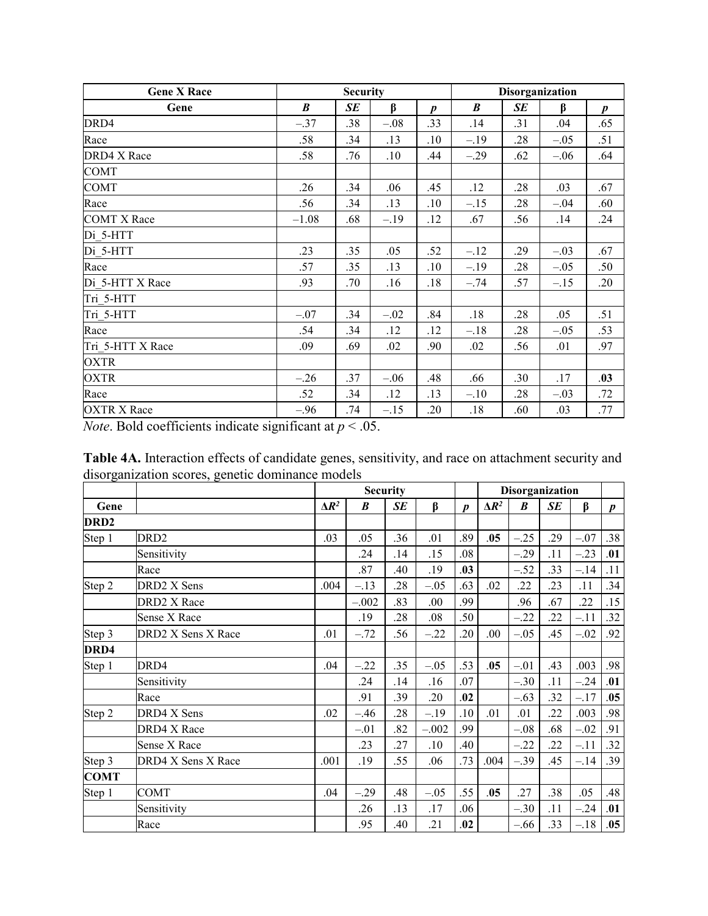| Gene X Race | Security | | | | Disorganization | | | |
|---|---|---|---|---|---|---|---|---|
| Gene | *B* | *SE* | β | *p* | *B* | *SE* | β | *p* |
| DRD4 | –.37 | .38 | –.08 | .33 | .14 | .31 | .04 | .65 |
| Race | .58 | .34 | .13 | .10 | –.19 | .28 | –.05 | .51 |
| DRD4 X Race | .58 | .76 | .10 | .44 | –.29 | .62 | –.06 | .64 |
| COMT | | | | | | | | |
| COMT | .26 | .34 | .06 | .45 | .12 | .28 | .03 | .67 |
| Race | .56 | .34 | .13 | .10 | –.15 | .28 | –.04 | .60 |
| COMT X Race | –1.08 | .68 | –.19 | .12 | .67 | .56 | .14 | .24 |
| Di_5-HTT | | | | | | | | |
| Di_5-HTT | .23 | .35 | .05 | .52 | –.12 | .29 | –.03 | .67 |
| Race | .57 | .35 | .13 | .10 | –.19 | .28 | –.05 | .50 |
| Di_5-HTT X Race | .93 | .70 | .16 | .18 | –.74 | .57 | –.15 | .20 |
| Tri_5-HTT | | | | | | | | |
| Tri_5-HTT | –.07 | .34 | –.02 | .84 | .18 | .28 | .05 | .51 |
| Race | .54 | .34 | .12 | .12 | –.18 | .28 | –.05 | .53 |
| Tri_5-HTT X Race | .09 | .69 | .02 | .90 | .02 | .56 | .01 | .97 |
| OXTR | | | | | | | | |
| OXTR | –.26 | .37 | –.06 | .48 | .66 | .30 | .17 | **.03** |
| Race | .52 | .34 | .12 | .13 | –.10 | .28 | –.03 | .72 |
| OXTR X Race | –.96 | .74 | –.15 | .20 | .18 | .60 | .03 | .77 |

*Note*. Bold coefficients indicate significant at $p < .05$.

**Table 4A.** Interaction effects of candidate genes, sensitivity, and race on attachment security and disorganization scores, genetic dominance models

| | | Security | | | | | Disorganization | | | | |
|---|---|---|---|---|---|---|---|---|---|---|---|
| Gene | | $\Delta R^2$ | *B* | *SE* | β | *p* | $\Delta R^2$ | *B* | *SE* | β | *p* |
| **DRD2** | | | | | | | | | | | |
| Step 1 | DRD2 | .03 | .05 | .36 | .01 | .89 | **.05** | –.25 | .29 | –.07 | .38 |
| | Sensitivity | | .24 | .14 | .15 | .08 | | –.29 | .11 | –.23 | **.01** |
| | Race | | .87 | .40 | .19 | **.03** | | –.52 | .33 | –.14 | .11 |
| Step 2 | DRD2 X Sens | .004 | –.13 | .28 | –.05 | .63 | .02 | .22 | .23 | .11 | .34 |
| | DRD2 X Race | | –.002 | .83 | .00 | .99 | | .96 | .67 | .22 | .15 |
| | Sense X Race | | .19 | .28 | .08 | .50 | | –.22 | .22 | –.11 | .32 |
| Step 3 | DRD2 X Sens X Race | .01 | –.72 | .56 | –.22 | .20 | .00 | –.05 | .45 | –.02 | .92 |
| **DRD4** | | | | | | | | | | | |
| Step 1 | DRD4 | .04 | –.22 | .35 | –.05 | .53 | **.05** | –.01 | .43 | .003 | .98 |
| | Sensitivity | | .24 | .14 | .16 | .07 | | –.30 | .11 | –.24 | **.01** |
| | Race | | .91 | .39 | .20 | **.02** | | –.63 | .32 | –.17 | **.05** |
| Step 2 | DRD4 X Sens | .02 | –.46 | .28 | –.19 | .10 | .01 | .01 | .22 | .003 | .98 |
| | DRD4 X Race | | –.01 | .82 | –.002 | .99 | | –.08 | .68 | –.02 | .91 |
| | Sense X Race | | .23 | .27 | .10 | .40 | | –.22 | .22 | –.11 | .32 |
| Step 3 | DRD4 X Sens X Race | .001 | .19 | .55 | .06 | .73 | .004 | –.39 | .45 | –.14 | .39 |
| **COMT** | | | | | | | | | | | |
| Step 1 | COMT | .04 | –.29 | .48 | –.05 | .55 | **.05** | .27 | .38 | .05 | .48 |
| | Sensitivity | | .26 | .13 | .17 | .06 | | –.30 | .11 | –.24 | **.01** |
| | Race | | .95 | .40 | .21 | **.02** | | –.66 | .33 | –.18 | **.05** |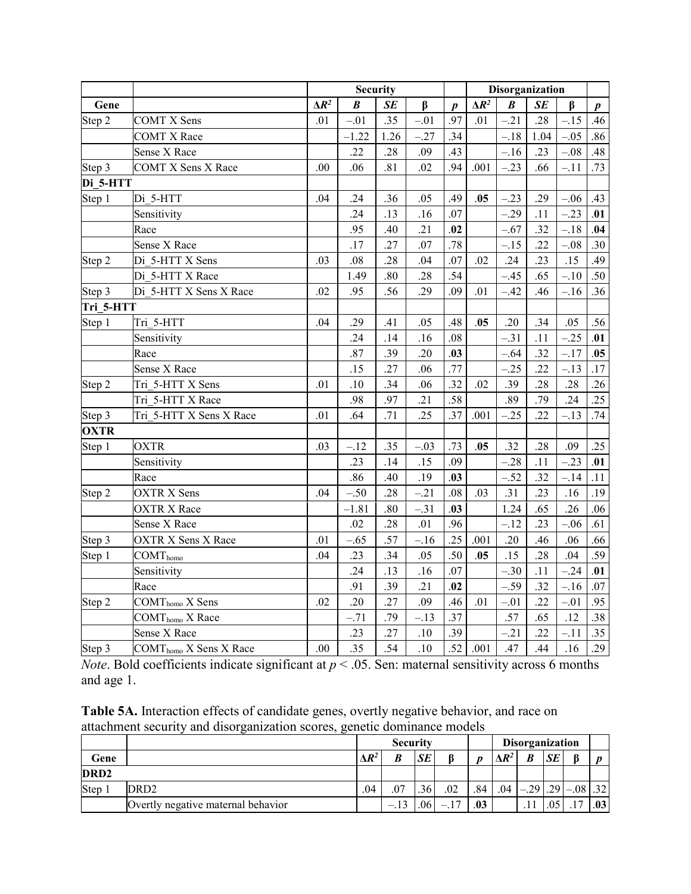| | | Security | | | | | Disorganization | | | | |
|---|---|---|---|---|---|---|---|---|---|---|---|
| Gene | | $\Delta R^2$ | *B* | *SE* | β | *p* | $\Delta R^2$ | *B* | *SE* | β | *p* |
| Step 2 | COMT X Sens | .01 | –.01 | .35 | –.01 | .97 | .01 | –.21 | .28 | –.15 | .46 |
| | COMT X Race | | –1.22 | 1.26 | –.27 | .34 | | –.18 | 1.04 | –.05 | .86 |
| | Sense X Race | | .22 | .28 | .09 | .43 | | –.16 | .23 | –.08 | .48 |
| Step 3 | COMT X Sens X Race | .00 | .06 | .81 | .02 | .94 | .001 | –.23 | .66 | –.11 | .73 |
| **Di_5-HTT** | | | | | | | | | | | |
| Step 1 | Di_5-HTT | .04 | .24 | .36 | .05 | .49 | **.05** | –.23 | .29 | –.06 | .43 |
| | Sensitivity | | .24 | .13 | .16 | .07 | | –.29 | .11 | –.23 | **.01** |
| | Race | | .95 | .40 | .21 | **.02** | | –.67 | .32 | –.18 | **.04** |
| | Sense X Race | | .17 | .27 | .07 | .78 | | –.15 | .22 | –.08 | .30 |
| Step 2 | Di_5-HTT X Sens | .03 | .08 | .28 | .04 | .07 | .02 | .24 | .23 | .15 | .49 |
| | Di_5-HTT X Race | | 1.49 | .80 | .28 | .54 | | –.45 | .65 | –.10 | .50 |
| Step 3 | Di_5-HTT X Sens X Race | .02 | .95 | .56 | .29 | .09 | .01 | –.42 | .46 | –.16 | .36 |
| **Tri_5-HTT** | | | | | | | | | | | |
| Step 1 | Tri_5-HTT | .04 | .29 | .41 | .05 | .48 | **.05** | .20 | .34 | .05 | .56 |
| | Sensitivity | | .24 | .14 | .16 | .08 | | –.31 | .11 | –.25 | **.01** |
| | Race | | .87 | .39 | .20 | **.03** | | –.64 | .32 | –.17 | **.05** |
| | Sense X Race | | .15 | .27 | .06 | .77 | | –.25 | .22 | –.13 | .17 |
| Step 2 | Tri_5-HTT X Sens | .01 | .10 | .34 | .06 | .32 | .02 | .39 | .28 | .28 | .26 |
| | Tri_5-HTT X Race | | .98 | .97 | .21 | .58 | | .89 | .79 | .24 | .25 |
| Step 3 | Tri_5-HTT X Sens X Race | .01 | .64 | .71 | .25 | .37 | .001 | –.25 | .22 | –.13 | .74 |
| **OXTR** | | | | | | | | | | | |
| Step 1 | OXTR | .03 | –.12 | .35 | –.03 | .73 | **.05** | .32 | .28 | .09 | .25 |
| | Sensitivity | | .23 | .14 | .15 | .09 | | –.28 | .11 | –.23 | **.01** |
| | Race | | .86 | .40 | .19 | **.03** | | –.52 | .32 | –.14 | .11 |
| Step 2 | OXTR X Sens | .04 | –.50 | .28 | –.21 | .08 | .03 | .31 | .23 | .16 | .19 |
| | OXTR X Race | | –1.81 | .80 | –.31 | **.03** | | 1.24 | .65 | .26 | .06 |
| | Sense X Race | | .02 | .28 | .01 | .96 | | –.12 | .23 | –.06 | .61 |
| Step 3 | OXTR X Sens X Race | .01 | –.65 | .57 | –.16 | .25 | .001 | .20 | .46 | .06 | .66 |
| Step 1 | $COMT_{homo}$ | .04 | .23 | .34 | .05 | .50 | **.05** | .15 | .28 | .04 | .59 |
| | Sensitivity | | .24 | .13 | .16 | .07 | | –.30 | .11 | –.24 | **.01** |
| | Race | | .91 | .39 | .21 | **.02** | | –.59 | .32 | –.16 | .07 |
| Step 2 | $COMT_{homo}$ X Sens | .02 | .20 | .27 | .09 | .46 | .01 | –.01 | .22 | –.01 | .95 |
| | $COMT_{homo}$ X Race | | –.71 | .79 | –.13 | .37 | | .57 | .65 | .12 | .38 |
| | Sense X Race | | .23 | .27 | .10 | .39 | | –.21 | .22 | –.11 | .35 |
| Step 3 | $COMT_{homo}$ X Sens X Race | .00 | .35 | .54 | .10 | .52 | .001 | .47 | .44 | .16 | .29 |

*Note*. Bold coefficients indicate significant at $p < .05$. Sen: maternal sensitivity across 6 months and age 1.

**Table 5A.** Interaction effects of candidate genes, overtly negative behavior, and race on attachment security and disorganization scores, genetic dominance models

| | | Security | | | | | Disorganization | | | | |
|---|---|---|---|---|---|---|---|---|---|---|---|
| Gene | | $\Delta R^2$ | *B* | *SE* | β | *p* | $\Delta R^2$ | *B* | *SE* | β | *p* |
| **DRD2** | | | | | | | | | | | |
| Step 1 | DRD2 | .04 | .07 | .36 | .02 | .84 | .04 | –.29 | .29 | –.08 | .32 |
| | Overtly negative maternal behavior | | –.13 | .06 | –.17 | **.03** | | .11 | .05 | .17 | **.03** |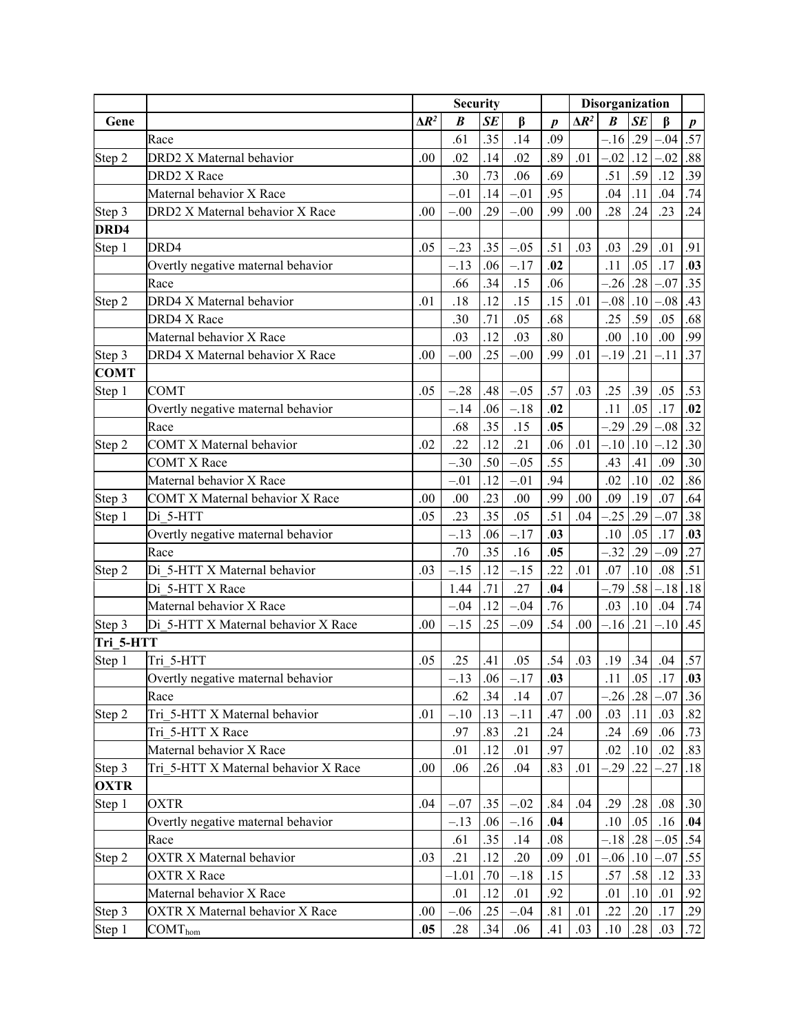| Gene | | Security | | | | | Disorganization | | | | |
|---|---|---|---|---|---|---|---|---|---|---|---|
| | | $\Delta R^2$ | ***B*** | ***SE*** | **β** | ***p*** | $\Delta R^2$ | ***B*** | ***SE*** | **β** | ***p*** |
| | Race | | .61 | .35 | .14 | .09 | | –.16 | .29 | –.04 | .57 |
| Step 2 | DRD2 X Maternal behavior | .00 | .02 | .14 | .02 | .89 | .01 | –.02 | .12 | –.02 | .88 |
| | DRD2 X Race | | .30 | .73 | .06 | .69 | | .51 | .59 | .12 | .39 |
| | Maternal behavior X Race | | –.01 | .14 | –.01 | .95 | | .04 | .11 | .04 | .74 |
| Step 3 | DRD2 X Maternal behavior X Race | .00 | –.00 | .29 | –.00 | .99 | .00 | .28 | .24 | .23 | .24 |
| **DRD4** | | | | | | | | | | | |
| Step 1 | DRD4 | .05 | –.23 | .35 | –.05 | .51 | .03 | .03 | .29 | .01 | .91 |
| | Overtly negative maternal behavior | | –.13 | .06 | –.17 | **.02** | | .11 | .05 | .17 | **.03** |
| | Race | | .66 | .34 | .15 | .06 | | –.26 | .28 | –.07 | .35 |
| Step 2 | DRD4 X Maternal behavior | .01 | .18 | .12 | .15 | .15 | .01 | –.08 | .10 | –.08 | .43 |
| | DRD4 X Race | | .30 | .71 | .05 | .68 | | .25 | .59 | .05 | .68 |
| | Maternal behavior X Race | | .03 | .12 | .03 | .80 | | .00 | .10 | .00 | .99 |
| Step 3 | DRD4 X Maternal behavior X Race | .00 | –.00 | .25 | –.00 | .99 | .01 | –.19 | .21 | –.11 | .37 |
| **COMT** | | | | | | | | | | | |
| Step 1 | COMT | .05 | –.28 | .48 | –.05 | .57 | .03 | .25 | .39 | .05 | .53 |
| | Overtly negative maternal behavior | | –.14 | .06 | –.18 | **.02** | | .11 | .05 | .17 | **.02** |
| | Race | | .68 | .35 | .15 | **.05** | | –.29 | .29 | –.08 | .32 |
| Step 2 | COMT X Maternal behavior | .02 | .22 | .12 | .21 | .06 | .01 | –.10 | .10 | –.12 | .30 |
| | COMT X Race | | –.30 | .50 | –.05 | .55 | | .43 | .41 | .09 | .30 |
| | Maternal behavior X Race | | –.01 | .12 | –.01 | .94 | | .02 | .10 | .02 | .86 |
| Step 3 | COMT X Maternal behavior X Race | .00 | .00 | .23 | .00 | .99 | .00 | .09 | .19 | .07 | .64 |
| Step 1 | Di_5-HTT | .05 | .23 | .35 | .05 | .51 | .04 | –.25 | .29 | –.07 | .38 |
| | Overtly negative maternal behavior | | –.13 | .06 | –.17 | **.03** | | .10 | .05 | .17 | **.03** |
| | Race | | .70 | .35 | .16 | **.05** | | –.32 | .29 | –.09 | .27 |
| Step 2 | Di_5-HTT X Maternal behavior | .03 | –.15 | .12 | –.15 | .22 | .01 | .07 | .10 | .08 | .51 |
| | Di_5-HTT X Race | | 1.44 | .71 | .27 | **.04** | | –.79 | .58 | –.18 | .18 |
| | Maternal behavior X Race | | –.04 | .12 | –.04 | .76 | | .03 | .10 | .04 | .74 |
| Step 3 | Di_5-HTT X Maternal behavior X Race | .00 | –.15 | .25 | –.09 | .54 | .00 | –.16 | .21 | –.10 | .45 |
| **Tri_5-HTT** | | | | | | | | | | | |
| Step 1 | Tri_5-HTT | .05 | .25 | .41 | .05 | .54 | .03 | .19 | .34 | .04 | .57 |
| | Overtly negative maternal behavior | | –.13 | .06 | –.17 | **.03** | | .11 | .05 | .17 | **.03** |
| | Race | | .62 | .34 | .14 | .07 | | –.26 | .28 | –.07 | .36 |
| Step 2 | Tri_5-HTT X Maternal behavior | .01 | –.10 | .13 | –.11 | .47 | .00 | .03 | .11 | .03 | .82 |
| | Tri_5-HTT X Race | | .97 | .83 | .21 | .24 | | .24 | .69 | .06 | .73 |
| | Maternal behavior X Race | | .01 | .12 | .01 | .97 | | .02 | .10 | .02 | .83 |
| Step 3 | Tri_5-HTT X Maternal behavior X Race | .00 | .06 | .26 | .04 | .83 | .01 | –.29 | .22 | –.27 | .18 |
| **OXTR** | | | | | | | | | | | |
| Step 1 | OXTR | .04 | –.07 | .35 | –.02 | .84 | .04 | .29 | .28 | .08 | .30 |
| | Overtly negative maternal behavior | | –.13 | .06 | –.16 | **.04** | | .10 | .05 | .16 | **.04** |
| | Race | | .61 | .35 | .14 | .08 | | –.18 | .28 | –.05 | .54 |
| Step 2 | OXTR X Maternal behavior | .03 | .21 | .12 | .20 | .09 | .01 | –.06 | .10 | –.07 | .55 |
| | OXTR X Race | | –1.01 | .70 | –.18 | .15 | | .57 | .58 | .12 | .33 |
| | Maternal behavior X Race | | .01 | .12 | .01 | .92 | | .01 | .10 | .01 | .92 |
| Step 3 | OXTR X Maternal behavior X Race | .00 | –.06 | .25 | –.04 | .81 | .01 | .22 | .20 | .17 | .29 |
| Step 1 | $COMT_{hom}$ | **.05** | .28 | .34 | .06 | .41 | .03 | .10 | .28 | .03 | .72 |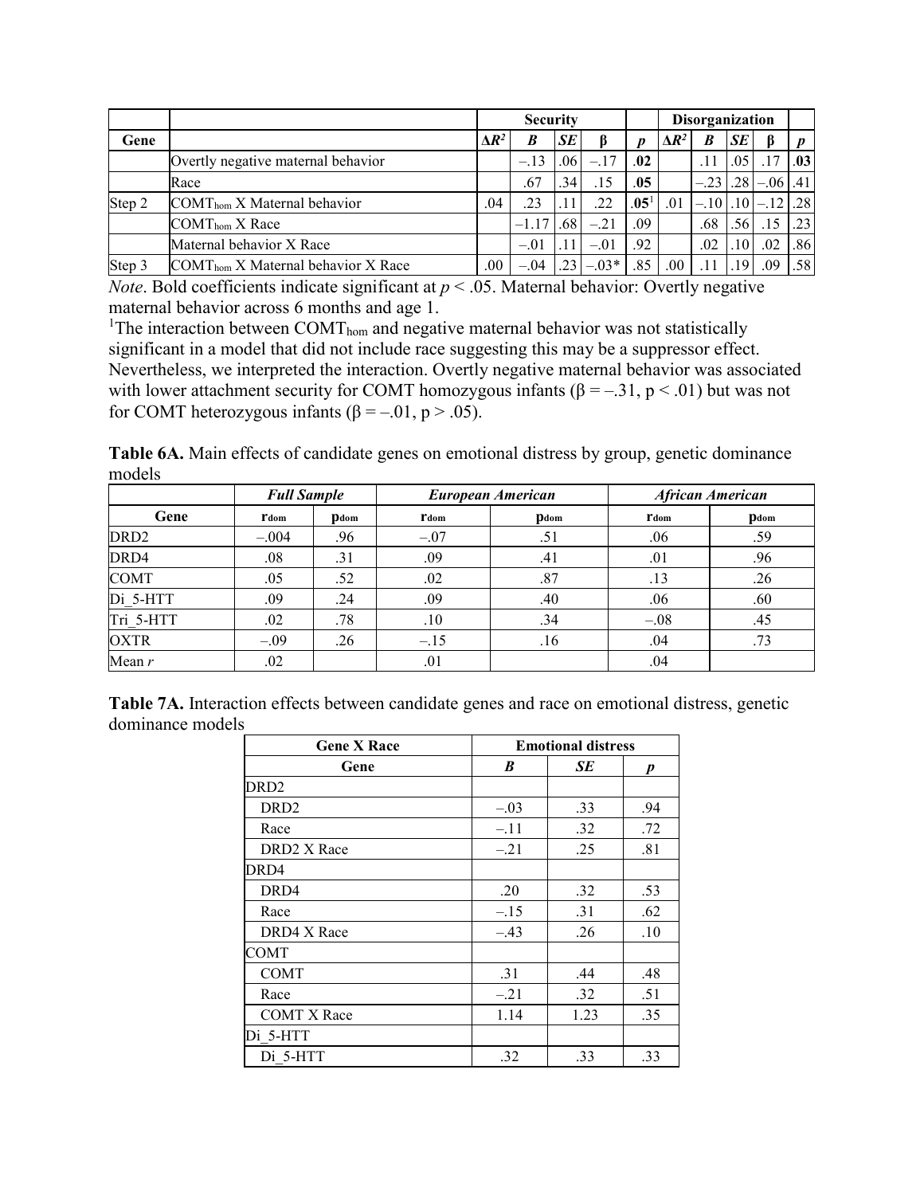| Gene | | Security | | | | | Disorganization | | | | |
|---|---|---|---|---|---|---|---|---|---|---|---|
| Gene | | $\Delta R^2$ | *B* | *SE* | β | *p* | $\Delta R^2$ | *B* | *SE* | β | *p* |
| | Overtly negative maternal behavior | | –.13 | .06 | –.17 | **.02** | | .11 | .05 | .17 | **.03** |
| | Race | | .67 | .34 | .15 | **.05** | | –.23 | .28 | –.06 | .41 |
| Step 2 | $COMT_{hom}$ X Maternal behavior | .04 | .23 | .11 | .22 | **.05**[1] | .01 | –.10 | .10 | –.12 | .28 |
| | $COMT_{hom}$ X Race | | –1.17 | .68 | –.21 | .09 | | .68 | .56 | .15 | .23 |
| | Maternal behavior X Race | | –.01 | .11 | –.01 | .92 | | .02 | .10 | .02 | .86 |
| Step 3 | $COMT_{hom}$ X Maternal behavior X Race | .00 | –.04 | .23 | –.03* | .85 | .00 | .11 | .19 | .09 | .58 |

*Note*. Bold coefficients indicate significant at $p < .05$. Maternal behavior: Overtly negative maternal behavior across 6 months and age 1.

[1]The interaction between $COMT_{hom}$ and negative maternal behavior was not statistically significant in a model that did not include race suggesting this may be a suppressor effect. Nevertheless, we interpreted the interaction. Overtly negative maternal behavior was associated with lower attachment security for COMT homozygous infants (β = –.31, p < .01) but was not for COMT heterozygous infants (β = –.01, p > .05).

**Table 6A.** Main effects of candidate genes on emotional distress by group, genetic dominance models

| | *Full Sample* | | *European American* | | *African American* | |
|---|---|---|---|---|---|---|
| Gene | $r_{dom}$ | $p_{dom}$ | $r_{dom}$ | $p_{dom}$ | $r_{dom}$ | $p_{dom}$ |
| DRD2 | –.004 | .96 | –.07 | .51 | .06 | .59 |
| DRD4 | .08 | .31 | .09 | .41 | .01 | .96 |
| COMT | .05 | .52 | .02 | .87 | .13 | .26 |
| Di_5-HTT | .09 | .24 | .09 | .40 | .06 | .60 |
| Tri_5-HTT | .02 | .78 | .10 | .34 | –.08 | .45 |
| OXTR | –.09 | .26 | –.15 | .16 | .04 | .73 |
| Mean *r* | .02 | | .01 | | .04 | |

**Table 7A.** Interaction effects between candidate genes and race on emotional distress, genetic dominance models

| Gene X Race | Emotional distress | | |
|---|---|---|---|
| Gene | *B* | *SE* | *p* |
| DRD2 | | | |
| DRD2 | –.03 | .33 | .94 |
| Race | –.11 | .32 | .72 |
| DRD2 X Race | –.21 | .25 | .81 |
| DRD4 | | | |
| DRD4 | .20 | .32 | .53 |
| Race | –.15 | .31 | .62 |
| DRD4 X Race | –.43 | .26 | .10 |
| COMT | | | |
| COMT | .31 | .44 | .48 |
| Race | –.21 | .32 | .51 |
| COMT X Race | 1.14 | 1.23 | .35 |
| Di_5-HTT | | | |
| Di_5-HTT | .32 | .33 | .33 |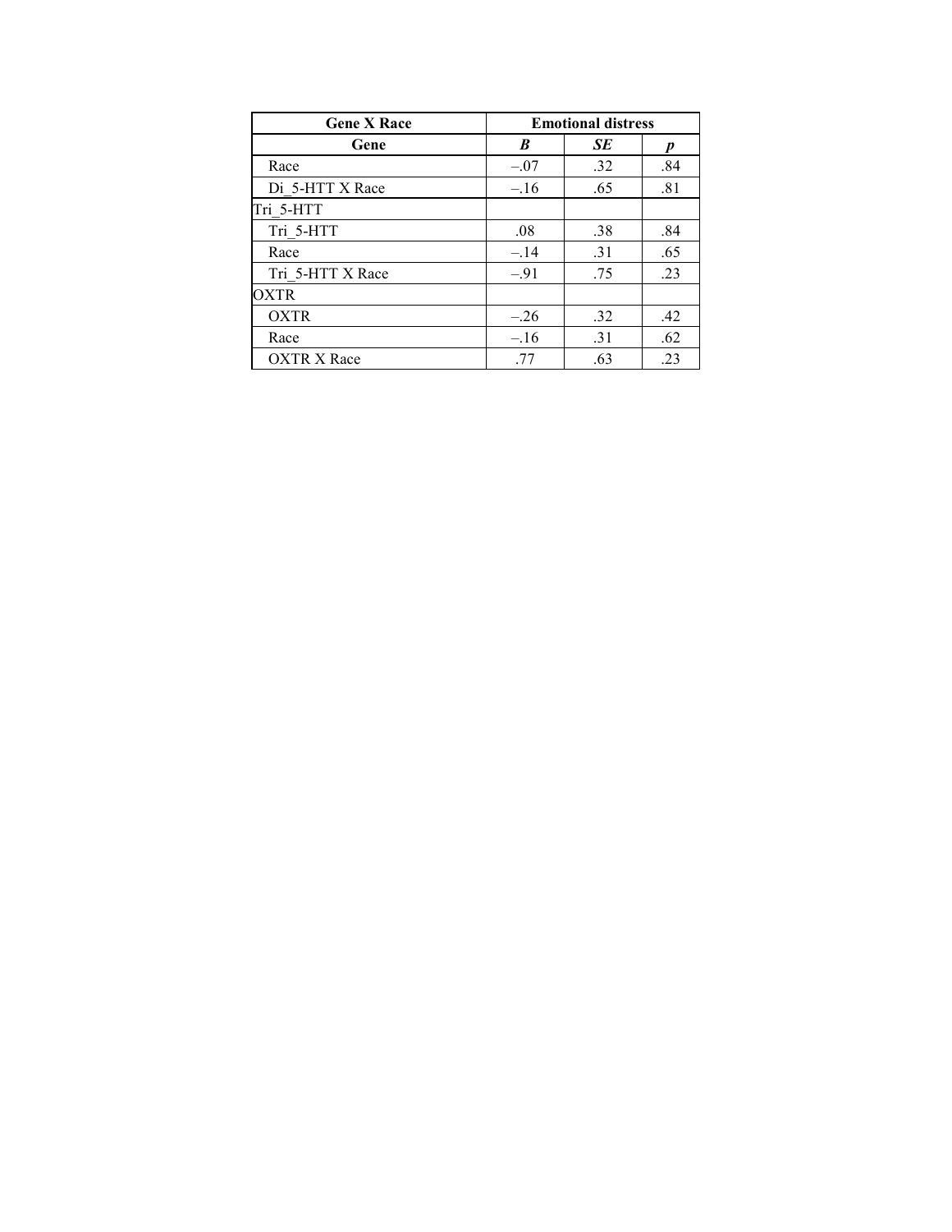| Gene X Race | Emotional distress | | |
|---|---|---|---|
| **Gene** | ***B*** | ***SE*** | ***p*** |
| Race | –.07 | .32 | .84 |
| Di_5-HTT X Race | –.16 | .65 | .81 |
| Tri_5-HTT | | | |
| Tri_5-HTT | .08 | .38 | .84 |
| Race | –.14 | .31 | .65 |
| Tri_5-HTT X Race | –.91 | .75 | .23 |
| OXTR | | | |
| OXTR | –.26 | .32 | .42 |
| Race | –.16 | .31 | .62 |
| OXTR X Race | .77 | .63 | .23 |